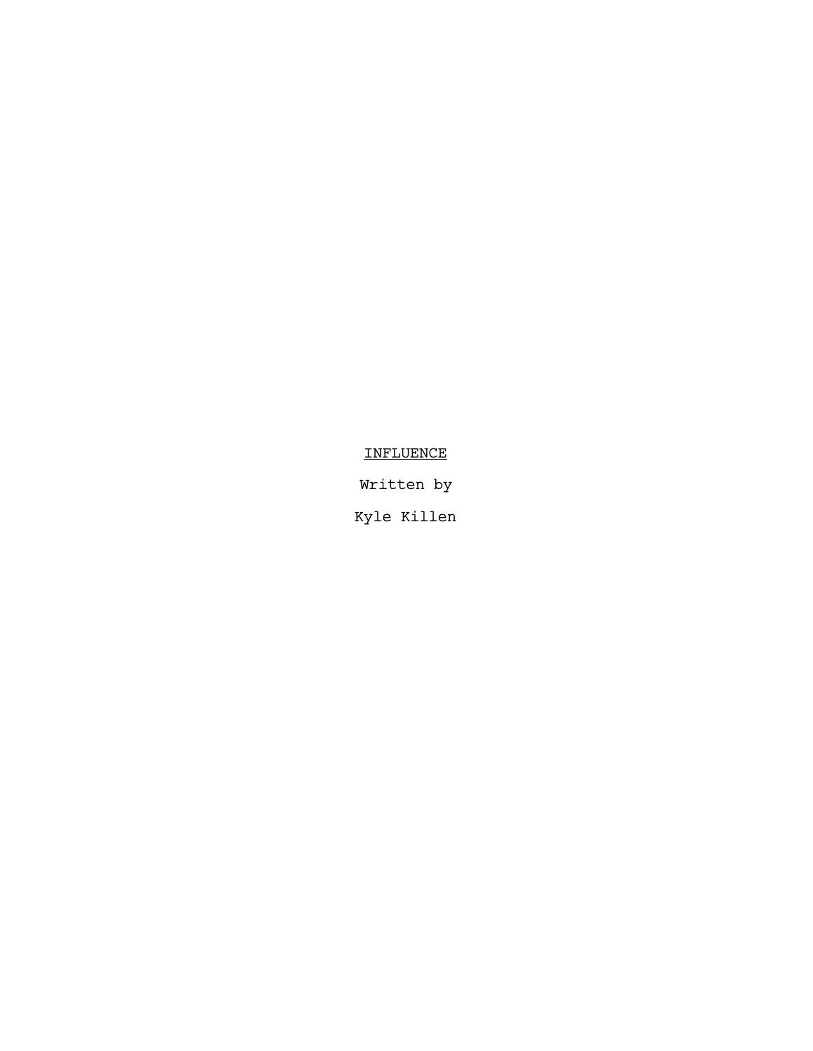<u>INFLUENCE</u>

Written by

Kyle Killen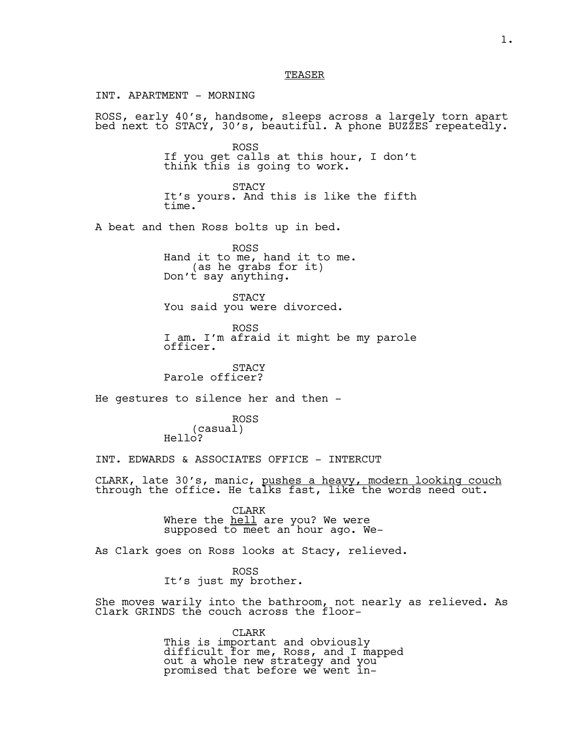## TEASER

INT. APARTMENT - MORNING

ROSS, early 40's, handsome, sleeps across a largely torn apart bed next to STACY, 30's, beautiful. A phone BUZZES repeatedly.

ROSS
If you get calls at this hour, I don't think this is going to work.

STACY
It's yours. And this is like the fifth time.

A beat and then Ross bolts up in bed.

ROSS
Hand it to me, hand it to me.
(as he grabs for it)
Don't say anything.

STACY
You said you were divorced.

ROSS
I am. I'm afraid it might be my parole officer.

STACY
Parole officer?

He gestures to silence her and then -

ROSS
(casual)
Hello?

INT. EDWARDS & ASSOCIATES OFFICE - INTERCUT

CLARK, late 30's, manic, <u>pushes a heavy, modern looking couch</u> through the office. He talks fast, like the words need out.

CLARK
Where the <u>hell</u> are you? We were supposed to meet an hour ago. We-

As Clark goes on Ross looks at Stacy, relieved.

ROSS
It's just my brother.

She moves warily into the bathroom, not nearly as relieved. As Clark GRINDS the couch across the floor-

CLARK
This is important and obviously difficult for me, Ross, and I mapped out a whole new strategy and you promised that before we went in-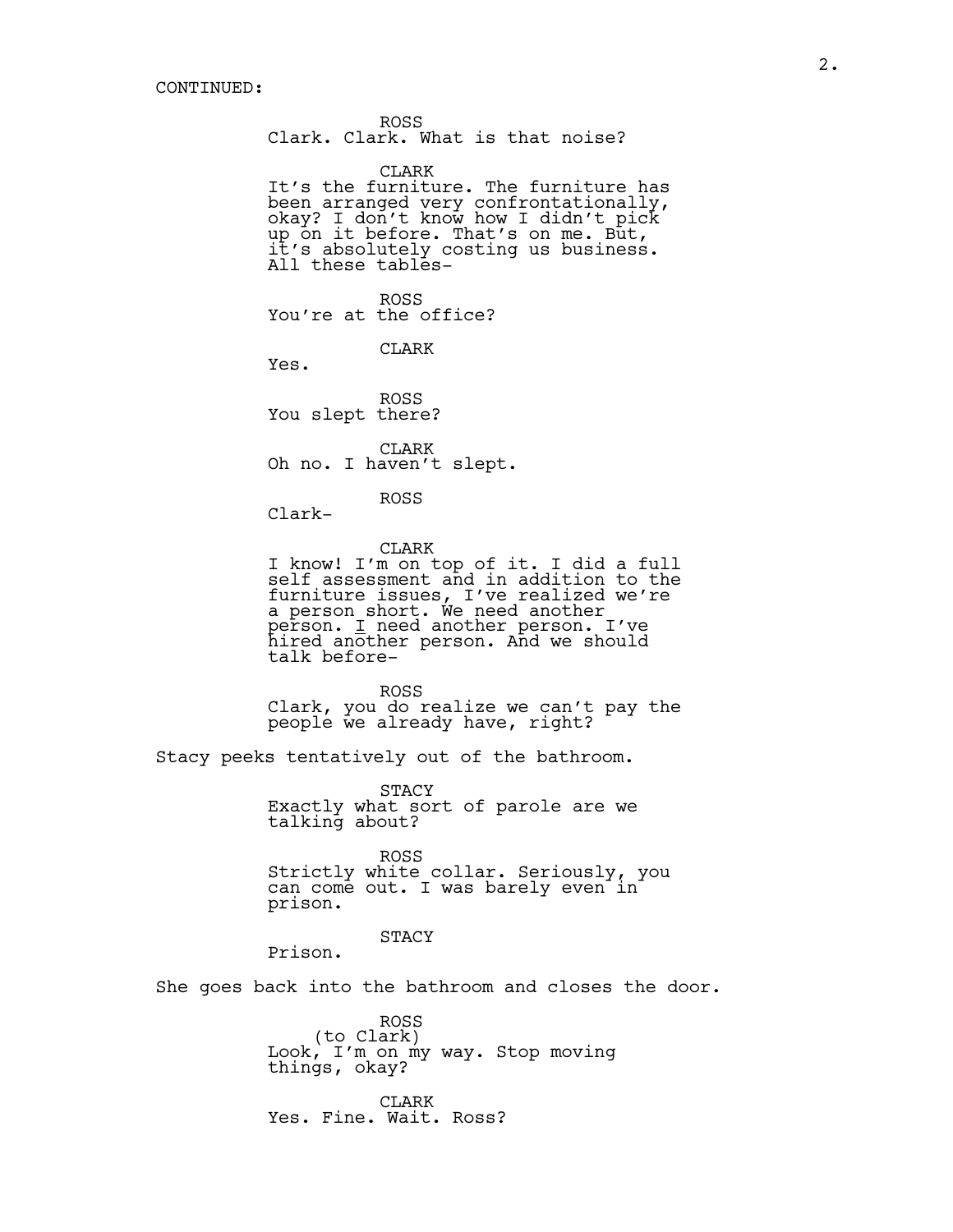CONTINUED:

ROSS
Clark. Clark. What is that noise?

CLARK
It's the furniture. The furniture has been arranged very confrontationally, okay? I don't know how I didn't pick up on it before. That's on me. But, it's absolutely costing us business. All these tables-

ROSS
You're at the office?

CLARK
Yes.

ROSS
You slept there?

CLARK
Oh no. I haven't slept.

ROSS
Clark-

CLARK
I know! I'm on top of it. I did a full self assessment and in addition to the furniture issues, I've realized we're a person short. We need another person. _I_ need another person. I've hired another person. And we should talk before-

ROSS
Clark, you do realize we can't pay the people we already have, right?

Stacy peeks tentatively out of the bathroom.

STACY
Exactly what sort of parole are we talking about?

ROSS
Strictly white collar. Seriously, you can come out. I was barely even in prison.

STACY
Prison.

She goes back into the bathroom and closes the door.

ROSS
(to Clark)
Look, I'm on my way. Stop moving things, okay?

CLARK
Yes. Fine. Wait. Ross?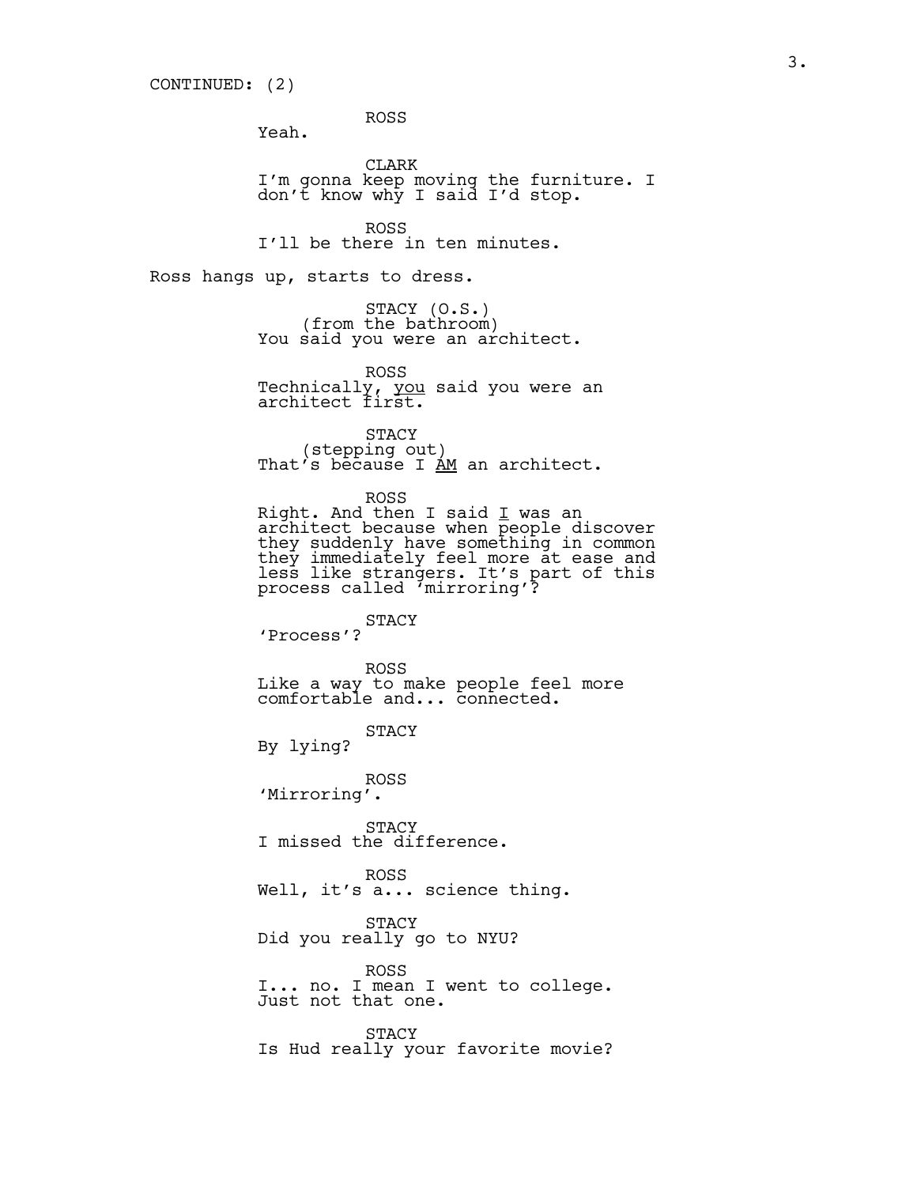CONTINUED: (2)

ROSS
Yeah.

CLARK
I'm gonna keep moving the furniture. I don't know why I said I'd stop.

ROSS
I'll be there in ten minutes.

Ross hangs up, starts to dress.

STACY (O.S.)
(from the bathroom)
You said you were an architect.

ROSS
Technically, <u>you</u> said you were an architect first.

STACY
(stepping out)
That's because I <u>AM</u> an architect.

ROSS
Right. And then I said <u>I</u> was an architect because when people discover they suddenly have something in common they immediately feel more at ease and less like strangers. It's part of this process called 'mirroring'?

STACY
'Process'?

ROSS
Like a way to make people feel more comfortable and... connected.

STACY
By lying?

ROSS
'Mirroring'.

STACY
I missed the difference.

ROSS
Well, it's a... science thing.

STACY
Did you really go to NYU?

ROSS
I... no. I mean I went to college. Just not that one.

STACY
Is Hud really your favorite movie?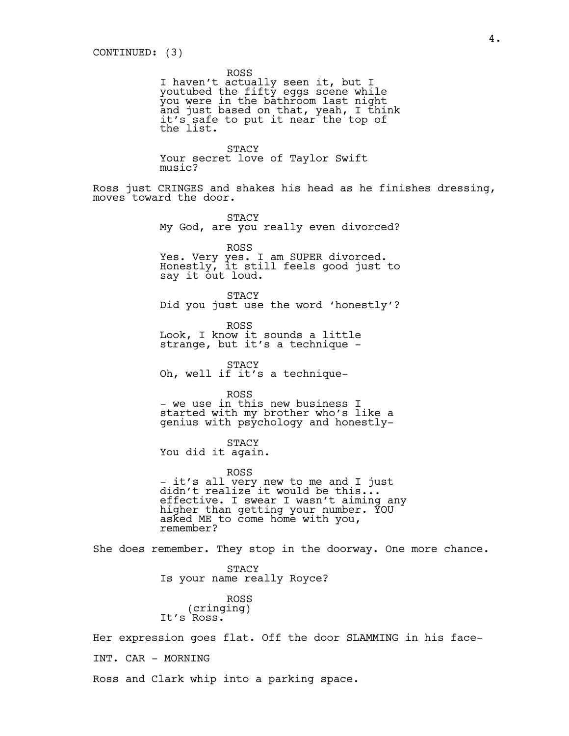CONTINUED: (3)

ROSS
I haven't actually seen it, but I youtubed the fifty eggs scene while you were in the bathroom last night and just based on that, yeah, I think it's safe to put it near the top of the list.

STACY
Your secret love of Taylor Swift music?

Ross just CRINGES and shakes his head as he finishes dressing, moves toward the door.

STACY
My God, are you really even divorced?

ROSS
Yes. Very yes. I am SUPER divorced. Honestly, it still feels good just to say it out loud.

STACY
Did you just use the word 'honestly'?

ROSS
Look, I know it sounds a little strange, but it's a technique -

STACY
Oh, well if it's a technique-

ROSS
- we use in this new business I started with my brother who's like a genius with psychology and honestly-

STACY
You did it again.

ROSS
- it's all very new to me and I just didn't realize it would be this... effective. I swear I wasn't aiming any higher than getting your number. YOU asked ME to come home with you, remember?

She does remember. They stop in the doorway. One more chance.

STACY
Is your name really Royce?

ROSS
(cringing)
It's Ross.

Her expression goes flat. Off the door SLAMMING in his face-

INT. CAR - MORNING

Ross and Clark whip into a parking space.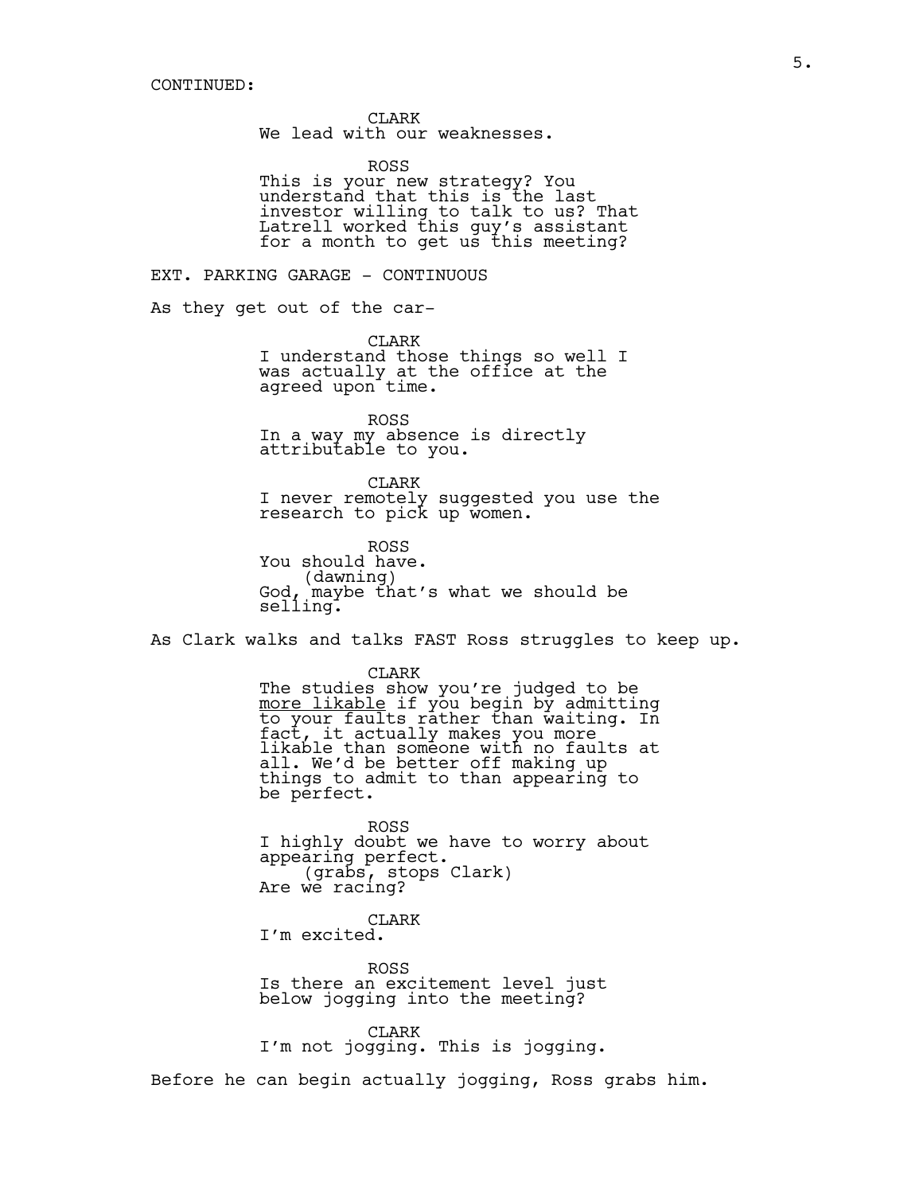CONTINUED:

CLARK
We lead with our weaknesses.

ROSS
This is your new strategy? You understand that this is the last investor willing to talk to us? That Latrell worked this guy's assistant for a month to get us this meeting?

EXT. PARKING GARAGE - CONTINUOUS

As they get out of the car-

CLARK
I understand those things so well I was actually at the office at the agreed upon time.

ROSS
In a way my absence is directly attributable to you.

CLARK
I never remotely suggested you use the research to pick up women.

ROSS
You should have.
(dawning)
God, maybe that's what we should be selling.

As Clark walks and talks FAST Ross struggles to keep up.

CLARK
The studies show you're judged to be <u>more likable</u> if you begin by admitting to your faults rather than waiting. In fact, it actually makes you more likable than someone with no faults at all. We'd be better off making up things to admit to than appearing to be perfect.

ROSS
I highly doubt we have to worry about appearing perfect.
(grabs, stops Clark)
Are we racing?

CLARK
I'm excited.

ROSS
Is there an excitement level just below jogging into the meeting?

CLARK
I'm not jogging. This is jogging.

Before he can begin actually jogging, Ross grabs him.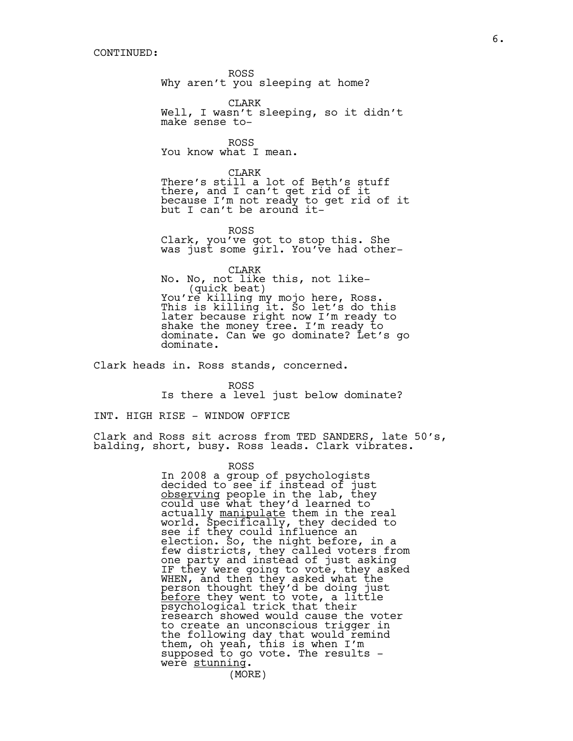CONTINUED:

ROSS
Why aren't you sleeping at home?

CLARK
Well, I wasn't sleeping, so it didn't make sense to-

ROSS
You know what I mean.

CLARK
There's still a lot of Beth's stuff there, and I can't get rid of it because I'm not ready to get rid of it but I can't be around it-

ROSS
Clark, you've got to stop this. She was just some girl. You've had other-

CLARK
No. No, not like this, not like-
(quick beat)
You're killing my mojo here, Ross. This is killing it. So let's do this later because right now I'm ready to shake the money tree. I'm ready to dominate. Can we go dominate? Let's go dominate.

Clark heads in. Ross stands, concerned.

ROSS
Is there a level just below dominate?

INT. HIGH RISE - WINDOW OFFICE

Clark and Ross sit across from TED SANDERS, late 50's, balding, short, busy. Ross leads. Clark vibrates.

ROSS
In 2008 a group of psychologists decided to see if instead of just <u>observing</u> people in the lab, they could use what they'd learned to actually <u>manipulate</u> them in the real world. Specifically, they decided to see if they could influence an election. So, the night before, in a few districts, they called voters from one party and instead of just asking IF they were going to vote, they asked WHEN, and then they asked what the person thought they'd be doing just <u>before</u> they went to vote, a little psychological trick that their research showed would cause the voter to create an unconscious trigger in the following day that would remind them, oh yeah, this is when I'm supposed to go vote. The results - were <u>stunning</u>.
(MORE)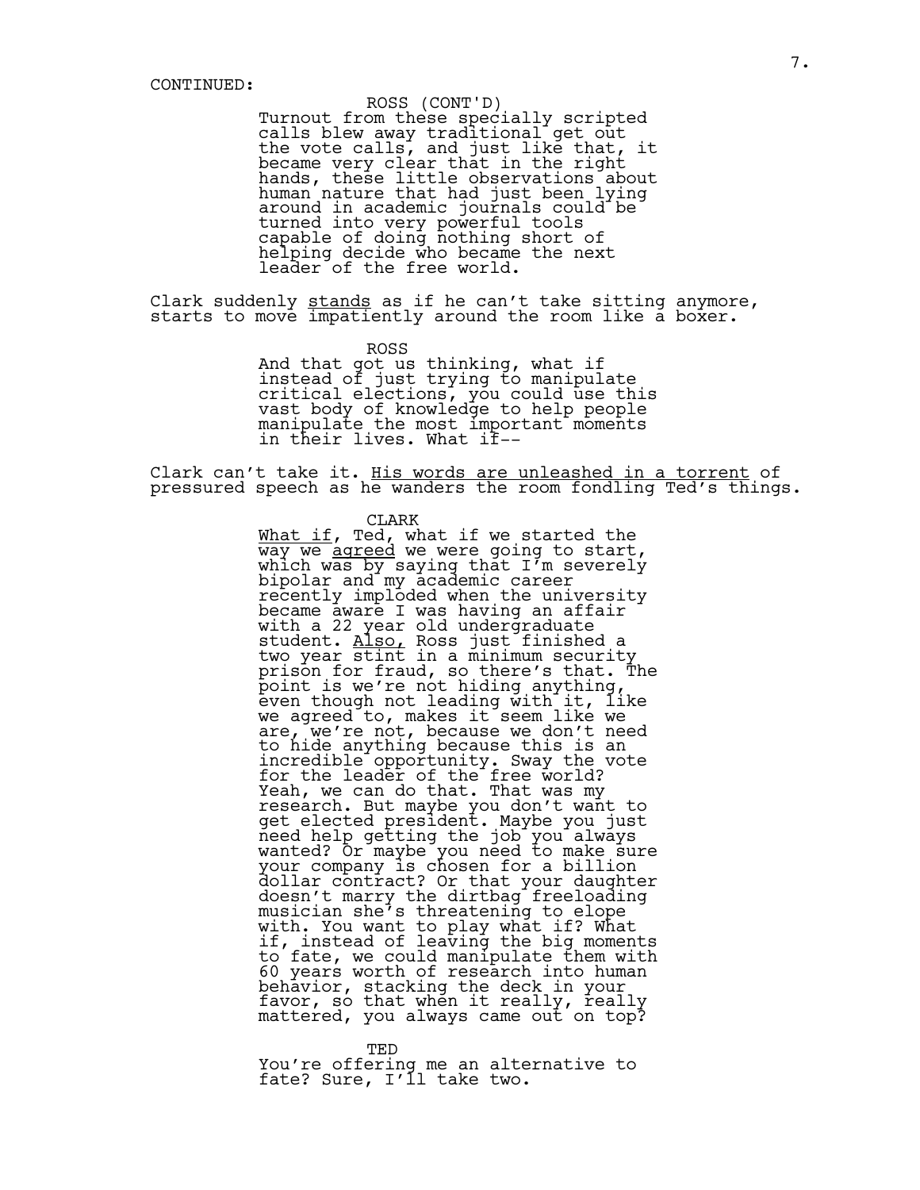CONTINUED:

ROSS (CONT'D)
Turnout from these specially scripted calls blew away traditional get out the vote calls, and just like that, it became very clear that in the right hands, these little observations about human nature that had just been lying around in academic journals could be turned into very powerful tools capable of doing nothing short of helping decide who became the next leader of the free world.

Clark suddenly <u>stands</u> as if he can't take sitting anymore, starts to move impatiently around the room like a boxer.

ROSS
And that got us thinking, what if instead of just trying to manipulate critical elections, you could use this vast body of knowledge to help people manipulate the most important moments in their lives. What if--

Clark can't take it. <u>His words are unleashed in a torrent</u> of pressured speech as he wanders the room fondling Ted's things.

CLARK
<u>What if</u>, Ted, what if we started the way we <u>agreed</u> we were going to start, which was by saying that I'm severely bipolar and my academic career recently imploded when the university became aware I was having an affair with a 22 year old undergraduate student. <u>Also,</u> Ross just finished a two year stint in a minimum security prison for fraud, so there's that. The point is we're not hiding anything, even though not leading with it, like we agreed to, makes it seem like we are, we're not, because we don't need to hide anything because this is an incredible opportunity. Sway the vote for the leader of the free world? Yeah, we can do that. That was my research. But maybe you don't want to get elected president. Maybe you just need help getting the job you always wanted? Or maybe you need to make sure your company is chosen for a billion dollar contract? Or that your daughter doesn't marry the dirtbag freeloading musician she's threatening to elope with. You want to play what if? What if, instead of leaving the big moments to fate, we could manipulate them with 60 years worth of research into human behavior, stacking the deck in your favor, so that when it really, really mattered, you always came out on top?

TED
You're offering me an alternative to fate? Sure, I'll take two.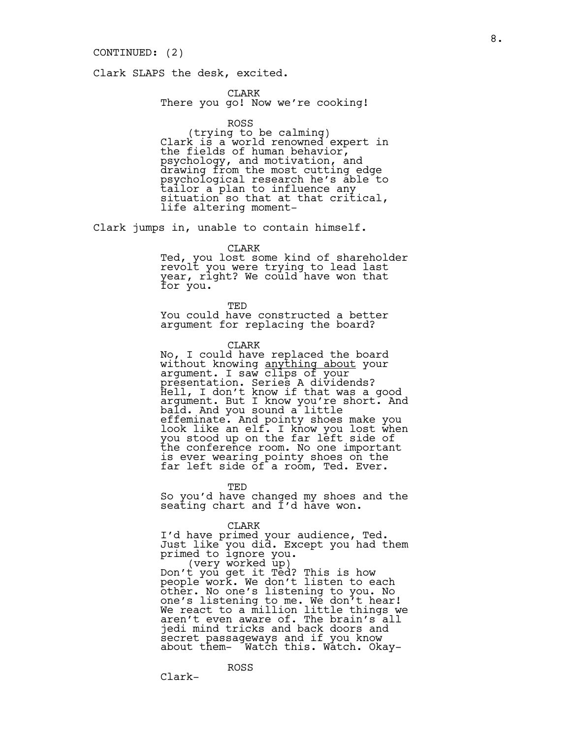CONTINUED: (2)

Clark SLAPS the desk, excited.

CLARK
There you go! Now we're cooking!

ROSS
(trying to be calming)
Clark is a world renowned expert in the fields of human behavior, psychology, and motivation, and drawing from the most cutting edge psychological research he's able to tailor a plan to influence any situation so that at that critical, life altering moment-

Clark jumps in, unable to contain himself.

CLARK
Ted, you lost some kind of shareholder revolt you were trying to lead last year, right? We could have won that for you.

TED
You could have constructed a better argument for replacing the board?

CLARK
No, I could have replaced the board without knowing <u>anything about</u> your argument. I saw clips of your presentation. Series A dividends? Hell, I don't know if that was a good argument. But I know you're short. And bald. And you sound a little effeminate. And pointy shoes make you look like an elf. I know you lost when you stood up on the far left side of the conference room. No one important is ever wearing pointy shoes on the far left side of a room, Ted. Ever.

TED
So you'd have changed my shoes and the seating chart and I'd have won.

CLARK
I'd have primed your audience, Ted. Just like you did. Except you had them primed to ignore you.
(very worked up)
Don't you get it Ted? This is how people work. We don't listen to each other. No one's listening to you. No one's listening to me. We don't hear! We react to a million little things we aren't even aware of. The brain's all jedi mind tricks and back doors and secret passageways and if you know about them- Watch this. Watch. Okay-

ROSS
Clark-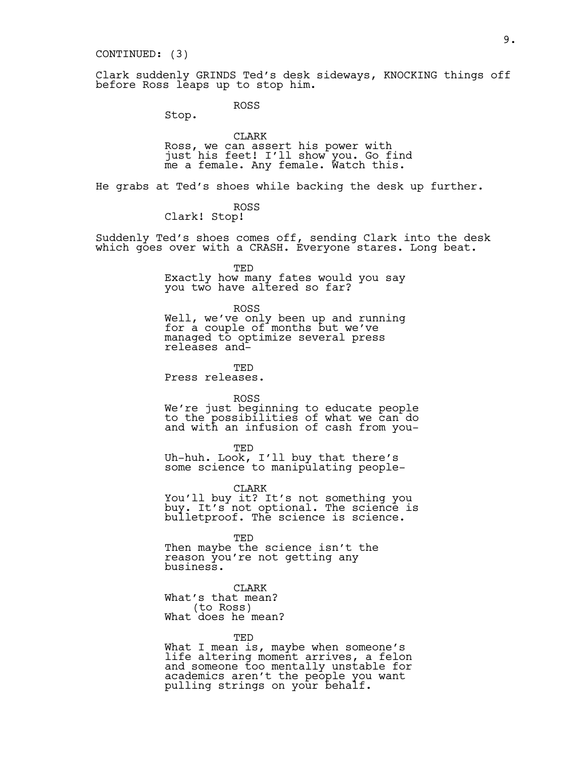CONTINUED: (3)

Clark suddenly GRINDS Ted's desk sideways, KNOCKING things off before Ross leaps up to stop him.

ROSS
Stop.

CLARK
Ross, we can assert his power with just his feet! I'll show you. Go find me a female. Any female. Watch this.

He grabs at Ted's shoes while backing the desk up further.

ROSS
Clark! Stop!

Suddenly Ted's shoes comes off, sending Clark into the desk which goes over with a CRASH. Everyone stares. Long beat.

TED
Exactly how many fates would you say you two have altered so far?

ROSS
Well, we've only been up and running for a couple of months but we've managed to optimize several press releases and-

TED
Press releases.

ROSS
We're just beginning to educate people to the possibilities of what we can do and with an infusion of cash from you-

TED
Uh-huh. Look, I'll buy that there's some science to manipulating people-

CLARK
You'll buy it? It's not something you buy. It's not optional. The science is bulletproof. The science is science.

TED
Then maybe the science isn't the reason you're not getting any business.

CLARK
What's that mean?
(to Ross)
What does he mean?

TED
What I mean is, maybe when someone's life altering moment arrives, a felon and someone too mentally unstable for academics aren't the people you want pulling strings on your behalf.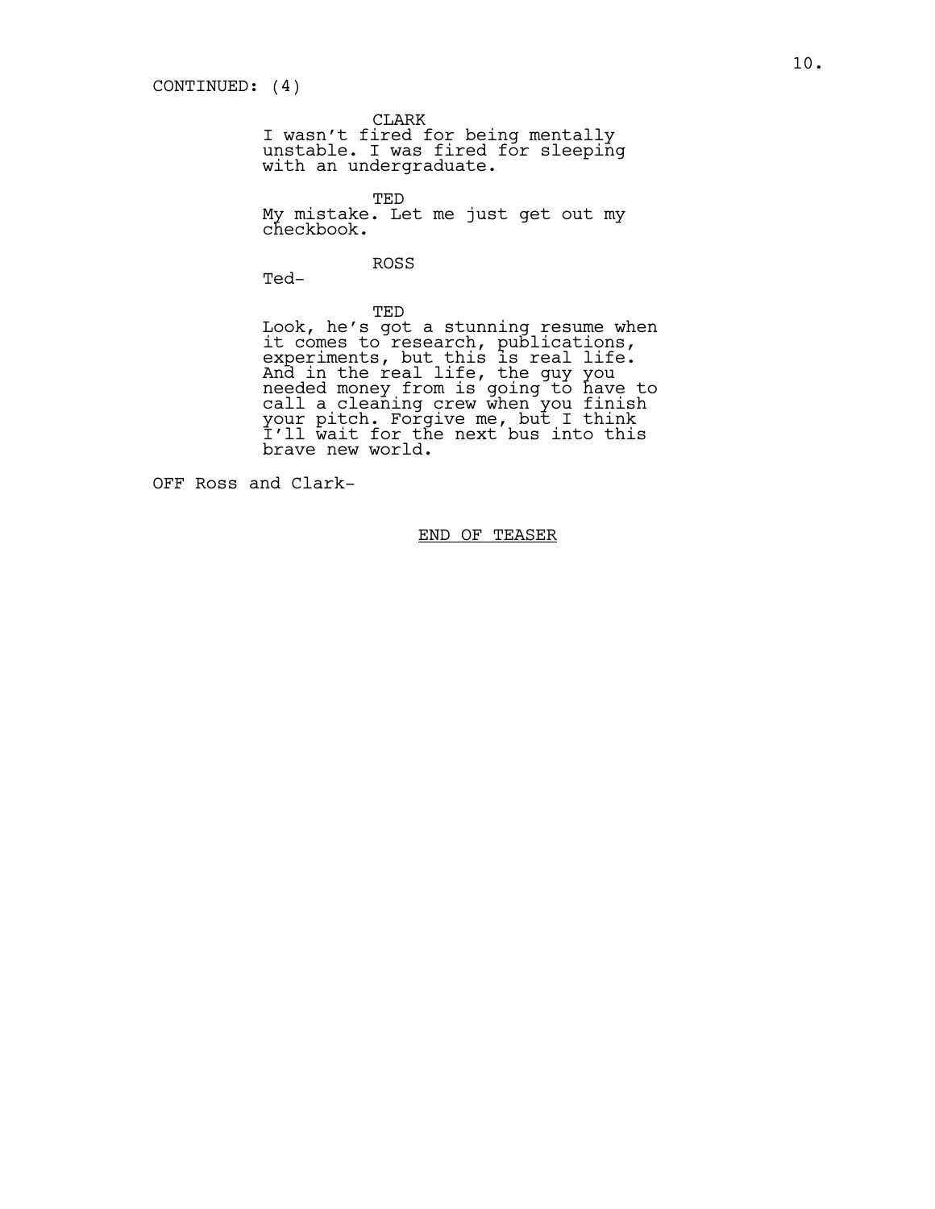CONTINUED: (4)

CLARK
I wasn't fired for being mentally unstable. I was fired for sleeping with an undergraduate.

TED
My mistake. Let me just get out my checkbook.

ROSS
Ted-

TED
Look, he's got a stunning resume when it comes to research, publications, experiments, but this is real life. And in the real life, the guy you needed money from is going to have to call a cleaning crew when you finish your pitch. Forgive me, but I think I'll wait for the next bus into this brave new world.

OFF Ross and Clark-

END OF TEASER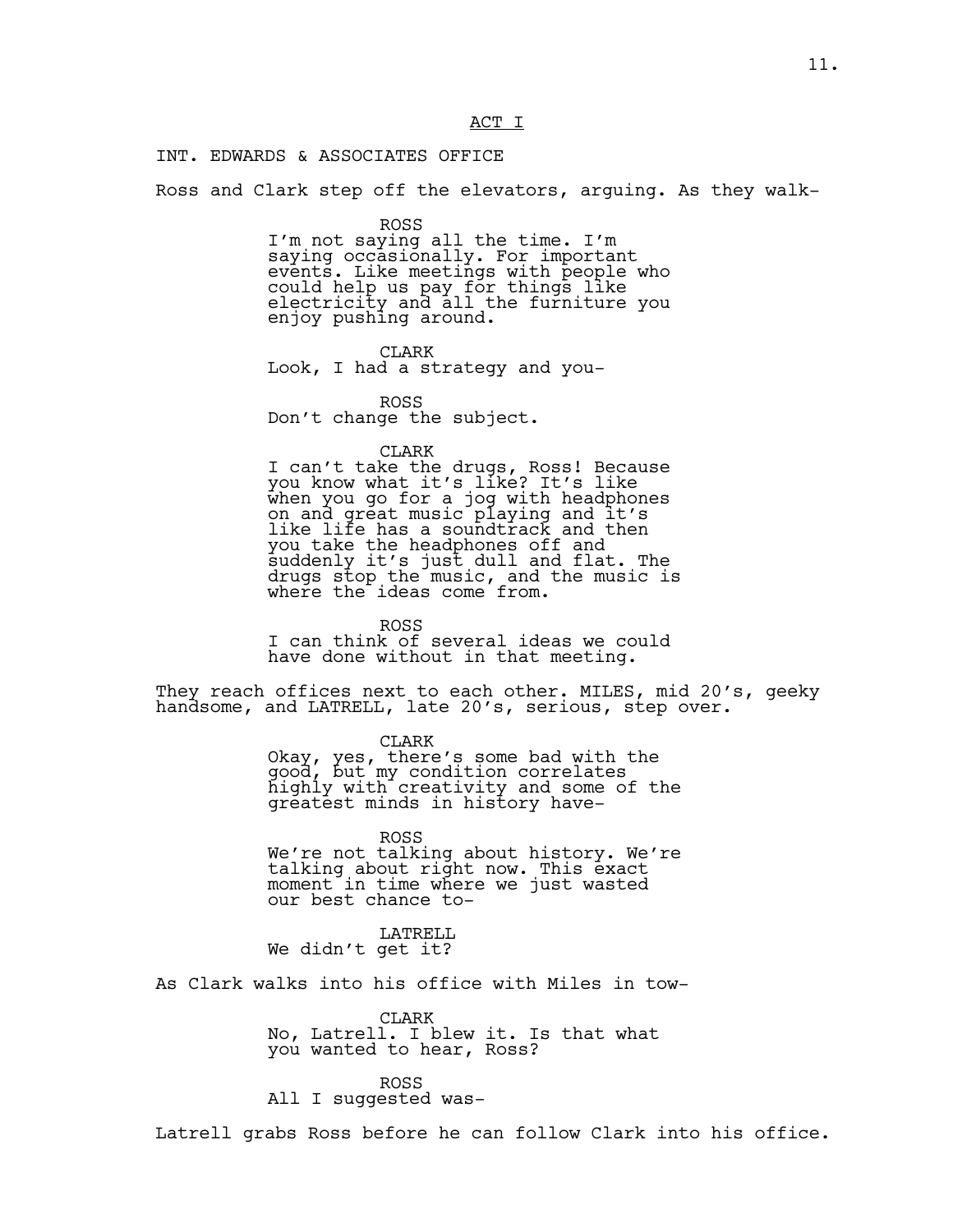ACT I

INT. EDWARDS & ASSOCIATES OFFICE

Ross and Clark step off the elevators, arguing. As they walk-

ROSS
I'm not saying all the time. I'm saying occasionally. For important events. Like meetings with people who could help us pay for things like electricity and all the furniture you enjoy pushing around.

CLARK
Look, I had a strategy and you-

ROSS
Don't change the subject.

CLARK
I can't take the drugs, Ross! Because you know what it's like? It's like when you go for a jog with headphones on and great music playing and it's like life has a soundtrack and then you take the headphones off and suddenly it's just dull and flat. The drugs stop the music, and the music is where the ideas come from.

ROSS
I can think of several ideas we could have done without in that meeting.

They reach offices next to each other. MILES, mid 20's, geeky handsome, and LATRELL, late 20's, serious, step over.

CLARK
Okay, yes, there's some bad with the good, but my condition correlates highly with creativity and some of the greatest minds in history have-

ROSS
We're not talking about history. We're talking about right now. This exact moment in time where we just wasted our best chance to-

LATRELL
We didn't get it?

As Clark walks into his office with Miles in tow-

CLARK
No, Latrell. I blew it. Is that what you wanted to hear, Ross?

ROSS
All I suggested was-

Latrell grabs Ross before he can follow Clark into his office.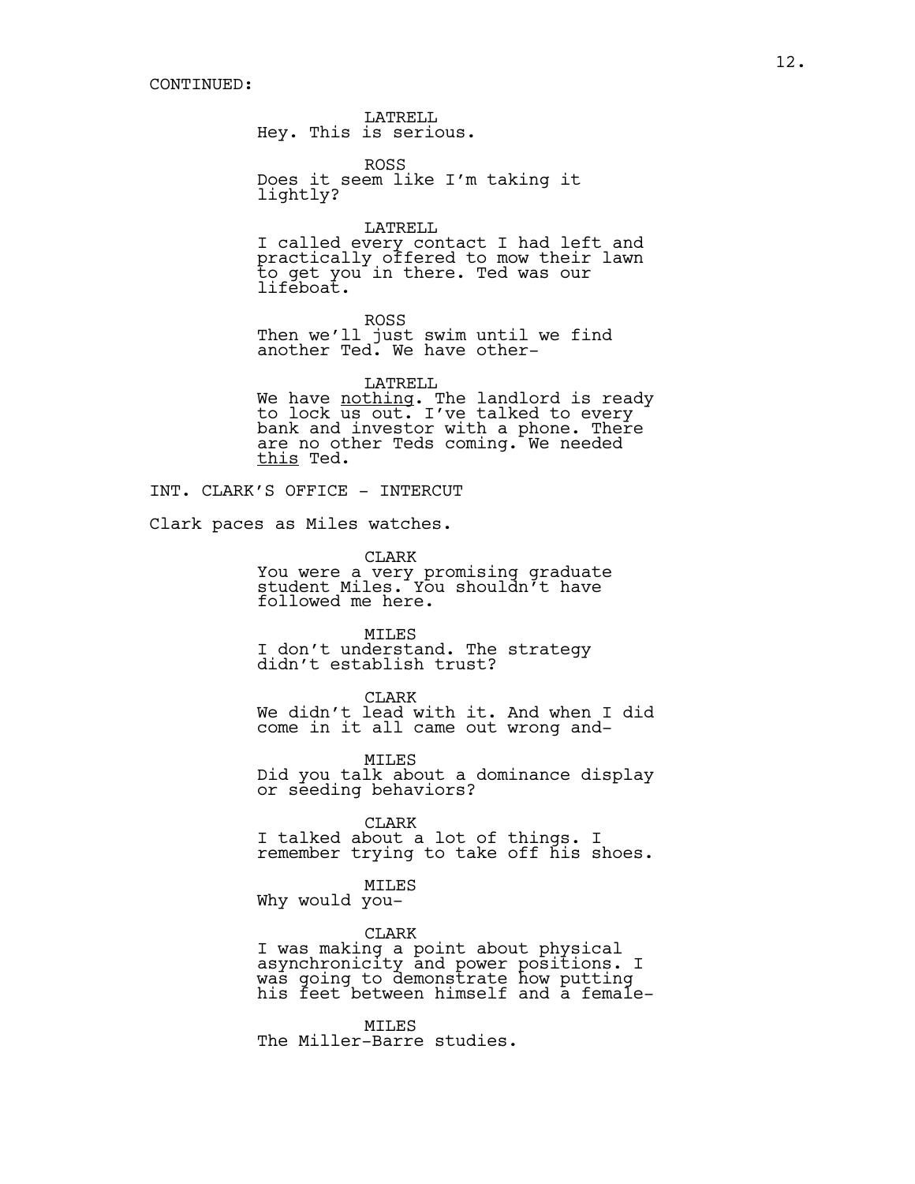CONTINUED:

LATRELL
Hey. This is serious.

ROSS
Does it seem like I'm taking it lightly?

LATRELL
I called every contact I had left and practically offered to mow their lawn to get you in there. Ted was our lifeboat.

ROSS
Then we'll just swim until we find another Ted. We have other-

LATRELL
We have <u>nothing</u>. The landlord is ready to lock us out. I've talked to every bank and investor with a phone. There are no other Teds coming. We needed <u>this</u> Ted.

INT. CLARK'S OFFICE - INTERCUT

Clark paces as Miles watches.

CLARK
You were a very promising graduate student Miles. You shouldn't have followed me here.

MILES
I don't understand. The strategy didn't establish trust?

CLARK
We didn't lead with it. And when I did come in it all came out wrong and-

MILES
Did you talk about a dominance display or seeding behaviors?

CLARK
I talked about a lot of things. I remember trying to take off his shoes.

MILES
Why would you-

CLARK
I was making a point about physical asynchronicity and power positions. I was going to demonstrate how putting his feet between himself and a female-

MILES
The Miller-Barre studies.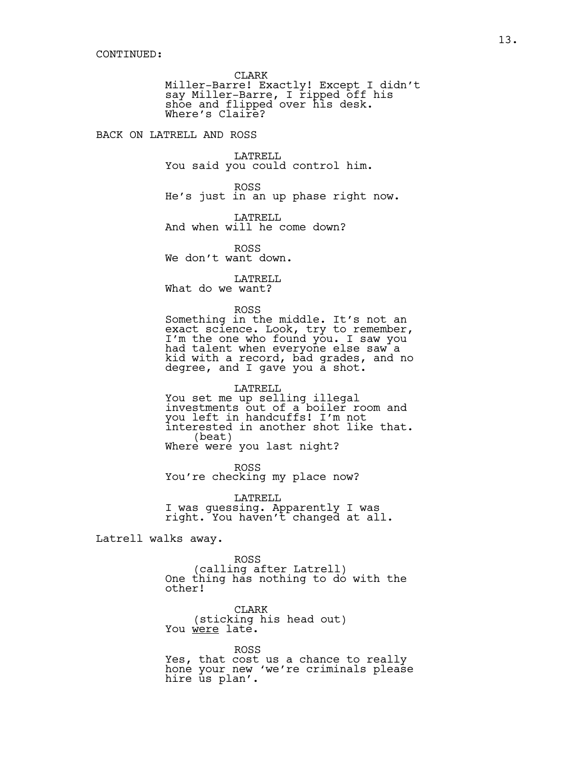CONTINUED:

CLARK
Miller-Barre! Exactly! Except I didn't say Miller-Barre, I ripped off his shoe and flipped over his desk. Where's Claire?

BACK ON LATRELL AND ROSS

LATRELL
You said you could control him.

ROSS
He's just in an up phase right now.

LATRELL
And when will he come down?

ROSS
We don't want down.

LATRELL
What do we want?

ROSS
Something in the middle. It's not an exact science. Look, try to remember, I'm the one who found you. I saw you had talent when everyone else saw a kid with a record, bad grades, and no degree, and I gave you a shot.

LATRELL
You set me up selling illegal investments out of a boiler room and you left in handcuffs! I'm not interested in another shot like that.
(beat)
Where were you last night?

ROSS
You're checking my place now?

LATRELL
I was guessing. Apparently I was right. You haven't changed at all.

Latrell walks away.

ROSS
(calling after Latrell)
One thing has nothing to do with the other!

CLARK
(sticking his head out)
You <u>were</u> late.

ROSS
Yes, that cost us a chance to really hone your new 'we're criminals please hire us plan'.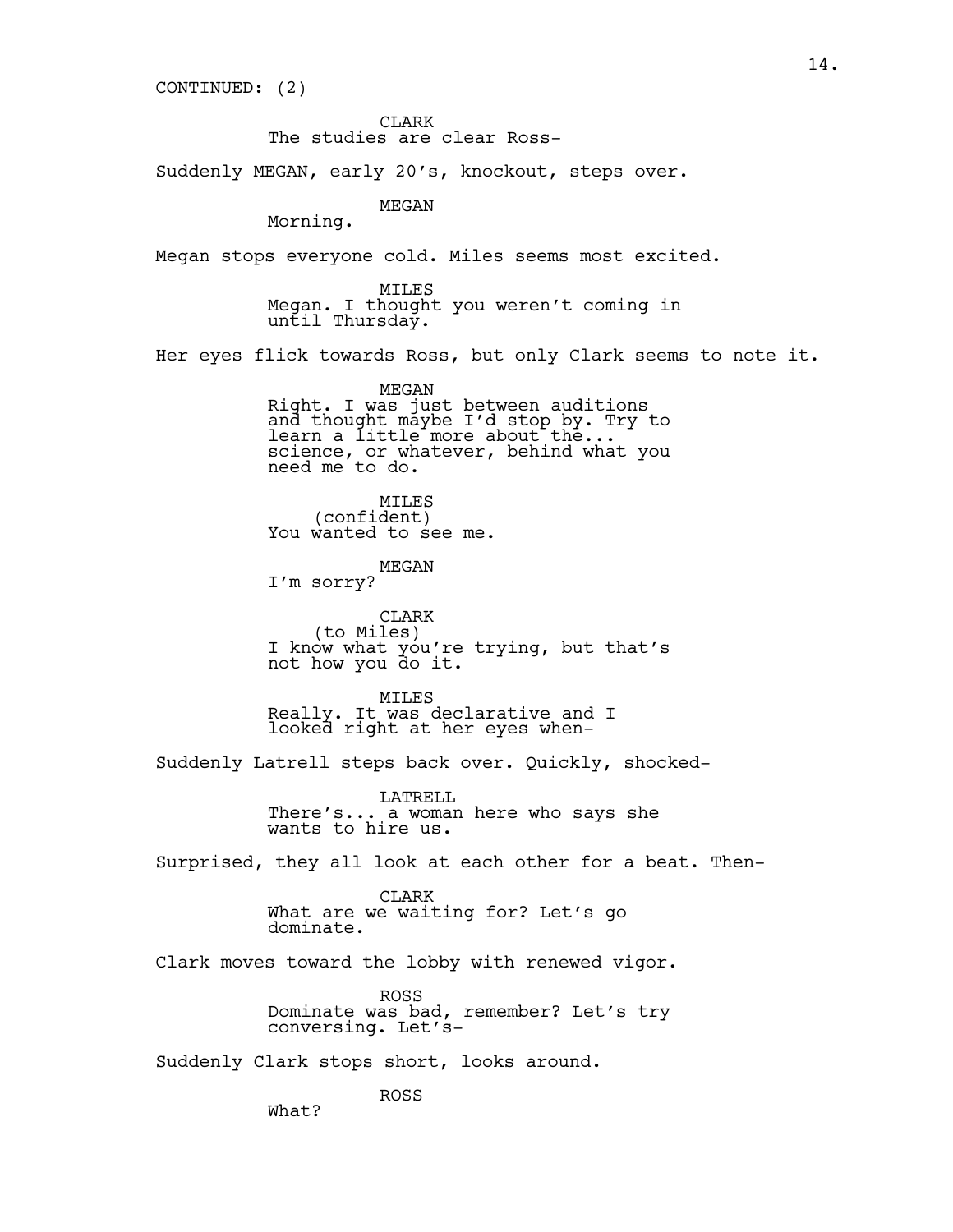CONTINUED: (2)

CLARK
The studies are clear Ross-

Suddenly MEGAN, early 20's, knockout, steps over.

MEGAN
Morning.

Megan stops everyone cold. Miles seems most excited.

MILES
Megan. I thought you weren't coming in until Thursday.

Her eyes flick towards Ross, but only Clark seems to note it.

MEGAN
Right. I was just between auditions and thought maybe I'd stop by. Try to learn a little more about the... science, or whatever, behind what you need me to do.

MILES
(confident)
You wanted to see me.

MEGAN
I'm sorry?

CLARK
(to Miles)
I know what you're trying, but that's not how you do it.

MILES
Really. It was declarative and I looked right at her eyes when-

Suddenly Latrell steps back over. Quickly, shocked-

LATRELL
There's... a woman here who says she wants to hire us.

Surprised, they all look at each other for a beat. Then-

CLARK
What are we waiting for? Let's go dominate.

Clark moves toward the lobby with renewed vigor.

ROSS
Dominate was bad, remember? Let's try conversing. Let's-

Suddenly Clark stops short, looks around.

ROSS
What?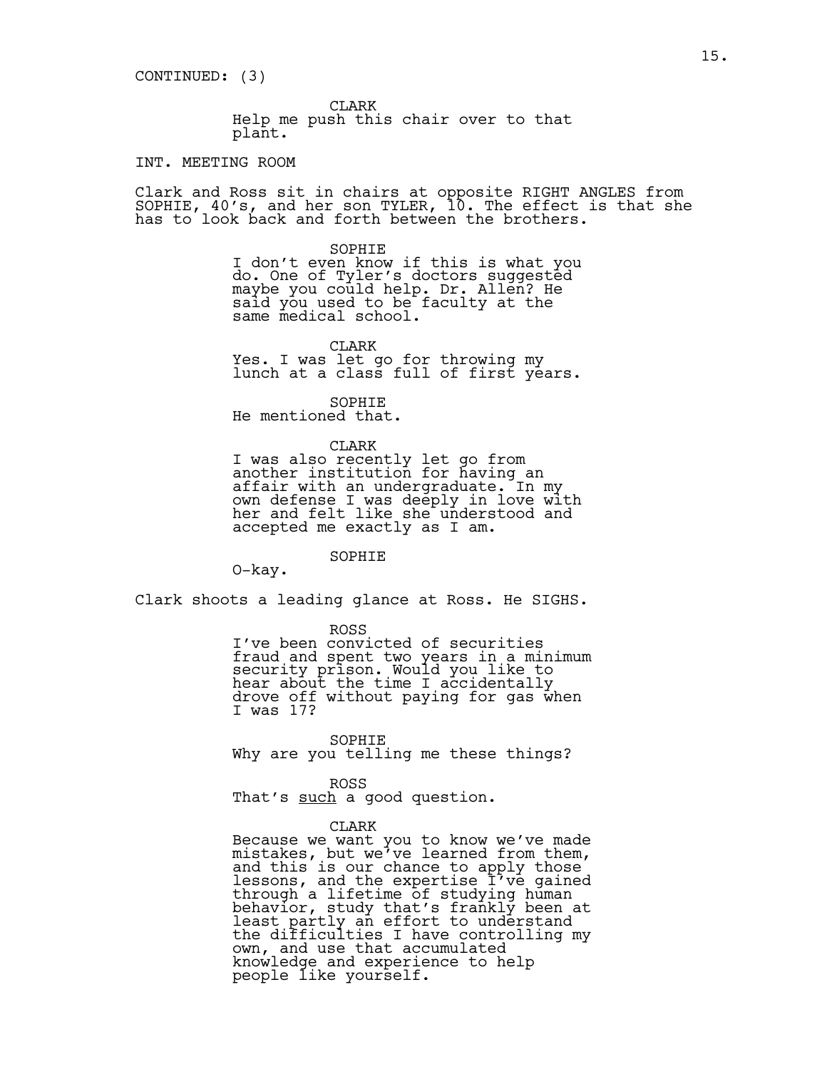CONTINUED: (3)

CLARK
Help me push this chair over to that plant.

INT. MEETING ROOM

Clark and Ross sit in chairs at opposite RIGHT ANGLES from SOPHIE, 40's, and her son TYLER, 10. The effect is that she has to look back and forth between the brothers.

SOPHIE
I don't even know if this is what you do. One of Tyler's doctors suggested maybe you could help. Dr. Allen? He said you used to be faculty at the same medical school.

CLARK
Yes. I was let go for throwing my lunch at a class full of first years.

SOPHIE
He mentioned that.

CLARK
I was also recently let go from another institution for having an affair with an undergraduate. In my own defense I was deeply in love with her and felt like she understood and accepted me exactly as I am.

SOPHIE
O-kay.

Clark shoots a leading glance at Ross. He SIGHS.

ROSS
I've been convicted of securities fraud and spent two years in a minimum security prison. Would you like to hear about the time I accidentally drove off without paying for gas when I was 17?

SOPHIE
Why are you telling me these things?

ROSS
That's <u>such</u> a good question.

CLARK
Because we want you to know we've made mistakes, but we've learned from them, and this is our chance to apply those lessons, and the expertise I've gained through a lifetime of studying human behavior, study that's frankly been at least partly an effort to understand the difficulties I have controlling my own, and use that accumulated knowledge and experience to help people like yourself.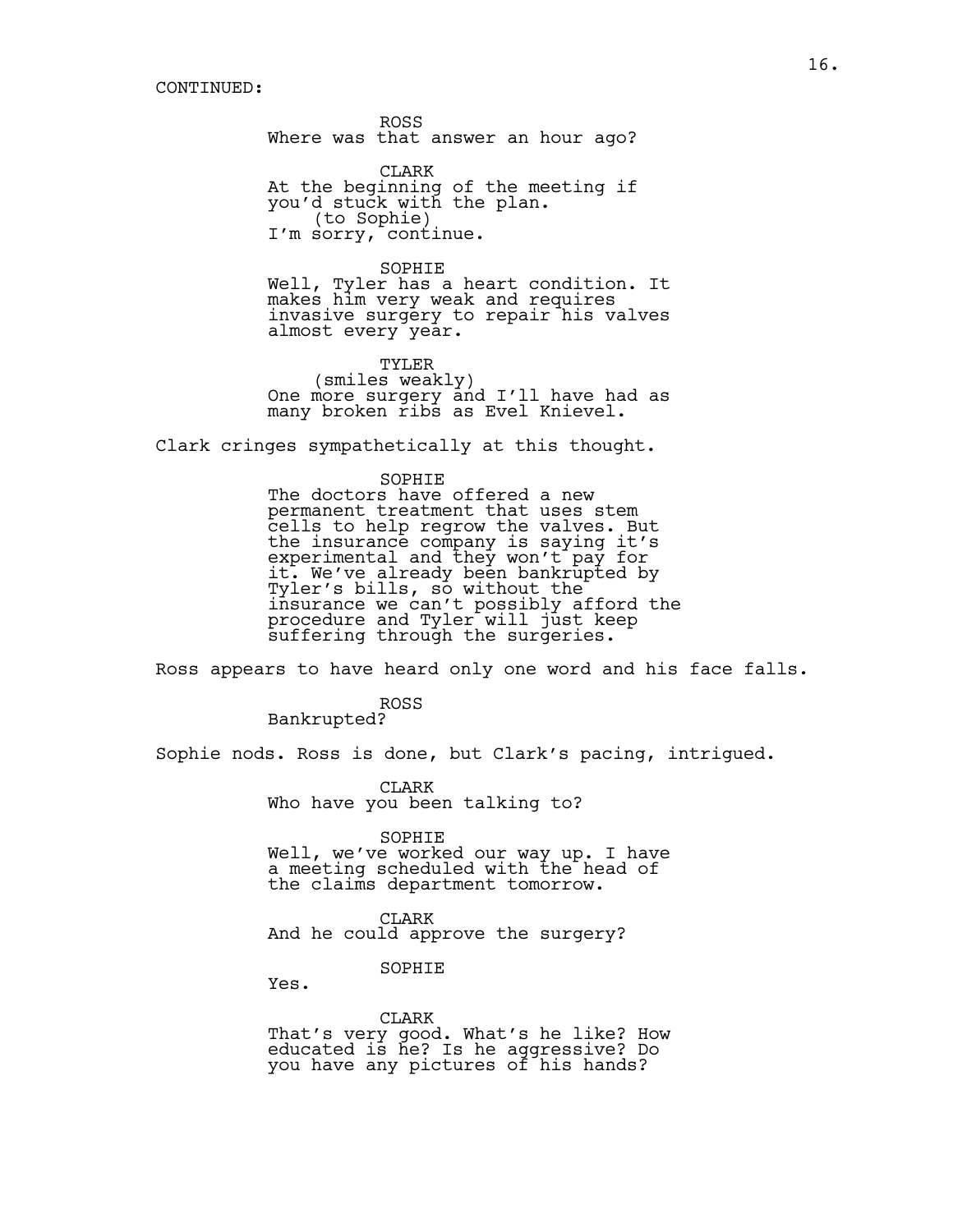CONTINUED:

ROSS
Where was that answer an hour ago?

CLARK
At the beginning of the meeting if you'd stuck with the plan.
(to Sophie)
I'm sorry, continue.

SOPHIE
Well, Tyler has a heart condition. It makes him very weak and requires invasive surgery to repair his valves almost every year.

TYLER
(smiles weakly)
One more surgery and I'll have had as many broken ribs as Evel Knievel.

Clark cringes sympathetically at this thought.

SOPHIE
The doctors have offered a new permanent treatment that uses stem cells to help regrow the valves. But the insurance company is saying it's experimental and they won't pay for it. We've already been bankrupted by Tyler's bills, so without the insurance we can't possibly afford the procedure and Tyler will just keep suffering through the surgeries.

Ross appears to have heard only one word and his face falls.

ROSS
Bankrupted?

Sophie nods. Ross is done, but Clark's pacing, intrigued.

CLARK
Who have you been talking to?

SOPHIE
Well, we've worked our way up. I have a meeting scheduled with the head of the claims department tomorrow.

CLARK
And he could approve the surgery?

SOPHIE
Yes.

CLARK
That's very good. What's he like? How educated is he? Is he aggressive? Do you have any pictures of his hands?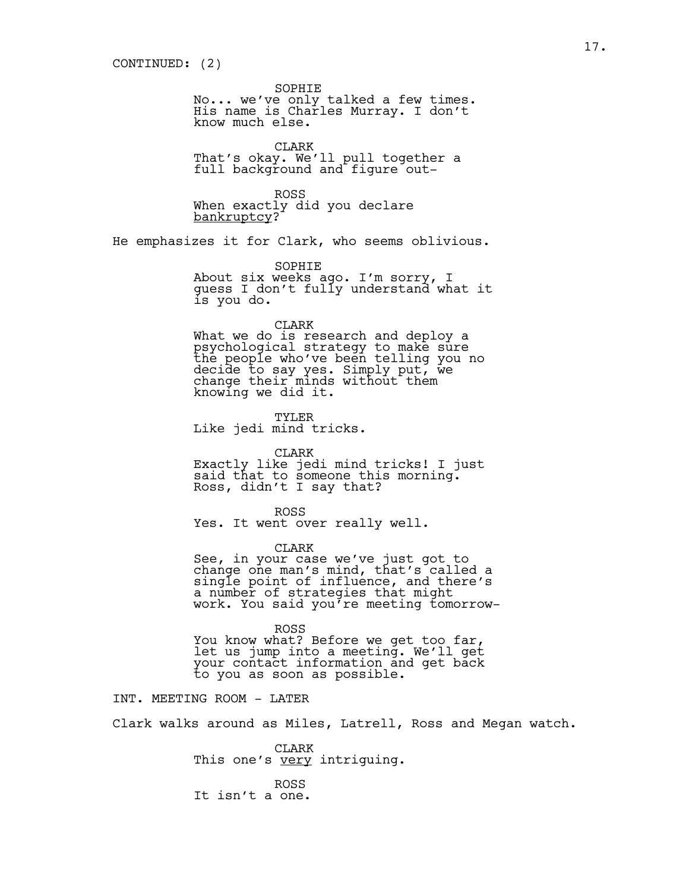CONTINUED: (2)

SOPHIE
No... we've only talked a few times. His name is Charles Murray. I don't know much else.

CLARK
That's okay. We'll pull together a full background and figure out-

ROSS
When exactly did you declare <u>bankruptcy</u>?

He emphasizes it for Clark, who seems oblivious.

SOPHIE
About six weeks ago. I'm sorry, I guess I don't fully understand what it is you do.

CLARK
What we do is research and deploy a psychological strategy to make sure the people who've been telling you no decide to say yes. Simply put, we change their minds without them knowing we did it.

TYLER
Like jedi mind tricks.

CLARK
Exactly like jedi mind tricks! I just said that to someone this morning. Ross, didn't I say that?

ROSS
Yes. It went over really well.

CLARK
See, in your case we've just got to change one man's mind, that's called a single point of influence, and there's a number of strategies that might work. You said you're meeting tomorrow-

ROSS
You know what? Before we get too far, let us jump into a meeting. We'll get your contact information and get back to you as soon as possible.

INT. MEETING ROOM - LATER

Clark walks around as Miles, Latrell, Ross and Megan watch.

CLARK
This one's <u>very</u> intriguing.

ROSS
It isn't a one.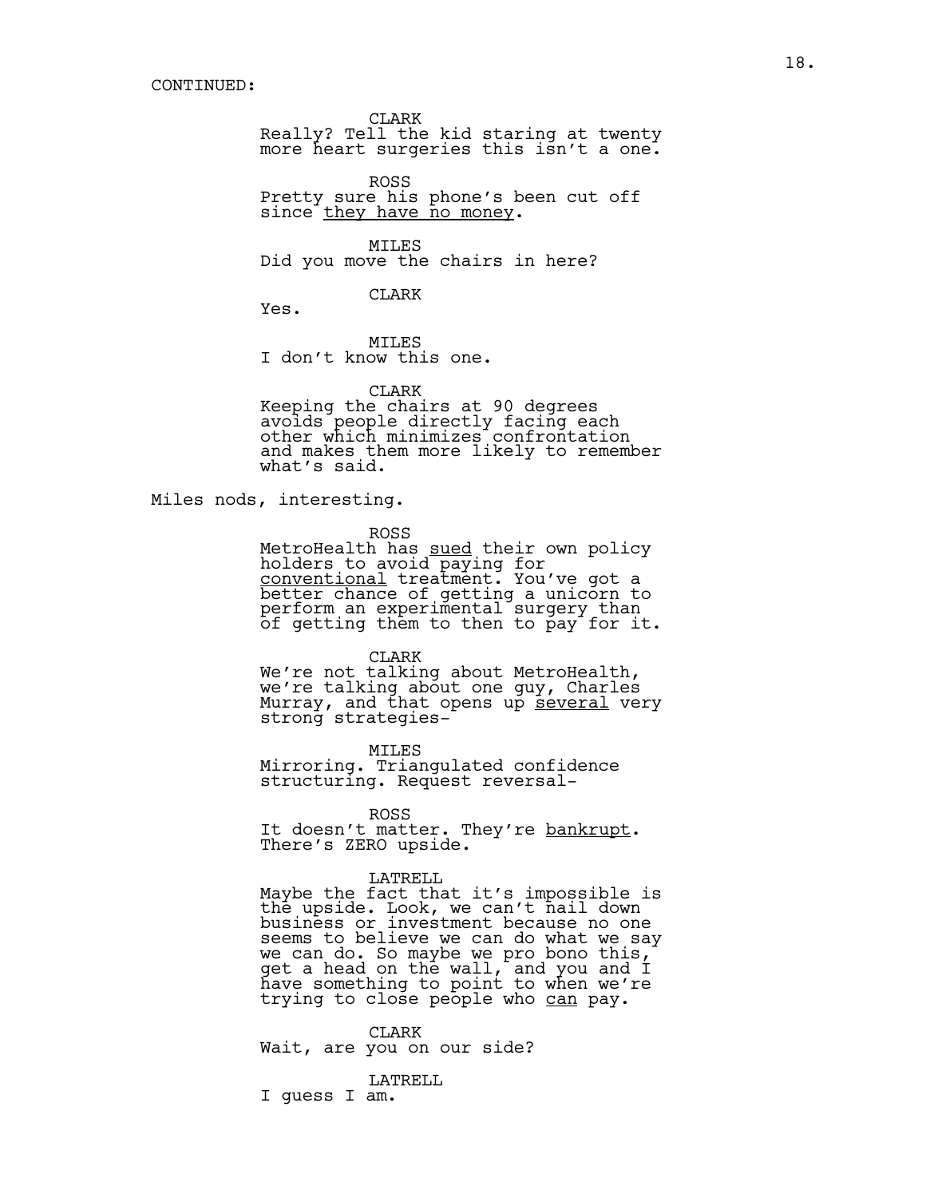CONTINUED:

CLARK
Really? Tell the kid staring at twenty more heart surgeries this isn't a one.

ROSS
Pretty sure his phone's been cut off since <u>they have no money</u>.

MILES
Did you move the chairs in here?

CLARK
Yes.

MILES
I don't know this one.

CLARK
Keeping the chairs at 90 degrees avoids people directly facing each other which minimizes confrontation and makes them more likely to remember what's said.

Miles nods, interesting.

ROSS
MetroHealth has <u>sued</u> their own policy holders to avoid paying for <u>conventional</u> treatment. You've got a better chance of getting a unicorn to perform an experimental surgery than of getting them to then to pay for it.

CLARK
We're not talking about MetroHealth, we're talking about one guy, Charles Murray, and that opens up <u>several</u> very strong strategies-

MILES
Mirroring. Triangulated confidence structuring. Request reversal-

ROSS
It doesn't matter. They're <u>bankrupt</u>. There's ZERO upside.

LATRELL
Maybe the fact that it's impossible is the upside. Look, we can't nail down business or investment because no one seems to believe we can do what we say we can do. So maybe we pro bono this, get a head on the wall, and you and I have something to point to when we're trying to close people who <u>can</u> pay.

CLARK
Wait, are you on our side?

LATRELL
I guess I am.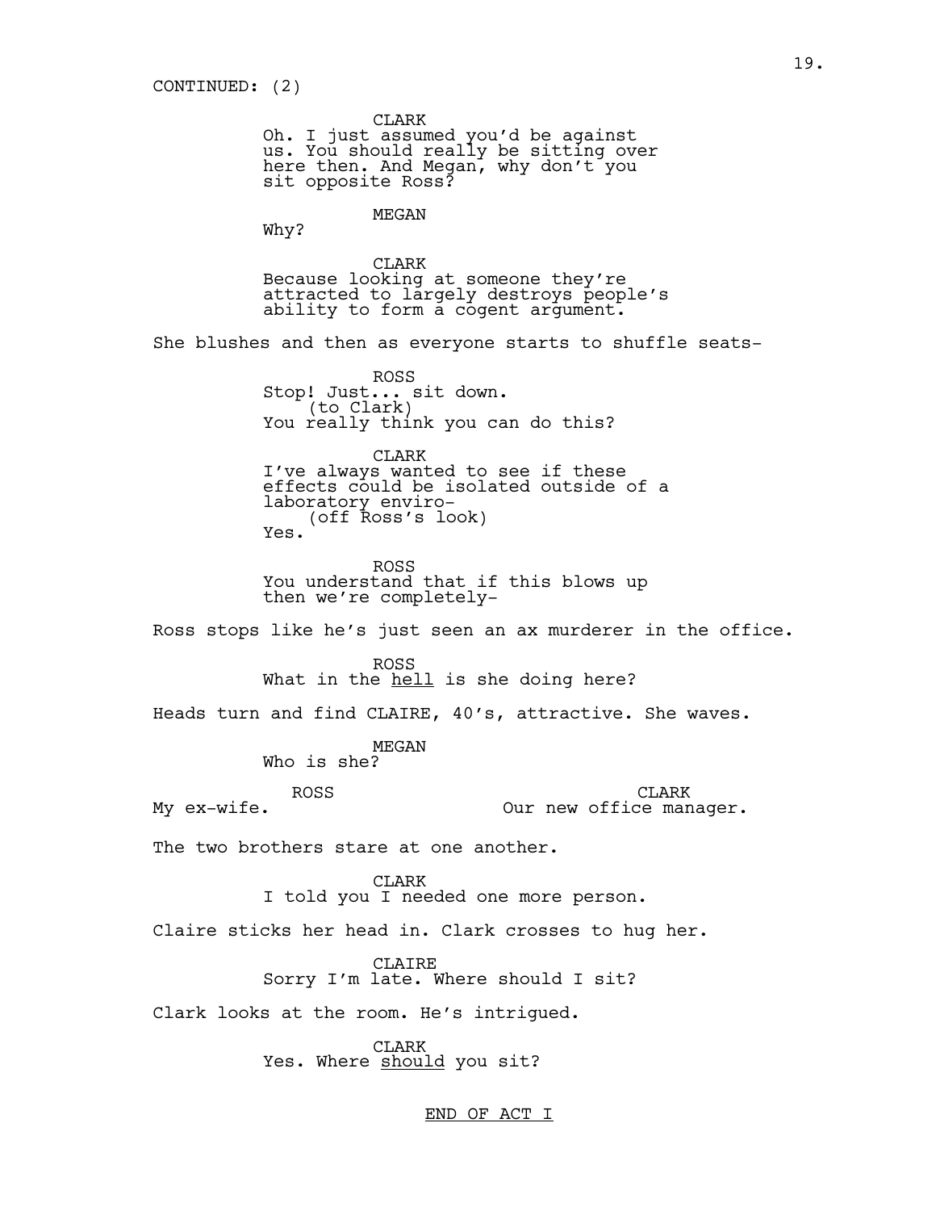CONTINUED: (2)

CLARK
Oh. I just assumed you'd be against us. You should really be sitting over here then. And Megan, why don't you sit opposite Ross?

MEGAN
Why?

CLARK
Because looking at someone they're attracted to largely destroys people's ability to form a cogent argument.

She blushes and then as everyone starts to shuffle seats-

ROSS
Stop! Just... sit down.
(to Clark)
You really think you can do this?

CLARK
I've always wanted to see if these effects could be isolated outside of a laboratory enviro-
(off Ross's look)
Yes.

ROSS
You understand that if this blows up then we're completely-

Ross stops like he's just seen an ax murderer in the office.

ROSS
What in the <u>hell</u> is she doing here?

Heads turn and find CLAIRE, 40's, attractive. She waves.

MEGAN
Who is she?

ROSS
My ex-wife.

CLARK
Our new office manager.

The two brothers stare at one another.

CLARK
I told you I needed one more person.

Claire sticks her head in. Clark crosses to hug her.

CLAIRE
Sorry I'm late. Where should I sit?

Clark looks at the room. He's intrigued.

CLARK
Yes. Where <u>should</u> you sit?

<u>END OF ACT I</u>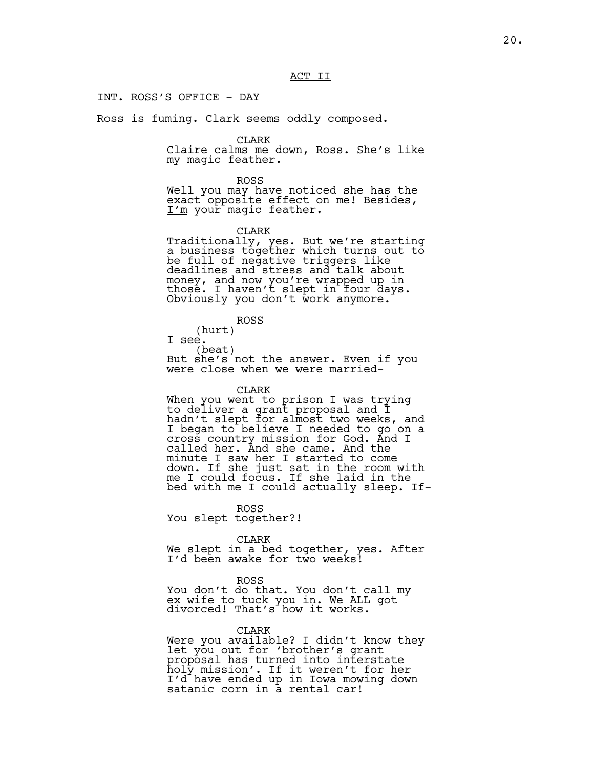ACT II

INT. ROSS'S OFFICE - DAY

Ross is fuming. Clark seems oddly composed.

CLARK
Claire calms me down, Ross. She's like my magic feather.

ROSS
Well you may have noticed she has the exact opposite effect on me! Besides, I'm your magic feather.

CLARK
Traditionally, yes. But we're starting a business together which turns out to be full of negative triggers like deadlines and stress and talk about money, and now you're wrapped up in those. I haven't slept in four days. Obviously you don't work anymore.

ROSS
(hurt)
I see.
(beat)
But she's not the answer. Even if you were close when we were married-

CLARK
When you went to prison I was trying to deliver a grant proposal and I hadn't slept for almost two weeks, and I began to believe I needed to go on a cross country mission for God. And I called her. And she came. And the minute I saw her I started to come down. If she just sat in the room with me I could focus. If she laid in the bed with me I could actually sleep. If-

ROSS
You slept together?!

CLARK
We slept in a bed together, yes. After I'd been awake for two weeks!

ROSS
You don't do that. You don't call my ex wife to tuck you in. We ALL got divorced! That's how it works.

CLARK
Were you available? I didn't know they let you out for 'brother's grant proposal has turned into interstate holy mission'. If it weren't for her I'd have ended up in Iowa mowing down satanic corn in a rental car!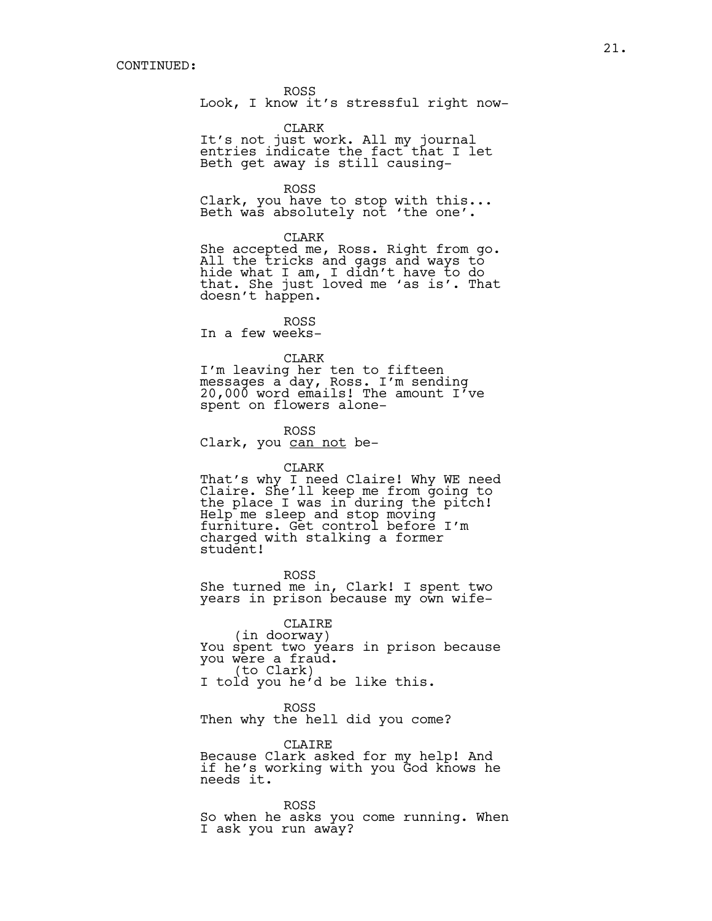CONTINUED:

ROSS
Look, I know it's stressful right now-

CLARK
It's not just work. All my journal entries indicate the fact that I let Beth get away is still causing-

ROSS
Clark, you have to stop with this... Beth was absolutely not 'the one'.

CLARK
She accepted me, Ross. Right from go. All the tricks and gags and ways to hide what I am, I didn't have to do that. She just loved me 'as is'. That doesn't happen.

ROSS
In a few weeks-

CLARK
I'm leaving her ten to fifteen messages a day, Ross. I'm sending 20,000 word emails! The amount I've spent on flowers alone-

ROSS
Clark, you <u>can not</u> be-

CLARK
That's why I need Claire! Why WE need Claire. She'll keep me from going to the place I was in during the pitch! Help me sleep and stop moving furniture. Get control before I'm charged with stalking a former student!

ROSS
She turned me in, Clark! I spent two years in prison because my own wife-

CLAIRE
(in doorway)
You spent two years in prison because you were a fraud.
(to Clark)
I told you he'd be like this.

ROSS
Then why the hell did you come?

CLAIRE
Because Clark asked for my help! And if he's working with you God knows he needs it.

ROSS
So when he asks you come running. When I ask you run away?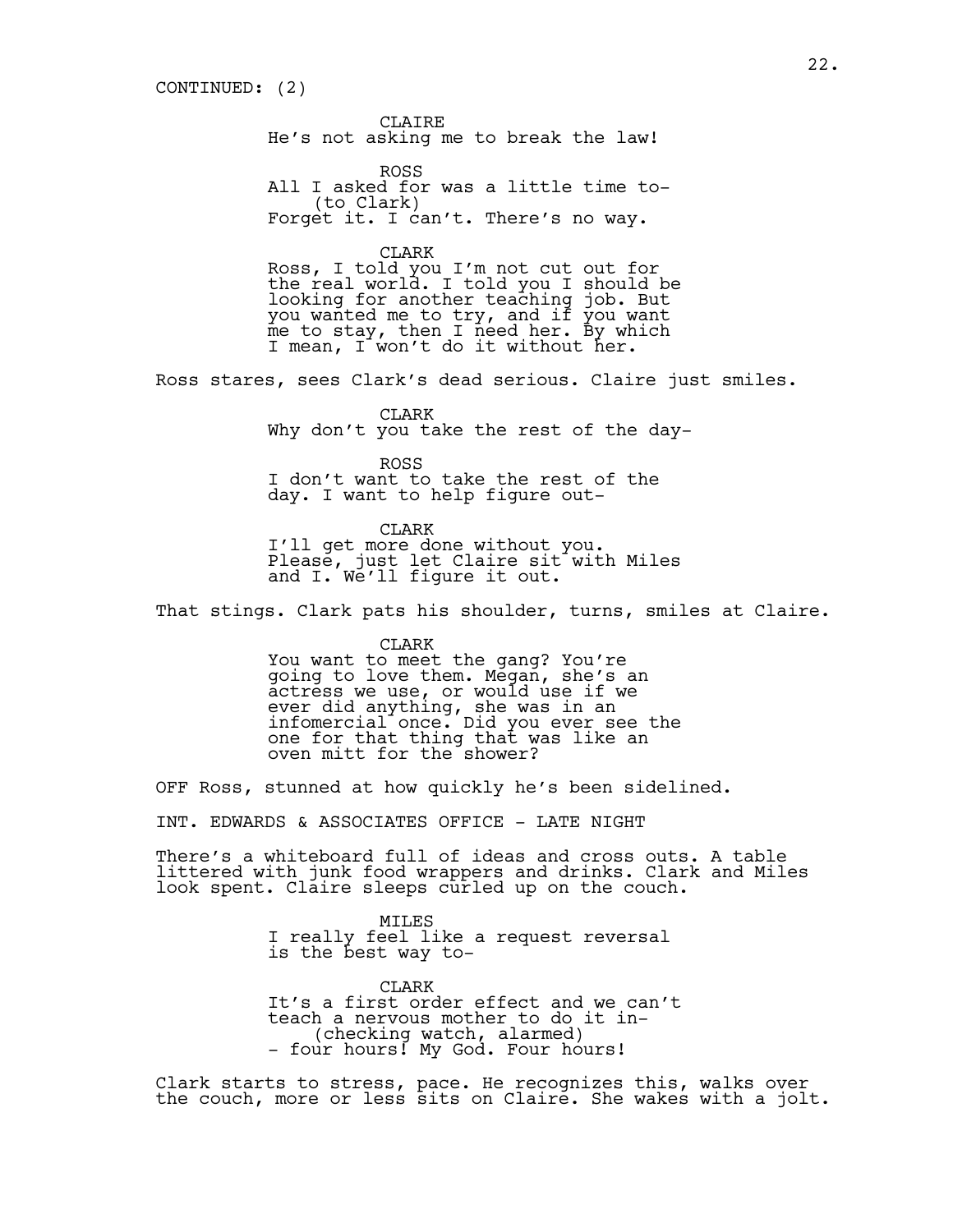CONTINUED: (2)

CLAIRE
He's not asking me to break the law!

ROSS
All I asked for was a little time to-
(to Clark)
Forget it. I can't. There's no way.

CLARK
Ross, I told you I'm not cut out for the real world. I told you I should be looking for another teaching job. But you wanted me to try, and if you want me to stay, then I need her. By which I mean, I won't do it without her.

Ross stares, sees Clark's dead serious. Claire just smiles.

CLARK
Why don't you take the rest of the day-

ROSS
I don't want to take the rest of the day. I want to help figure out-

CLARK
I'll get more done without you. Please, just let Claire sit with Miles and I. We'll figure it out.

That stings. Clark pats his shoulder, turns, smiles at Claire.

CLARK
You want to meet the gang? You're going to love them. Megan, she's an actress we use, or would use if we ever did anything, she was in an infomercial once. Did you ever see the one for that thing that was like an oven mitt for the shower?

OFF Ross, stunned at how quickly he's been sidelined.

INT. EDWARDS & ASSOCIATES OFFICE - LATE NIGHT

There's a whiteboard full of ideas and cross outs. A table littered with junk food wrappers and drinks. Clark and Miles look spent. Claire sleeps curled up on the couch.

MILES
I really feel like a request reversal is the best way to-

CLARK
It's a first order effect and we can't teach a nervous mother to do it in-
(checking watch, alarmed)
- four hours! My God. Four hours!

Clark starts to stress, pace. He recognizes this, walks over the couch, more or less sits on Claire. She wakes with a jolt.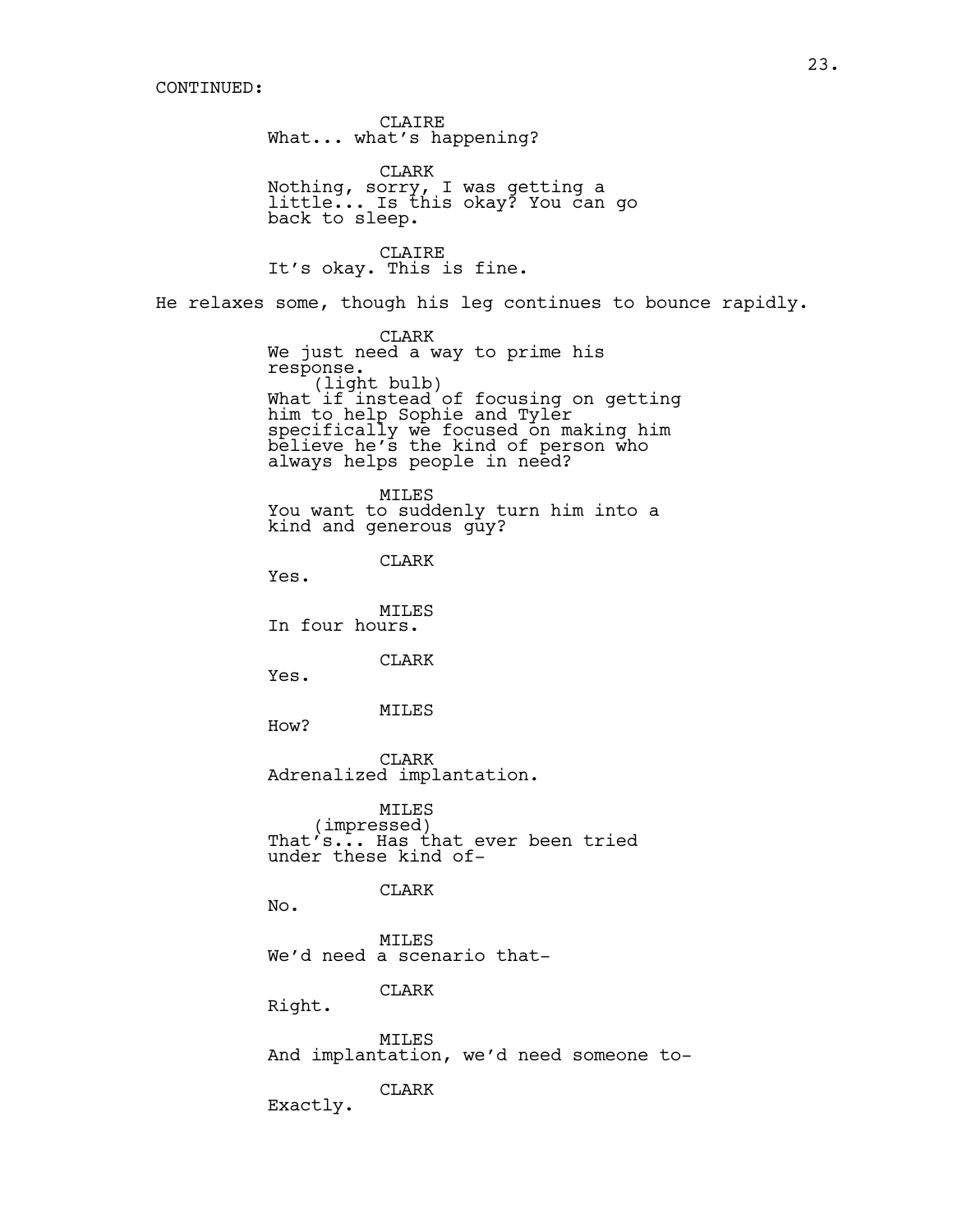CONTINUED:

CLAIRE
What... what's happening?

CLARK
Nothing, sorry, I was getting a little... Is this okay? You can go back to sleep.

CLAIRE
It's okay. This is fine.

He relaxes some, though his leg continues to bounce rapidly.

CLARK
We just need a way to prime his response.
(light bulb)
What if instead of focusing on getting him to help Sophie and Tyler specifically we focused on making him believe he's the kind of person who always helps people in need?

MILES
You want to suddenly turn him into a kind and generous guy?

CLARK
Yes.

MILES
In four hours.

CLARK
Yes.

MILES
How?

CLARK
Adrenalized implantation.

MILES
(impressed)
That's... Has that ever been tried under these kind of-

CLARK
No.

MILES
We'd need a scenario that-

CLARK
Right.

MILES
And implantation, we'd need someone to-

CLARK
Exactly.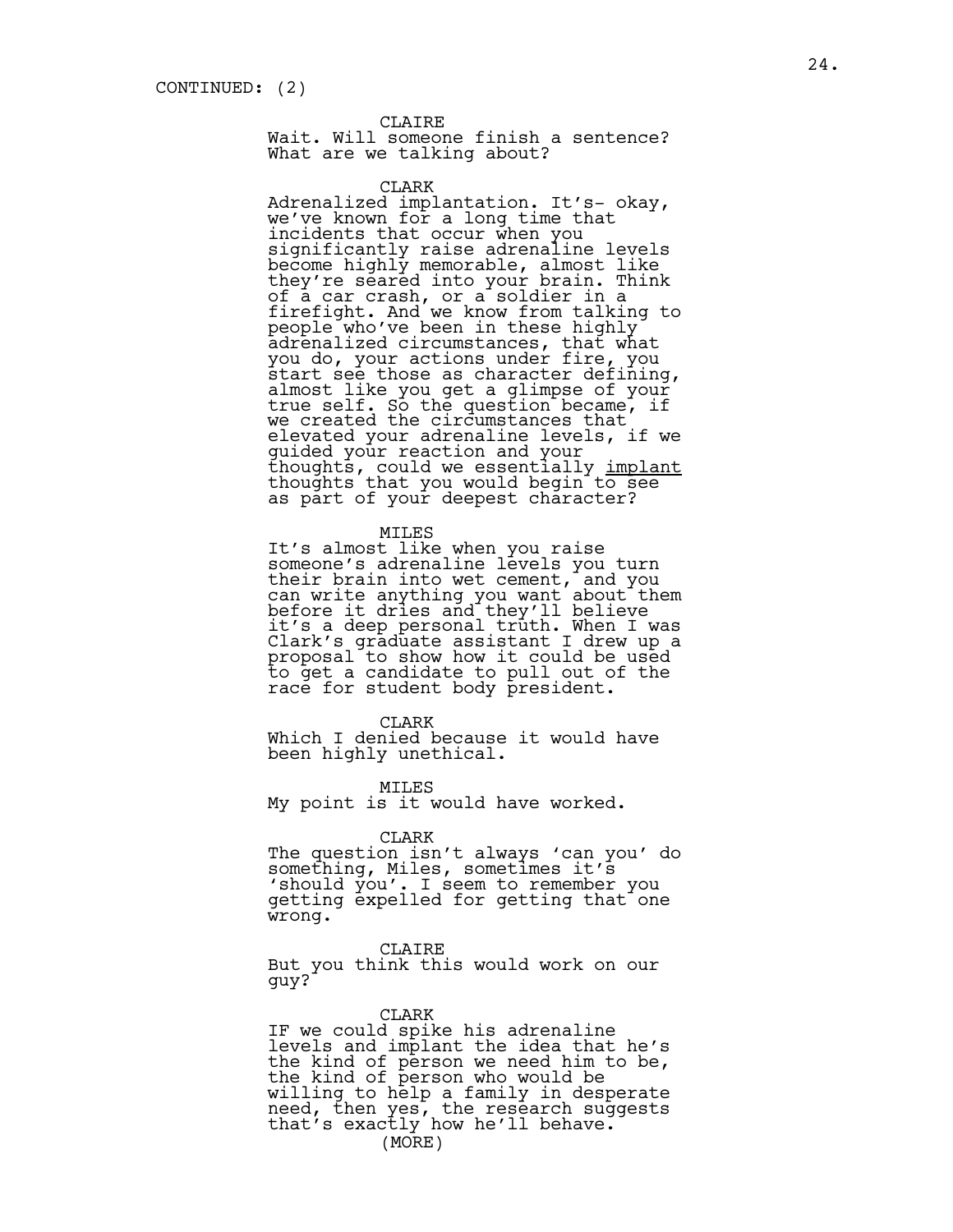CONTINUED: (2)

CLAIRE
Wait. Will someone finish a sentence? What are we talking about?

CLARK
Adrenalized implantation. It's- okay, we've known for a long time that incidents that occur when you significantly raise adrenaline levels become highly memorable, almost like they're seared into your brain. Think of a car crash, or a soldier in a firefight. And we know from talking to people who've been in these highly adrenalized circumstances, that what you do, your actions under fire, you start see those as character defining, almost like you get a glimpse of your true self. So the question became, if we created the circumstances that elevated your adrenaline levels, if we guided your reaction and your thoughts, could we essentially <u>implant</u> thoughts that you would begin to see as part of your deepest character?

MILES
It's almost like when you raise someone's adrenaline levels you turn their brain into wet cement, and you can write anything you want about them before it dries and they'll believe it's a deep personal truth. When I was Clark's graduate assistant I drew up a proposal to show how it could be used to get a candidate to pull out of the race for student body president.

CLARK
Which I denied because it would have been highly unethical.

MILES
My point is it would have worked.

CLARK
The question isn't always 'can you' do something, Miles, sometimes it's 'should you'. I seem to remember you getting expelled for getting that one wrong.

CLAIRE
But you think this would work on our guy?

CLARK
IF we could spike his adrenaline levels and implant the idea that he's the kind of person we need him to be, the kind of person who would be willing to help a family in desperate need, then yes, the research suggests that's exactly how he'll behave.
(MORE)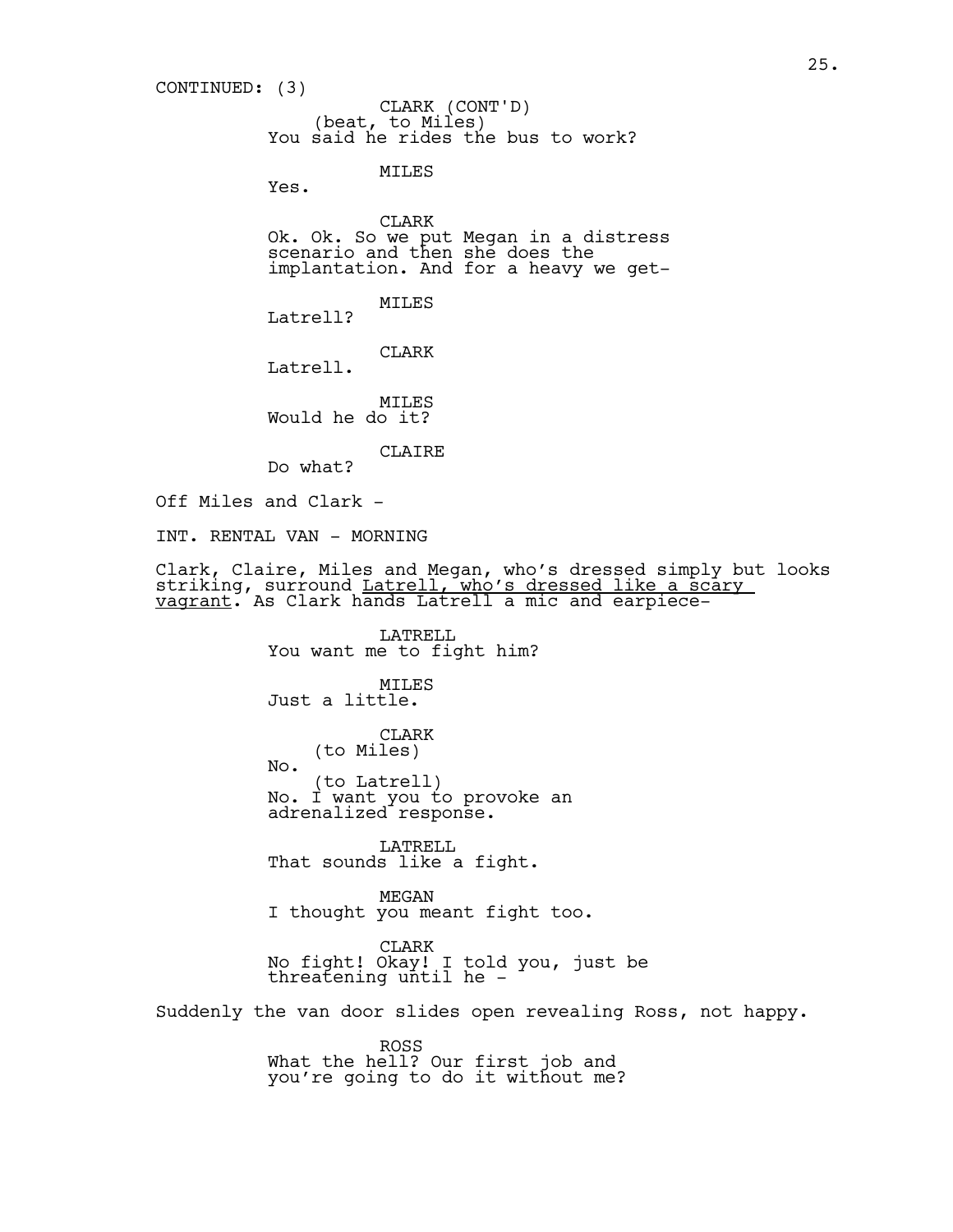CONTINUED: (3)

CLARK (CONT'D)
(beat, to Miles)
You said he rides the bus to work?

MILES
Yes.

CLARK
Ok. Ok. So we put Megan in a distress scenario and then she does the implantation. And for a heavy we get-

MILES
Latrell?

CLARK
Latrell.

MILES
Would he do it?

CLAIRE
Do what?

Off Miles and Clark -

INT. RENTAL VAN - MORNING

Clark, Claire, Miles and Megan, who's dressed simply but looks striking, surround Latrell, who's dressed like a scary vagrant. As Clark hands Latrell a mic and earpiece-

LATRELL
You want me to fight him?

MILES
Just a little.

CLARK
(to Miles)
No.
(to Latrell)
No. I want you to provoke an adrenalized response.

LATRELL
That sounds like a fight.

MEGAN
I thought you meant fight too.

CLARK
No fight! Okay! I told you, just be threatening until he -

Suddenly the van door slides open revealing Ross, not happy.

ROSS
What the hell? Our first job and you're going to do it without me?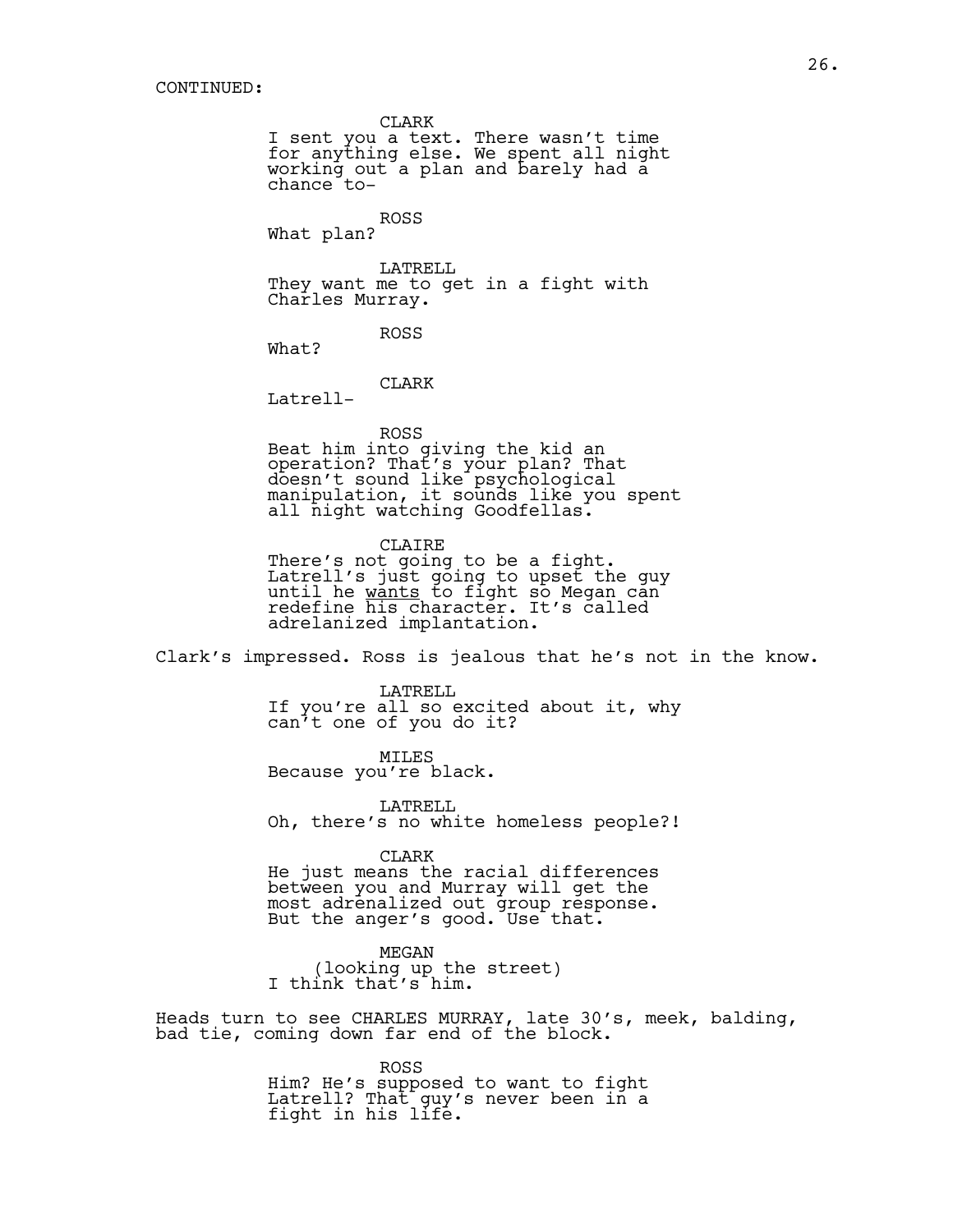CONTINUED:

CLARK
I sent you a text. There wasn't time for anything else. We spent all night working out a plan and barely had a chance to-

ROSS
What plan?

LATRELL
They want me to get in a fight with Charles Murray.

ROSS
What?

CLARK
Latrell-

ROSS
Beat him into giving the kid an operation? That's your plan? That doesn't sound like psychological manipulation, it sounds like you spent all night watching Goodfellas.

CLAIRE
There's not going to be a fight. Latrell's just going to upset the guy until he <u>wants</u> to fight so Megan can redefine his character. It's called adrelanized implantation.

Clark's impressed. Ross is jealous that he's not in the know.

LATRELL
If you're all so excited about it, why can't one of you do it?

MILES
Because you're black.

LATRELL
Oh, there's no white homeless people?!

CLARK
He just means the racial differences between you and Murray will get the most adrenalized out group response. But the anger's good. Use that.

MEGAN
(looking up the street)
I think that's him.

Heads turn to see CHARLES MURRAY, late 30's, meek, balding, bad tie, coming down far end of the block.

ROSS
Him? He's supposed to want to fight Latrell? That guy's never been in a fight in his life.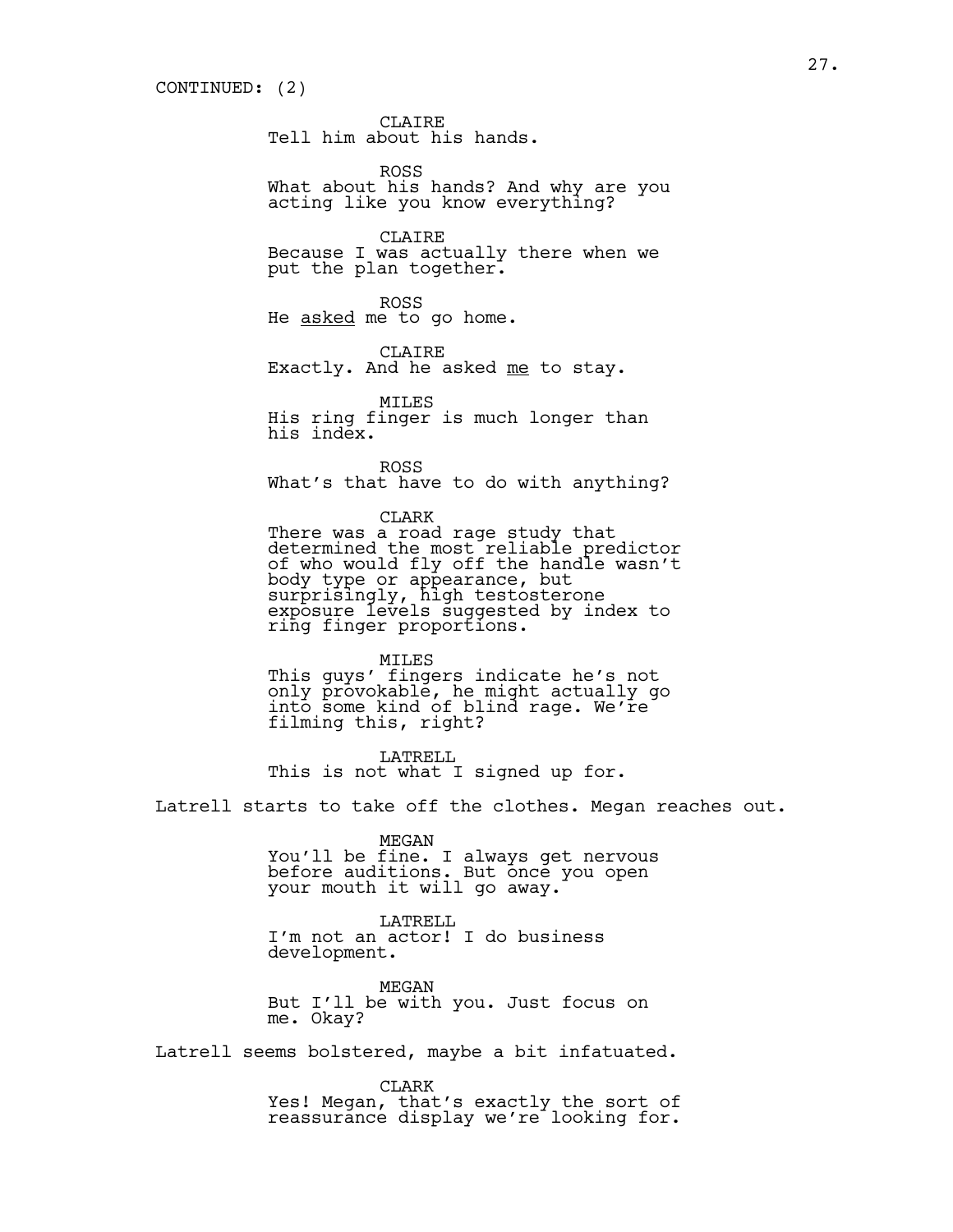CONTINUED: (2)

CLAIRE
Tell him about his hands.

ROSS
What about his hands? And why are you acting like you know everything?

CLAIRE
Because I was actually there when we put the plan together.

ROSS
He <u>asked</u> me to go home.

CLAIRE
Exactly. And he asked <u>me</u> to stay.

MILES
His ring finger is much longer than his index.

ROSS
What's that have to do with anything?

CLARK
There was a road rage study that determined the most reliable predictor of who would fly off the handle wasn't body type or appearance, but surprisingly, high testosterone exposure levels suggested by index to ring finger proportions.

MILES
This guys' fingers indicate he's not only provokable, he might actually go into some kind of blind rage. We're filming this, right?

LATRELL
This is not what I signed up for.

Latrell starts to take off the clothes. Megan reaches out.

MEGAN
You'll be fine. I always get nervous before auditions. But once you open your mouth it will go away.

LATRELL
I'm not an actor! I do business development.

MEGAN
But I'll be with you. Just focus on me. Okay?

Latrell seems bolstered, maybe a bit infatuated.

CLARK
Yes! Megan, that's exactly the sort of reassurance display we're looking for.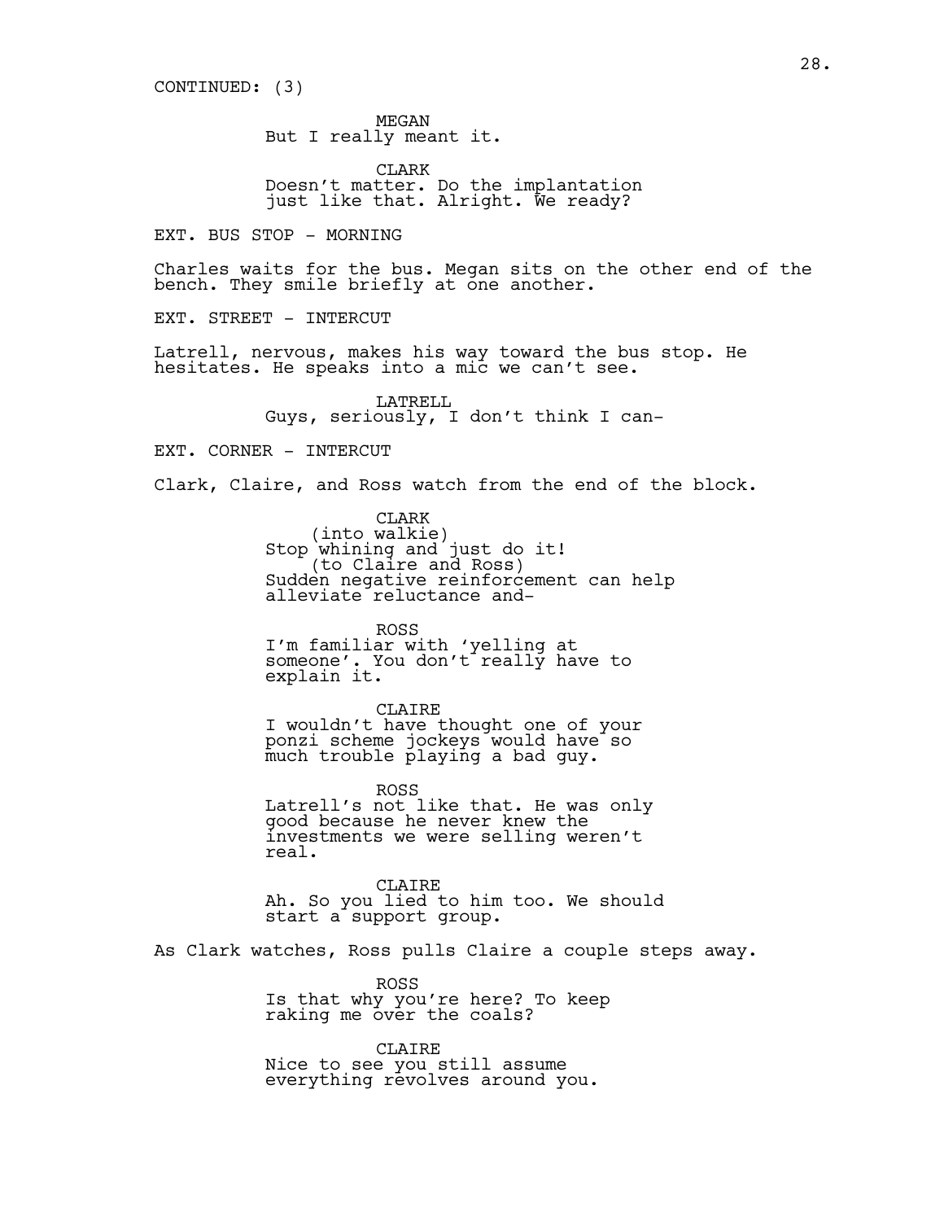CONTINUED: (3)

MEGAN
But I really meant it.

CLARK
Doesn't matter. Do the implantation just like that. Alright. We ready?

EXT. BUS STOP - MORNING

Charles waits for the bus. Megan sits on the other end of the bench. They smile briefly at one another.

EXT. STREET - INTERCUT

Latrell, nervous, makes his way toward the bus stop. He hesitates. He speaks into a mic we can't see.

LATRELL
Guys, seriously, I don't think I can-

EXT. CORNER - INTERCUT

Clark, Claire, and Ross watch from the end of the block.

CLARK
(into walkie)
Stop whining and just do it!
(to Claire and Ross)
Sudden negative reinforcement can help alleviate reluctance and-

ROSS
I'm familiar with 'yelling at someone'. You don't really have to explain it.

CLAIRE
I wouldn't have thought one of your ponzi scheme jockeys would have so much trouble playing a bad guy.

ROSS
Latrell's not like that. He was only good because he never knew the investments we were selling weren't real.

CLAIRE
Ah. So you lied to him too. We should start a support group.

As Clark watches, Ross pulls Claire a couple steps away.

ROSS
Is that why you're here? To keep raking me over the coals?

CLAIRE
Nice to see you still assume everything revolves around you.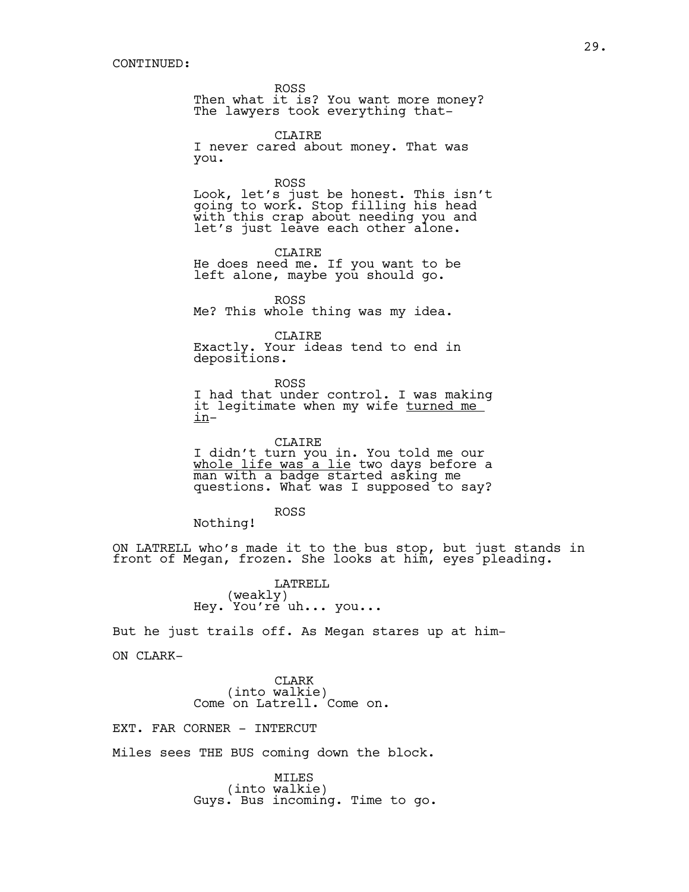CONTINUED:

ROSS
Then what it is? You want more money? The lawyers took everything that-

CLAIRE
I never cared about money. That was you.

ROSS
Look, let's just be honest. This isn't going to work. Stop filling his head with this crap about needing you and let's just leave each other alone.

CLAIRE
He does need me. If you want to be left alone, maybe you should go.

ROSS
Me? This whole thing was my idea.

CLAIRE
Exactly. Your ideas tend to end in depositions.

ROSS
I had that under control. I was making it legitimate when my wife <u>turned me in</u>-

CLAIRE
I didn't turn you in. You told me our <u>whole life was a lie</u> two days before a man with a badge started asking me questions. What was I supposed to say?

ROSS
Nothing!

ON LATRELL who's made it to the bus stop, but just stands in front of Megan, frozen. She looks at him, eyes pleading.

LATRELL
(weakly)
Hey. You're uh... you...

But he just trails off. As Megan stares up at him-

ON CLARK-

CLARK
(into walkie)
Come on Latrell. Come on.

EXT. FAR CORNER - INTERCUT

Miles sees THE BUS coming down the block.

MILES
(into walkie)
Guys. Bus incoming. Time to go.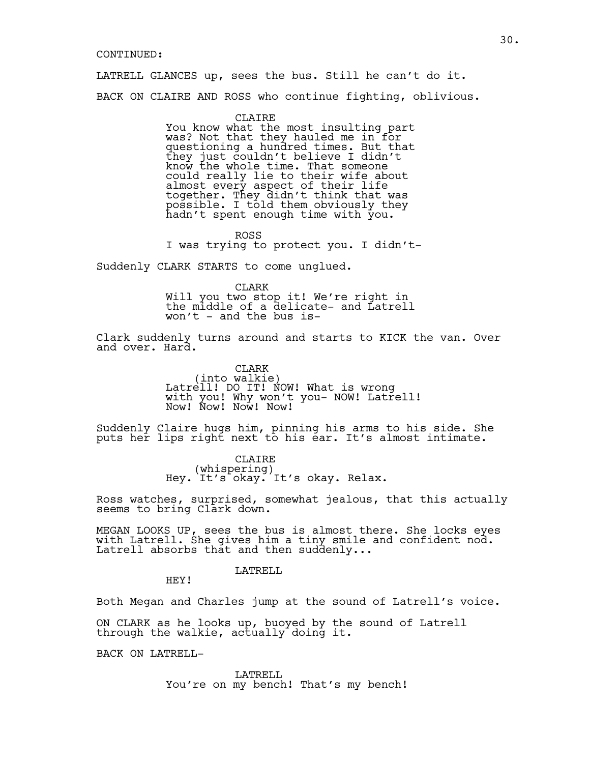CONTINUED:

LATRELL GLANCES up, sees the bus. Still he can't do it.

BACK ON CLAIRE AND ROSS who continue fighting, oblivious.

CLAIRE
You know what the most insulting part was? Not that they hauled me in for questioning a hundred times. But that they just couldn't believe I didn't know the whole time. That someone could really lie to their wife about almost <u>every</u> aspect of their life together. They didn't think that was possible. I told them obviously they hadn't spent enough time with you.

ROSS
I was trying to protect you. I didn't-

Suddenly CLARK STARTS to come unglued.

CLARK
Will you two stop it! We're right in the middle of a delicate- and Latrell won't - and the bus is-

Clark suddenly turns around and starts to KICK the van. Over and over. Hard.

CLARK
(into walkie)
Latrell! DO IT! NOW! What is wrong with you! Why won't you- NOW! Latrell! Now! Now! Now! Now!

Suddenly Claire hugs him, pinning his arms to his side. She puts her lips right next to his ear. It's almost intimate.

CLAIRE
(whispering)
Hey. It's okay. It's okay. Relax.

Ross watches, surprised, somewhat jealous, that this actually seems to bring Clark down.

MEGAN LOOKS UP, sees the bus is almost there. She locks eyes with Latrell. She gives him a tiny smile and confident nod. Latrell absorbs that and then suddenly...

LATRELL
HEY!

Both Megan and Charles jump at the sound of Latrell's voice.

ON CLARK as he looks up, buoyed by the sound of Latrell through the walkie, actually doing it.

BACK ON LATRELL-

LATRELL
You're on my bench! That's my bench!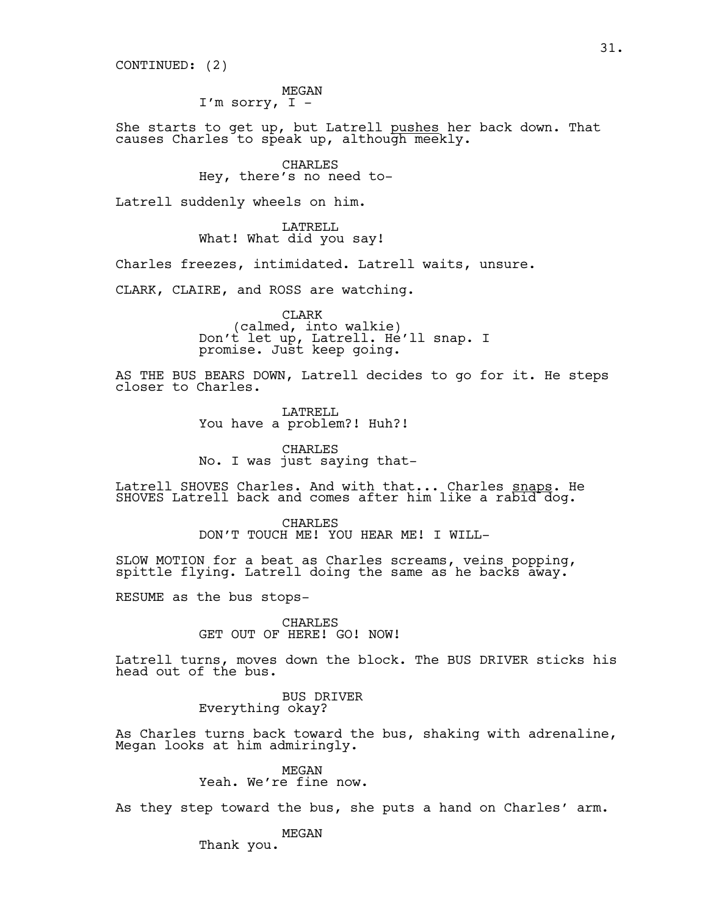CONTINUED: (2)

MEGAN
I'm sorry, I -

She starts to get up, but Latrell pushes her back down. That causes Charles to speak up, although meekly.

CHARLES
Hey, there's no need to-

Latrell suddenly wheels on him.

LATRELL
What! What did you say!

Charles freezes, intimidated. Latrell waits, unsure.

CLARK, CLAIRE, and ROSS are watching.

CLARK
(calmed, into walkie)
Don't let up, Latrell. He'll snap. I promise. Just keep going.

AS THE BUS BEARS DOWN, Latrell decides to go for it. He steps closer to Charles.

LATRELL
You have a problem?! Huh?!

CHARLES
No. I was just saying that-

Latrell SHOVES Charles. And with that... Charles snaps. He SHOVES Latrell back and comes after him like a rabid dog.

CHARLES
DON'T TOUCH ME! YOU HEAR ME! I WILL-

SLOW MOTION for a beat as Charles screams, veins popping, spittle flying. Latrell doing the same as he backs away.

RESUME as the bus stops-

CHARLES
GET OUT OF HERE! GO! NOW!

Latrell turns, moves down the block. The BUS DRIVER sticks his head out of the bus.

BUS DRIVER
Everything okay?

As Charles turns back toward the bus, shaking with adrenaline, Megan looks at him admiringly.

MEGAN
Yeah. We're fine now.

As they step toward the bus, she puts a hand on Charles' arm.

MEGAN
Thank you.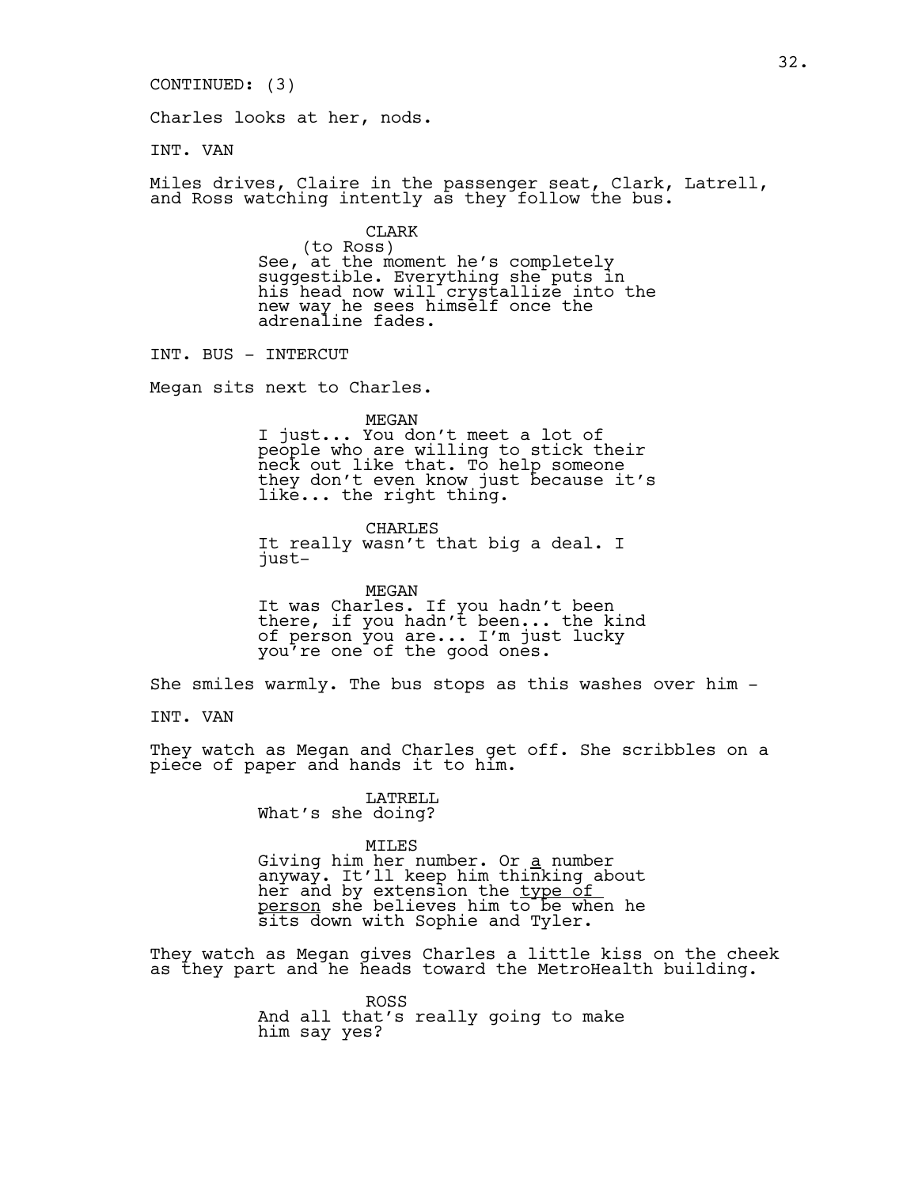CONTINUED: (3)

Charles looks at her, nods.

INT. VAN

Miles drives, Claire in the passenger seat, Clark, Latrell, and Ross watching intently as they follow the bus.

CLARK
(to Ross)
See, at the moment he's completely suggestible. Everything she puts in his head now will crystallize into the new way he sees himself once the adrenaline fades.

INT. BUS - INTERCUT

Megan sits next to Charles.

MEGAN
I just... You don't meet a lot of people who are willing to stick their neck out like that. To help someone they don't even know just because it's like... the right thing.

CHARLES
It really wasn't that big a deal. I just-

MEGAN
It was Charles. If you hadn't been there, if you hadn't been... the kind of person you are... I'm just lucky you're one of the good ones.

She smiles warmly. The bus stops as this washes over him -

INT. VAN

They watch as Megan and Charles get off. She scribbles on a piece of paper and hands it to him.

LATRELL
What's she doing?

MILES
Giving him her number. Or <u>a</u> number anyway. It'll keep him thinking about her and by extension the <u>type of person</u> she believes him to be when he sits down with Sophie and Tyler.

They watch as Megan gives Charles a little kiss on the cheek as they part and he heads toward the MetroHealth building.

ROSS
And all that's really going to make him say yes?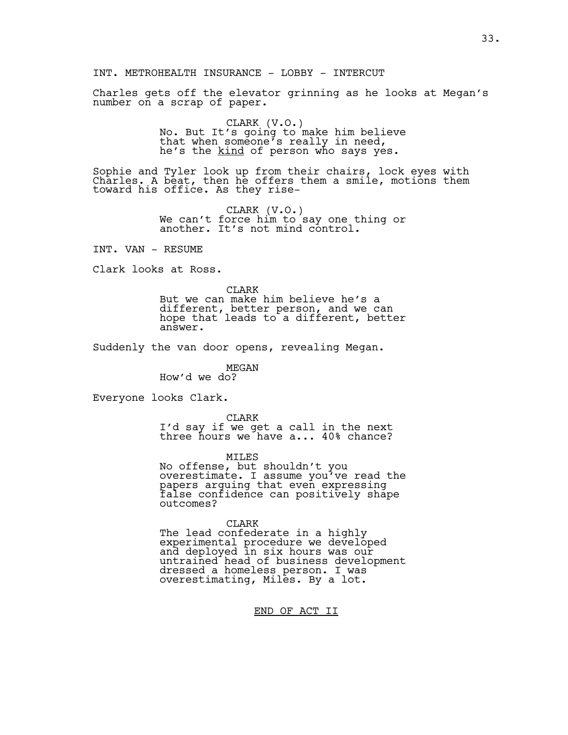INT. METROHEALTH INSURANCE - LOBBY - INTERCUT

Charles gets off the elevator grinning as he looks at Megan's number on a scrap of paper.

CLARK (V.O.)
No. But It's going to make him believe that when someone's really in need, he's the _kind_ of person who says yes.

Sophie and Tyler look up from their chairs, lock eyes with Charles. A beat, then he offers them a smile, motions them toward his office. As they rise-

CLARK (V.O.)
We can't force him to say one thing or another. It's not mind control.

INT. VAN - RESUME

Clark looks at Ross.

CLARK
But we can make him believe he's a different, better person, and we can hope that leads to a different, better answer.

Suddenly the van door opens, revealing Megan.

MEGAN
How'd we do?

Everyone looks Clark.

CLARK
I'd say if we get a call in the next three hours we have a... 40% chance?

MILES
No offense, but shouldn't you overestimate. I assume you've read the papers arguing that even expressing false confidence can positively shape outcomes?

CLARK
The lead confederate in a highly experimental procedure we developed and deployed in six hours was our untrained head of business development dressed a homeless person. I was overestimating, Miles. By a lot.

END OF ACT II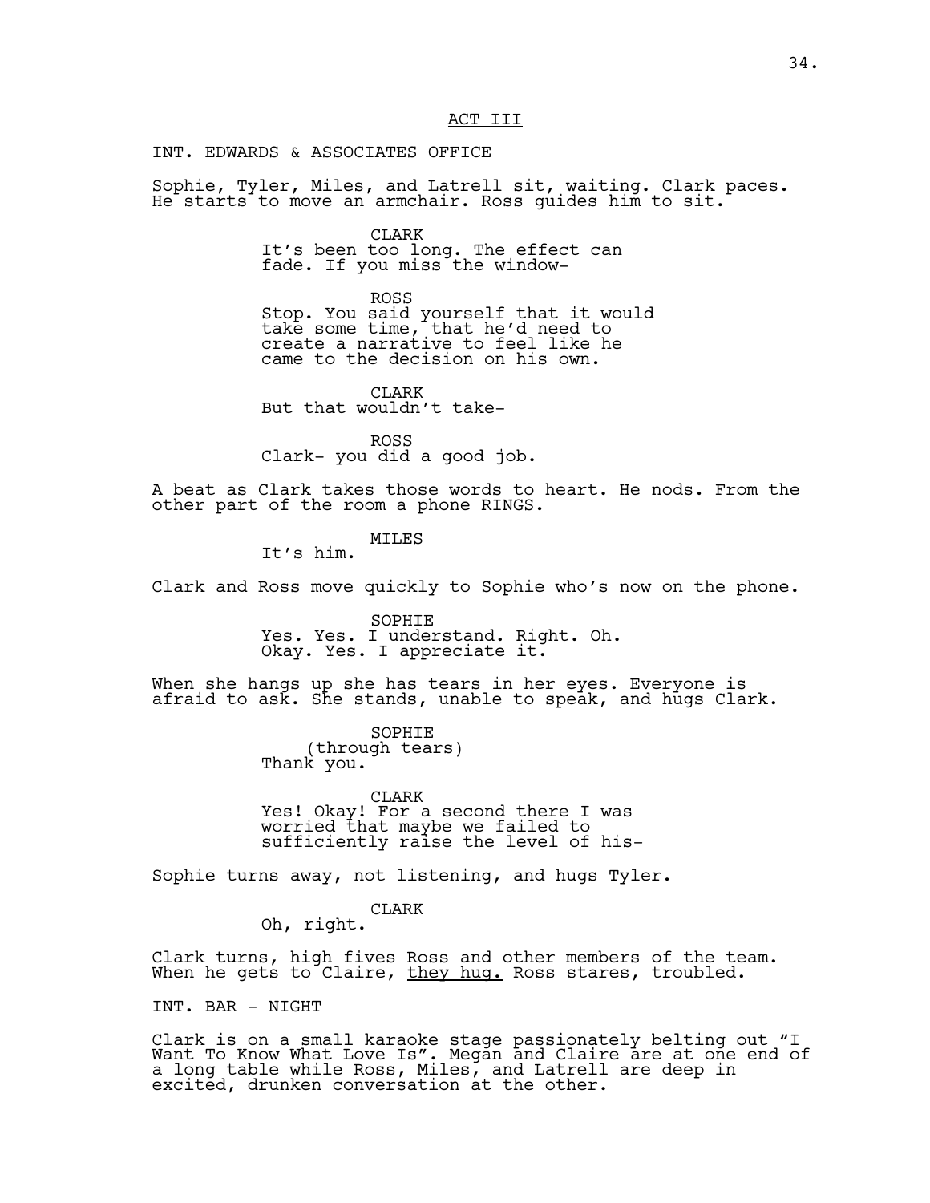ACT III

INT. EDWARDS & ASSOCIATES OFFICE

Sophie, Tyler, Miles, and Latrell sit, waiting. Clark paces. He starts to move an armchair. Ross guides him to sit.

CLARK
It's been too long. The effect can fade. If you miss the window-

ROSS
Stop. You said yourself that it would take some time, that he'd need to create a narrative to feel like he came to the decision on his own.

CLARK
But that wouldn't take-

ROSS
Clark- you did a good job.

A beat as Clark takes those words to heart. He nods. From the other part of the room a phone RINGS.

MILES
It's him.

Clark and Ross move quickly to Sophie who's now on the phone.

SOPHIE
Yes. Yes. I understand. Right. Oh. Okay. Yes. I appreciate it.

When she hangs up she has tears in her eyes. Everyone is afraid to ask. She stands, unable to speak, and hugs Clark.

SOPHIE
(through tears)
Thank you.

CLARK
Yes! Okay! For a second there I was worried that maybe we failed to sufficiently raise the level of his-

Sophie turns away, not listening, and hugs Tyler.

CLARK
Oh, right.

Clark turns, high fives Ross and other members of the team. When he gets to Claire, they hug. Ross stares, troubled.

INT. BAR - NIGHT

Clark is on a small karaoke stage passionately belting out "I Want To Know What Love Is". Megan and Claire are at one end of a long table while Ross, Miles, and Latrell are deep in excited, drunken conversation at the other.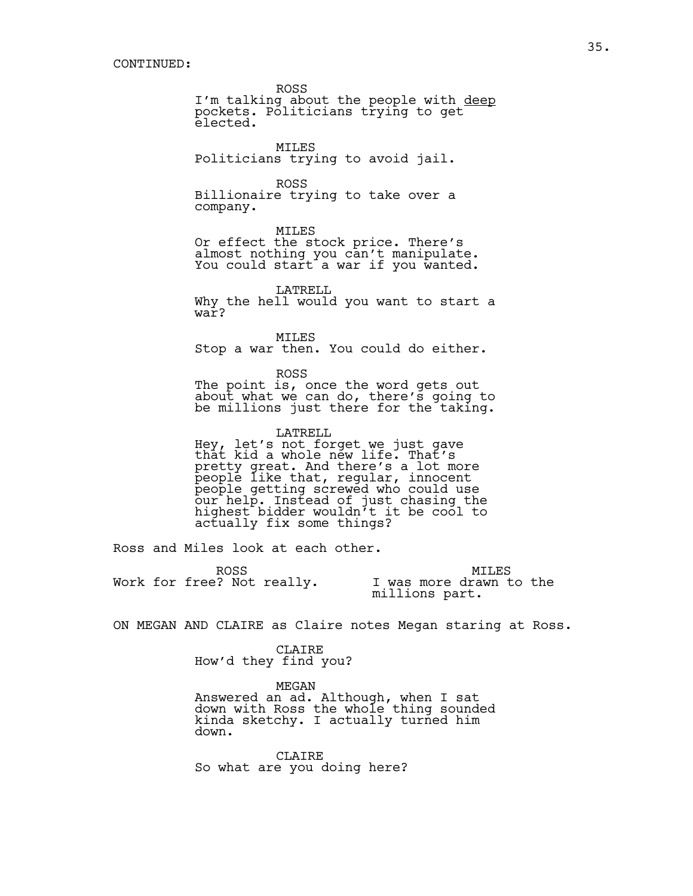CONTINUED:

ROSS
I'm talking about the people with <u>deep</u> pockets. Politicians trying to get elected.

MILES
Politicians trying to avoid jail.

ROSS
Billionaire trying to take over a company.

MILES
Or effect the stock price. There's almost nothing you can't manipulate. You could start a war if you wanted.

LATRELL
Why the hell would you want to start a war?

MILES
Stop a war then. You could do either.

ROSS
The point is, once the word gets out about what we can do, there's going to be millions just there for the taking.

LATRELL
Hey, let's not forget we just gave that kid a whole new life. That's pretty great. And there's a lot more people like that, regular, innocent people getting screwed who could use our help. Instead of just chasing the highest bidder wouldn't it be cool to actually fix some things?

Ross and Miles look at each other.

ROSS
Work for free? Not really.

MILES
I was more drawn to the millions part.

ON MEGAN AND CLAIRE as Claire notes Megan staring at Ross.

CLAIRE
How'd they find you?

MEGAN
Answered an ad. Although, when I sat down with Ross the whole thing sounded kinda sketchy. I actually turned him down.

CLAIRE
So what are you doing here?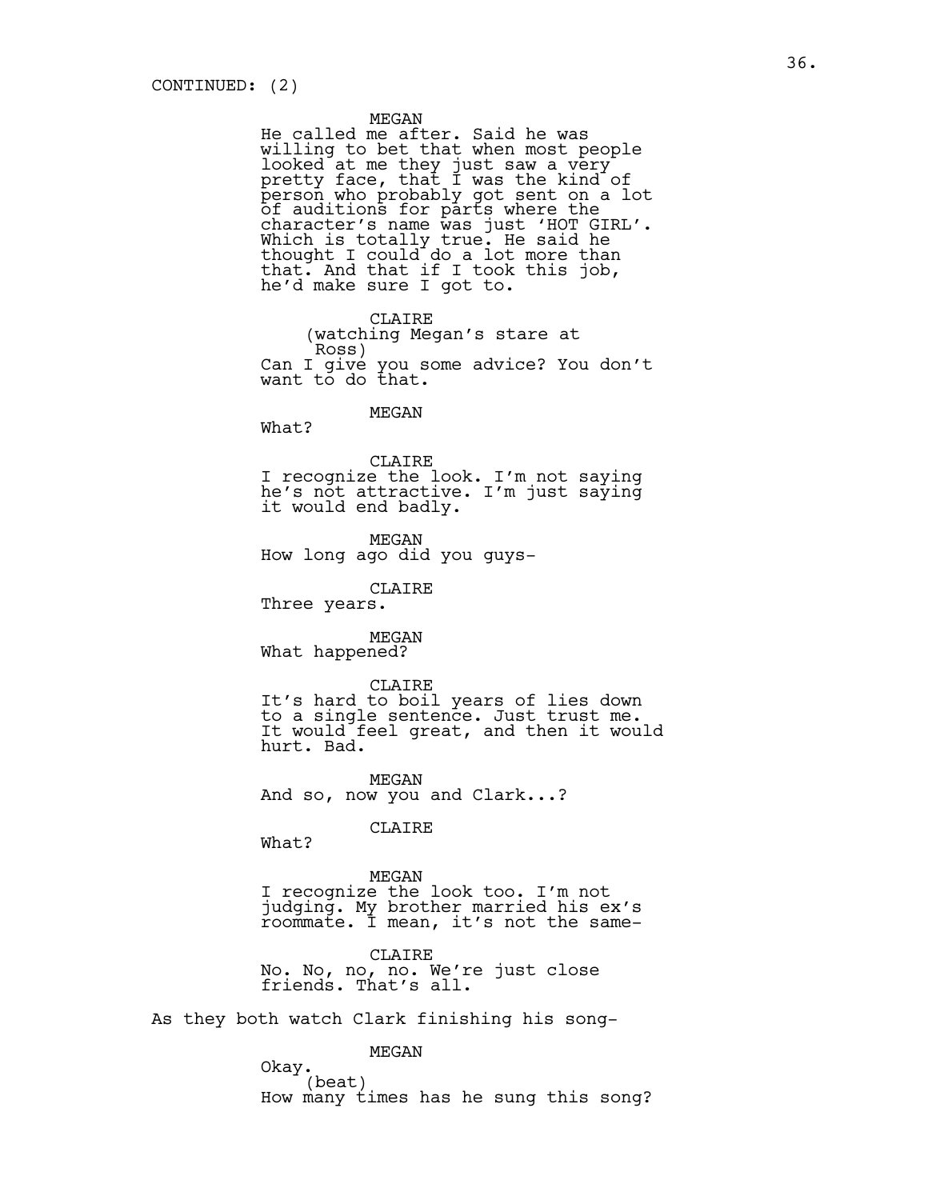CONTINUED: (2)

MEGAN
He called me after. Said he was willing to bet that when most people looked at me they just saw a very pretty face, that I was the kind of person who probably got sent on a lot of auditions for parts where the character's name was just 'HOT GIRL'. Which is totally true. He said he thought I could do a lot more than that. And that if I took this job, he'd make sure I got to.

CLAIRE
(watching Megan's stare at Ross)
Can I give you some advice? You don't want to do that.

MEGAN
What?

CLAIRE
I recognize the look. I'm not saying he's not attractive. I'm just saying it would end badly.

MEGAN
How long ago did you guys-

CLAIRE
Three years.

MEGAN
What happened?

CLAIRE
It's hard to boil years of lies down to a single sentence. Just trust me. It would feel great, and then it would hurt. Bad.

MEGAN
And so, now you and Clark...?

CLAIRE
What?

MEGAN
I recognize the look too. I'm not judging. My brother married his ex's roommate. I mean, it's not the same-

CLAIRE
No. No, no, no. We're just close friends. That's all.

As they both watch Clark finishing his song-

MEGAN
Okay.
(beat)
How many times has he sung this song?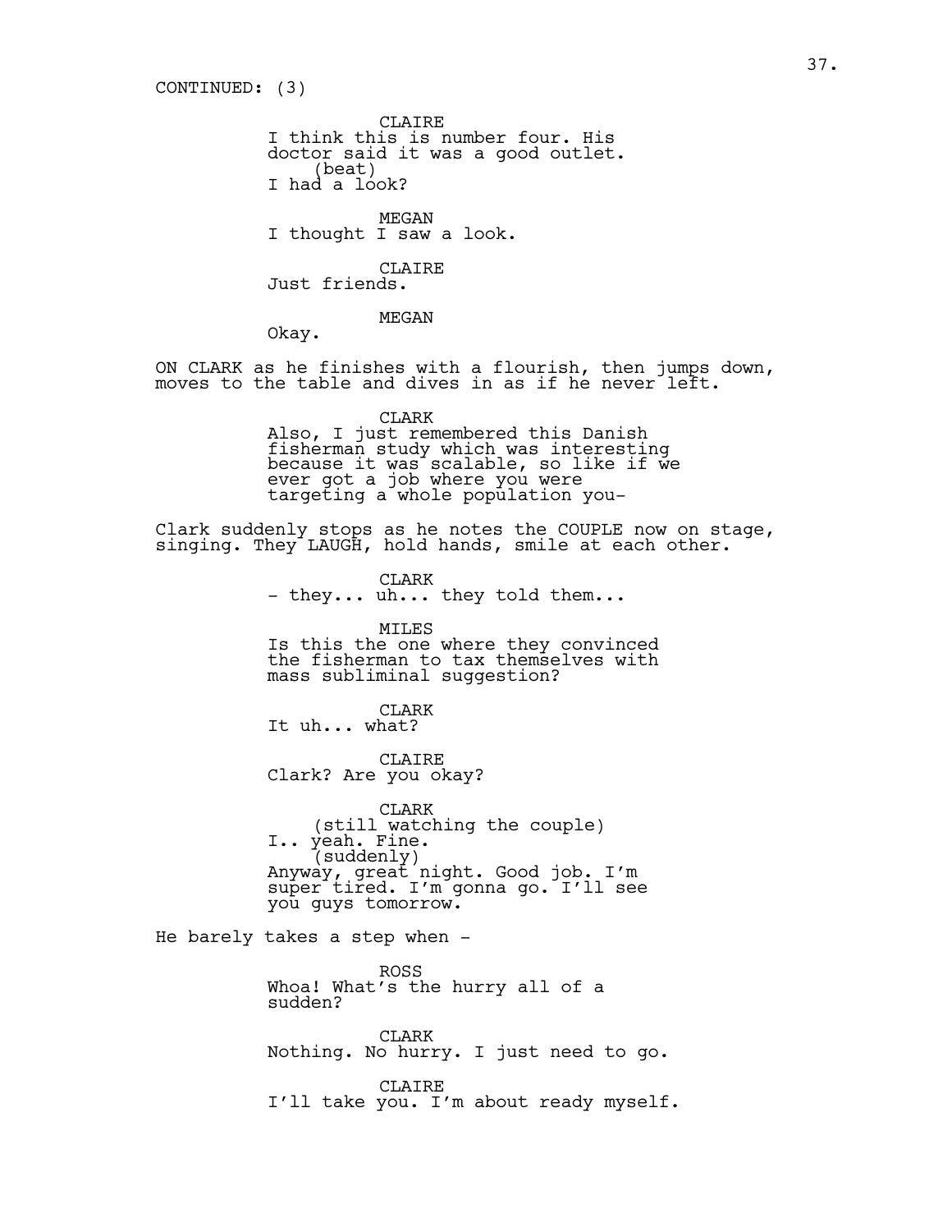CONTINUED: (3)

CLAIRE
I think this is number four. His doctor said it was a good outlet.
(beat)
I had a look?

MEGAN
I thought I saw a look.

CLAIRE
Just friends.

MEGAN
Okay.

ON CLARK as he finishes with a flourish, then jumps down, moves to the table and dives in as if he never left.

CLARK
Also, I just remembered this Danish fisherman study which was interesting because it was scalable, so like if we ever got a job where you were targeting a whole population you-

Clark suddenly stops as he notes the COUPLE now on stage, singing. They LAUGH, hold hands, smile at each other.

CLARK
- they... uh... they told them...

MILES
Is this the one where they convinced the fisherman to tax themselves with mass subliminal suggestion?

CLARK
It uh... what?

CLAIRE
Clark? Are you okay?

CLARK
(still watching the couple)
I.. yeah. Fine.
(suddenly)
Anyway, great night. Good job. I'm super tired. I'm gonna go. I'll see you guys tomorrow.

He barely takes a step when -

ROSS
Whoa! What's the hurry all of a sudden?

CLARK
Nothing. No hurry. I just need to go.

CLAIRE
I'll take you. I'm about ready myself.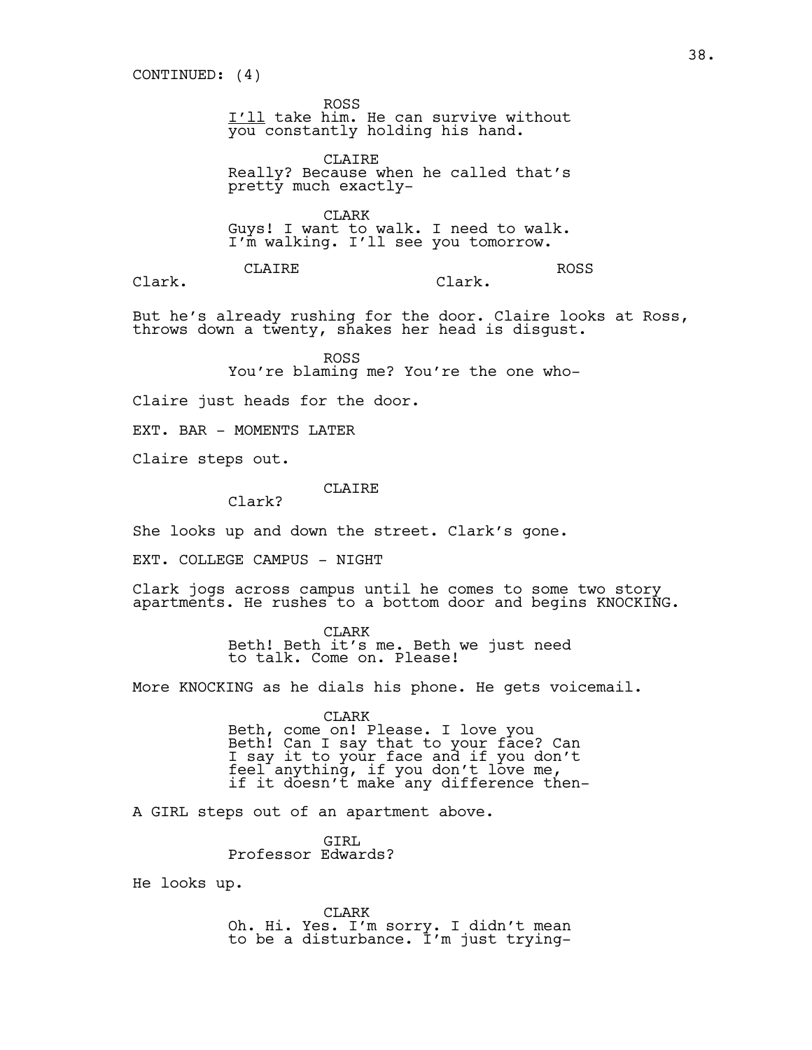CONTINUED: (4)

ROSS
*I'll* take him. He can survive without you constantly holding his hand.

CLAIRE
Really? Because when he called that's pretty much exactly-

CLARK
Guys! I want to walk. I need to walk. I'm walking. I'll see you tomorrow.

CLAIRE
Clark.

ROSS
Clark.

But he's already rushing for the door. Claire looks at Ross, throws down a twenty, shakes her head is disgust.

ROSS
You're blaming me? You're the one who-

Claire just heads for the door.

EXT. BAR - MOMENTS LATER

Claire steps out.

CLAIRE
Clark?

She looks up and down the street. Clark's gone.

EXT. COLLEGE CAMPUS - NIGHT

Clark jogs across campus until he comes to some two story apartments. He rushes to a bottom door and begins KNOCKING.

CLARK
Beth! Beth it's me. Beth we just need to talk. Come on. Please!

More KNOCKING as he dials his phone. He gets voicemail.

CLARK
Beth, come on! Please. I love you Beth! Can I say that to your face? Can I say it to your face and if you don't feel anything, if you don't love me, if it doesn't make any difference then-

A GIRL steps out of an apartment above.

GIRL
Professor Edwards?

He looks up.

CLARK
Oh. Hi. Yes. I'm sorry. I didn't mean to be a disturbance. I'm just trying-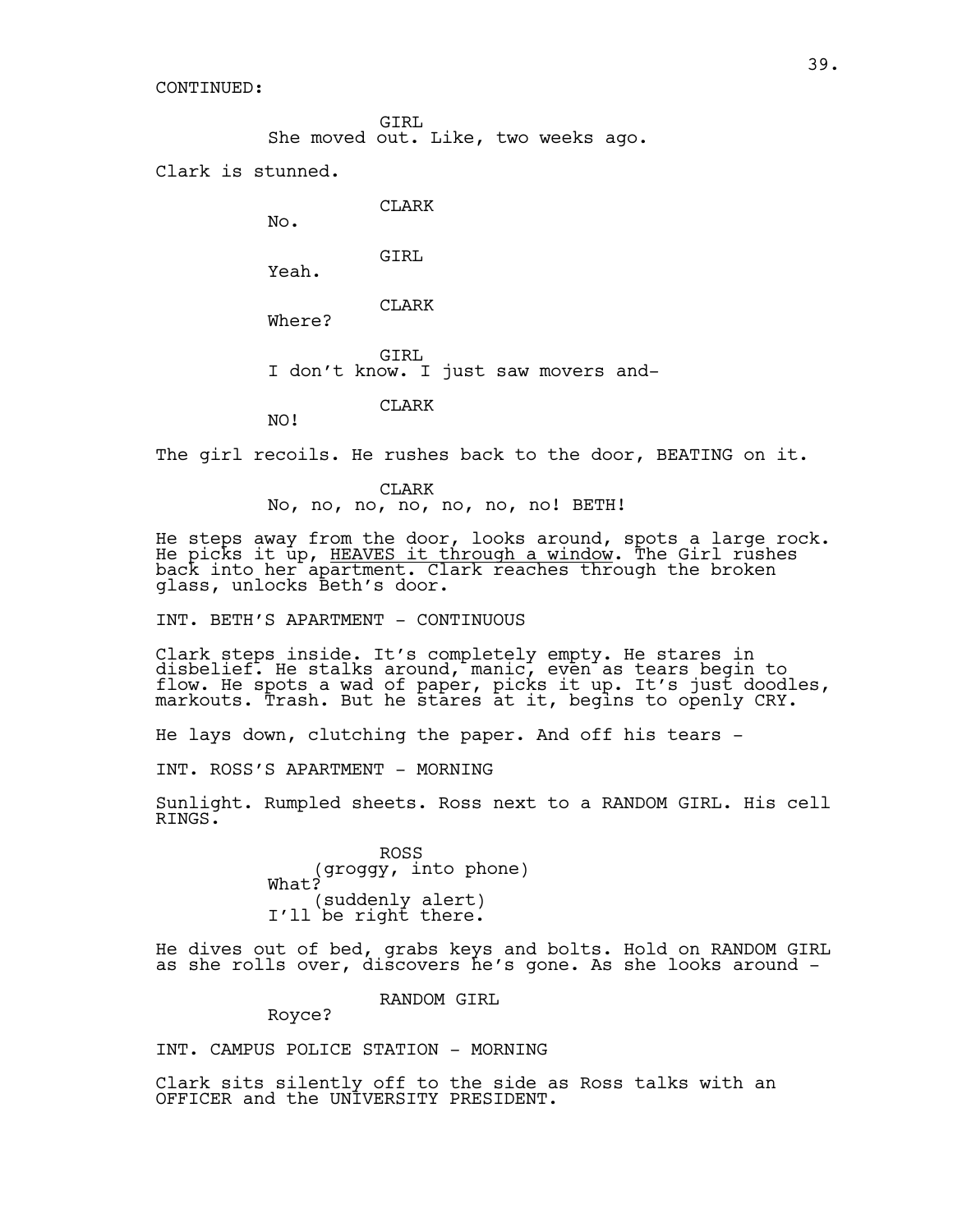CONTINUED:

GIRL
She moved out. Like, two weeks ago.

Clark is stunned.

CLARK
No.

GIRL
Yeah.

CLARK
Where?

GIRL
I don't know. I just saw movers and-

CLARK
NO!

The girl recoils. He rushes back to the door, BEATING on it.

CLARK
No, no, no, no, no, no, no! BETH!

He steps away from the door, looks around, spots a large rock. He picks it up, <u>HEAVES it through a window</u>. The Girl rushes back into her apartment. Clark reaches through the broken glass, unlocks Beth's door.

INT. BETH'S APARTMENT - CONTINUOUS

Clark steps inside. It's completely empty. He stares in disbelief. He stalks around, manic, even as tears begin to flow. He spots a wad of paper, picks it up. It's just doodles, markouts. Trash. But he stares at it, begins to openly CRY.

He lays down, clutching the paper. And off his tears -

INT. ROSS'S APARTMENT - MORNING

Sunlight. Rumpled sheets. Ross next to a RANDOM GIRL. His cell RINGS.

ROSS
(groggy, into phone)
What?
(suddenly alert)
I'll be right there.

He dives out of bed, grabs keys and bolts. Hold on RANDOM GIRL as she rolls over, discovers he's gone. As she looks around -

RANDOM GIRL
Royce?

INT. CAMPUS POLICE STATION - MORNING

Clark sits silently off to the side as Ross talks with an OFFICER and the UNIVERSITY PRESIDENT.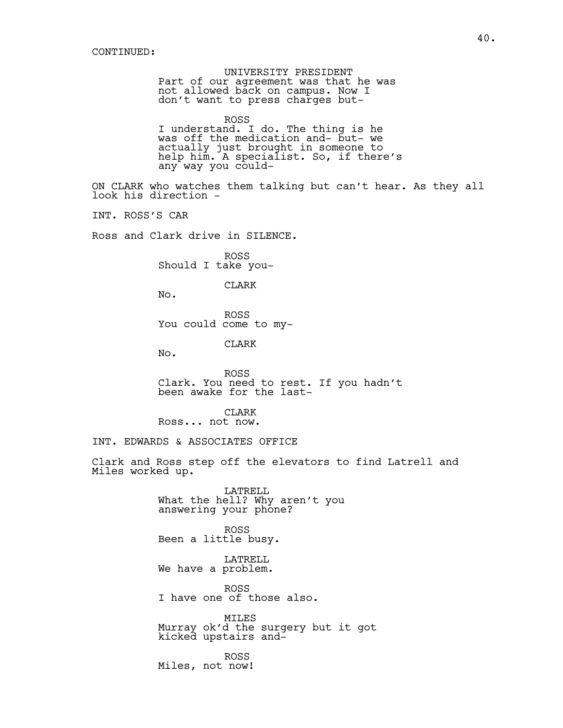CONTINUED:

UNIVERSITY PRESIDENT
Part of our agreement was that he was not allowed back on campus. Now I don't want to press charges but-

ROSS
I understand. I do. The thing is he was off the medication and- but- we actually just brought in someone to help him. A specialist. So, if there's any way you could-

ON CLARK who watches them talking but can't hear. As they all look his direction -

INT. ROSS'S CAR

Ross and Clark drive in SILENCE.

ROSS
Should I take you-

CLARK
No.

ROSS
You could come to my-

CLARK
No.

ROSS
Clark. You need to rest. If you hadn't been awake for the last-

CLARK
Ross... not now.

INT. EDWARDS & ASSOCIATES OFFICE

Clark and Ross step off the elevators to find Latrell and Miles worked up.

LATRELL
What the hell? Why aren't you answering your phone?

ROSS
Been a little busy.

LATRELL
We have a problem.

ROSS
I have one of those also.

MILES
Murray ok'd the surgery but it got kicked upstairs and-

ROSS
Miles, not now!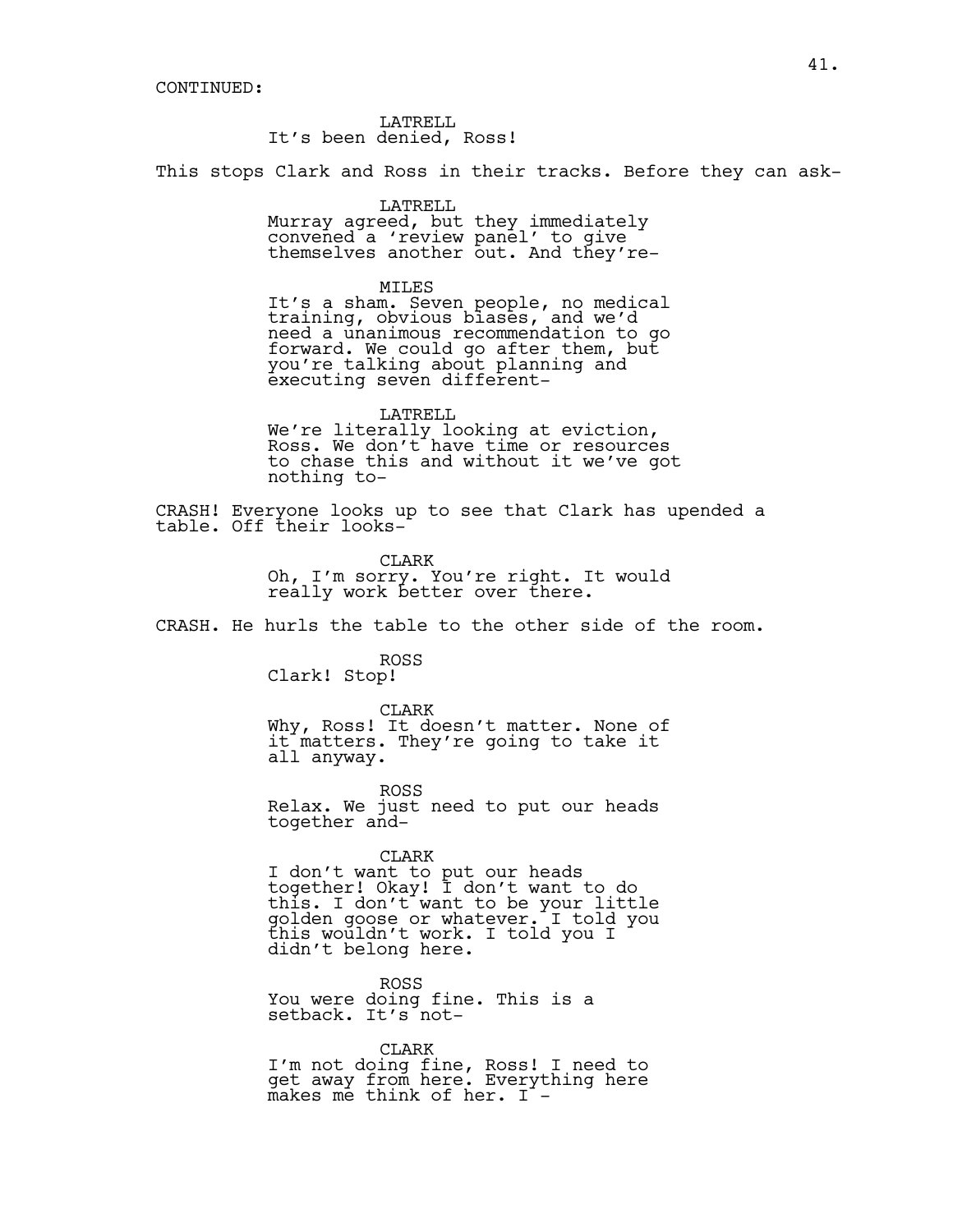CONTINUED:

LATRELL
It's been denied, Ross!

This stops Clark and Ross in their tracks. Before they can ask-

LATRELL
Murray agreed, but they immediately convened a 'review panel' to give themselves another out. And they're-

MILES
It's a sham. Seven people, no medical training, obvious biases, and we'd need a unanimous recommendation to go forward. We could go after them, but you're talking about planning and executing seven different-

LATRELL
We're literally looking at eviction, Ross. We don't have time or resources to chase this and without it we've got nothing to-

CRASH! Everyone looks up to see that Clark has upended a table. Off their looks-

CLARK
Oh, I'm sorry. You're right. It would really work better over there.

CRASH. He hurls the table to the other side of the room.

ROSS
Clark! Stop!

CLARK
Why, Ross! It doesn't matter. None of it matters. They're going to take it all anyway.

ROSS
Relax. We just need to put our heads together and-

CLARK
I don't want to put our heads together! Okay! I don't want to do this. I don't want to be your little golden goose or whatever. I told you this wouldn't work. I told you I didn't belong here.

ROSS
You were doing fine. This is a setback. It's not-

CLARK
I'm not doing fine, Ross! I need to get away from here. Everything here makes me think of her. I -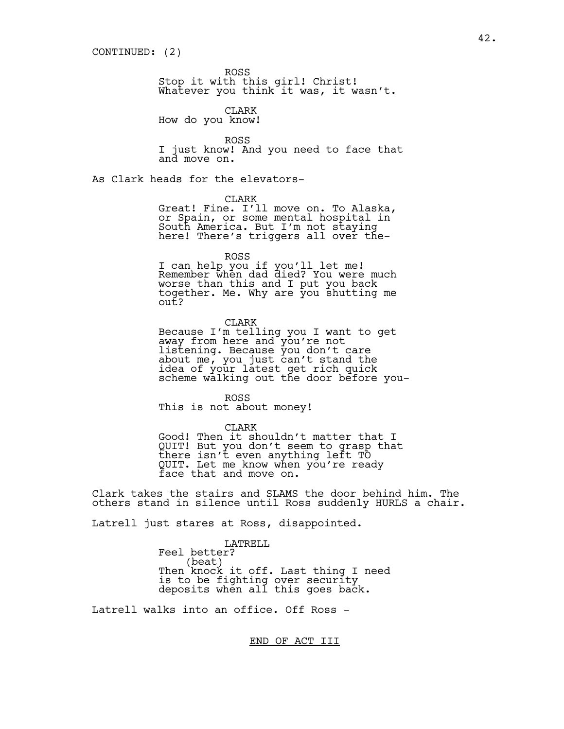CONTINUED: (2)

ROSS
Stop it with this girl! Christ! Whatever you think it was, it wasn't.

CLARK
How do you know!

ROSS
I just know! And you need to face that and move on.

As Clark heads for the elevators-

CLARK
Great! Fine. I'll move on. To Alaska, or Spain, or some mental hospital in South America. But I'm not staying here! There's triggers all over the-

ROSS
I can help you if you'll let me! Remember when dad died? You were much worse than this and I put you back together. Me. Why are you shutting me out?

CLARK
Because I'm telling you I want to get away from here and you're not listening. Because you don't care about me, you just can't stand the idea of your latest get rich quick scheme walking out the door before you-

ROSS
This is not about money!

CLARK
Good! Then it shouldn't matter that I QUIT! But you don't seem to grasp that there isn't even anything left TO QUIT. Let me know when you're ready face <u>that</u> and move on.

Clark takes the stairs and SLAMS the door behind him. The others stand in silence until Ross suddenly HURLS a chair.

Latrell just stares at Ross, disappointed.

LATRELL
Feel better?
(beat)
Then knock it off. Last thing I need is to be fighting over security deposits when all this goes back.

Latrell walks into an office. Off Ross -

<u>END OF ACT III</u>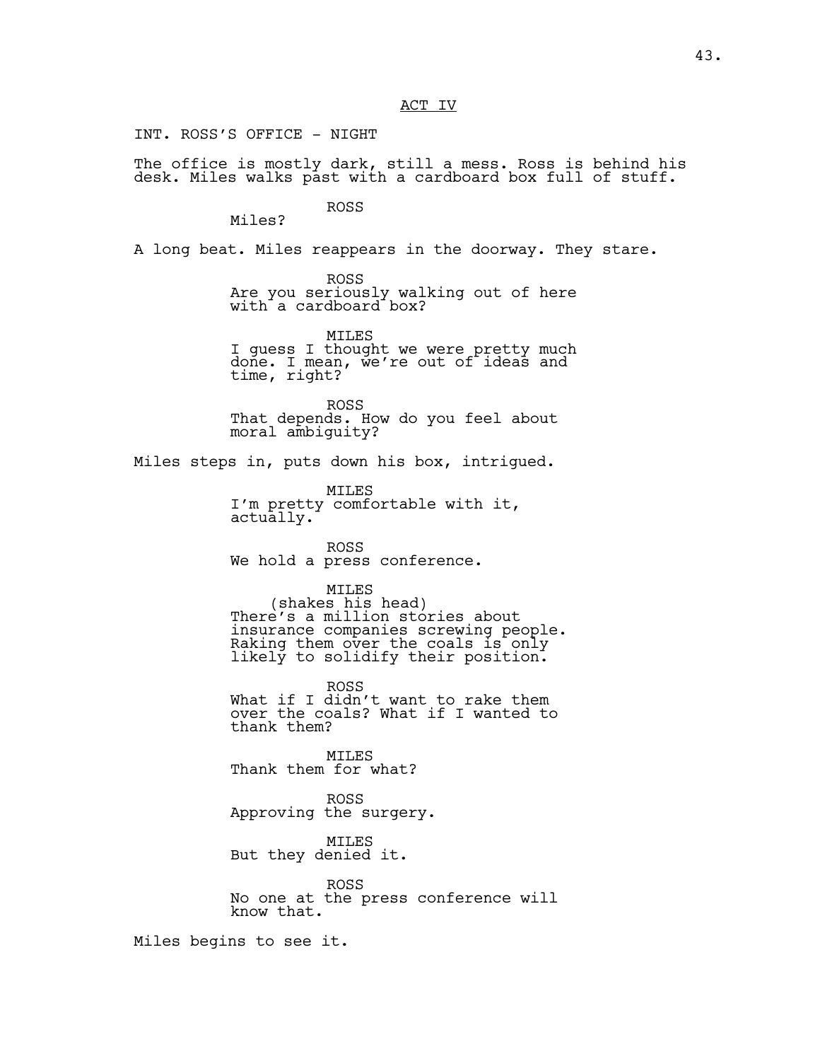ACT IV

INT. ROSS'S OFFICE - NIGHT

The office is mostly dark, still a mess. Ross is behind his desk. Miles walks past with a cardboard box full of stuff.

ROSS
Miles?

A long beat. Miles reappears in the doorway. They stare.

ROSS
Are you seriously walking out of here with a cardboard box?

MILES
I guess I thought we were pretty much done. I mean, we're out of ideas and time, right?

ROSS
That depends. How do you feel about moral ambiguity?

Miles steps in, puts down his box, intrigued.

MILES
I'm pretty comfortable with it, actually.

ROSS
We hold a press conference.

MILES
(shakes his head)
There's a million stories about insurance companies screwing people. Raking them over the coals is only likely to solidify their position.

ROSS
What if I didn't want to rake them over the coals? What if I wanted to thank them?

MILES
Thank them for what?

ROSS
Approving the surgery.

MILES
But they denied it.

ROSS
No one at the press conference will know that.

Miles begins to see it.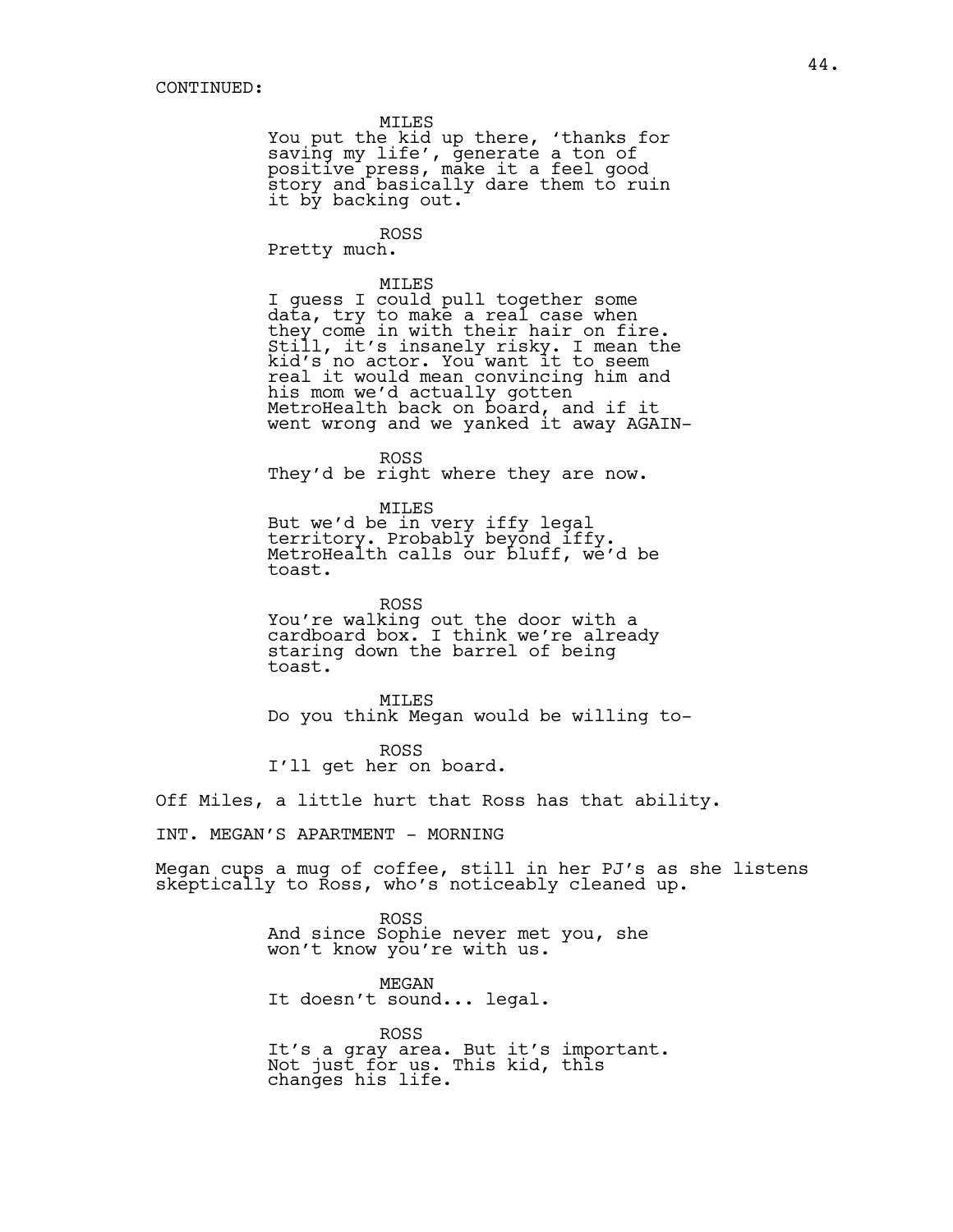CONTINUED:

MILES
You put the kid up there, 'thanks for saving my life', generate a ton of positive press, make it a feel good story and basically dare them to ruin it by backing out.

ROSS
Pretty much.

MILES
I guess I could pull together some data, try to make a real case when they come in with their hair on fire. Still, it's insanely risky. I mean the kid's no actor. You want it to seem real it would mean convincing him and his mom we'd actually gotten MetroHealth back on board, and if it went wrong and we yanked it away AGAIN-

ROSS
They'd be right where they are now.

MILES
But we'd be in very iffy legal territory. Probably beyond iffy. MetroHealth calls our bluff, we'd be toast.

ROSS
You're walking out the door with a cardboard box. I think we're already staring down the barrel of being toast.

MILES
Do you think Megan would be willing to-

ROSS
I'll get her on board.

Off Miles, a little hurt that Ross has that ability.

INT. MEGAN'S APARTMENT - MORNING

Megan cups a mug of coffee, still in her PJ's as she listens skeptically to Ross, who's noticeably cleaned up.

ROSS
And since Sophie never met you, she won't know you're with us.

MEGAN
It doesn't sound... legal.

ROSS
It's a gray area. But it's important. Not just for us. This kid, this changes his life.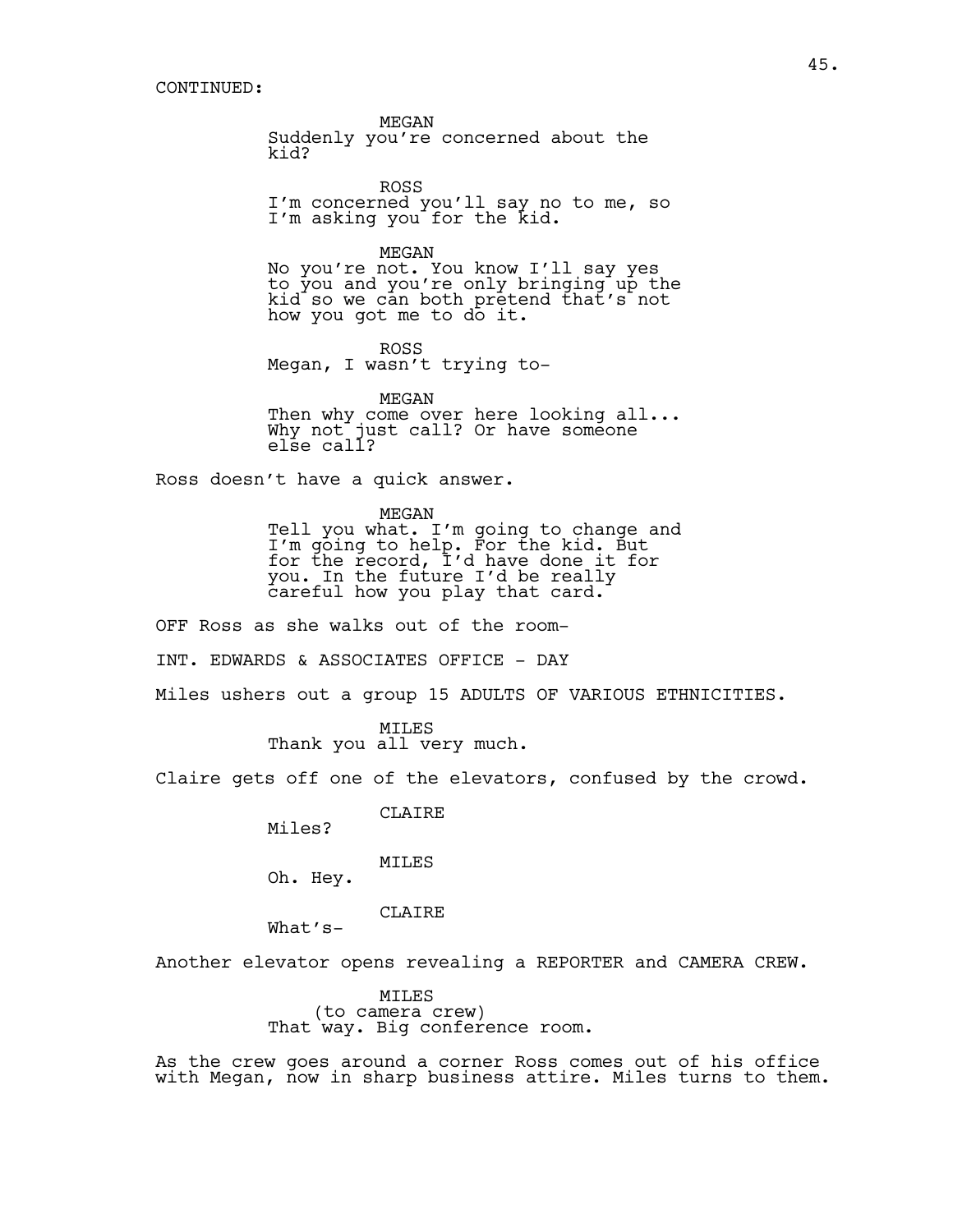CONTINUED:

MEGAN
Suddenly you're concerned about the kid?

ROSS
I'm concerned you'll say no to me, so I'm asking you for the kid.

MEGAN
No you're not. You know I'll say yes to you and you're only bringing up the kid so we can both pretend that's not how you got me to do it.

ROSS
Megan, I wasn't trying to-

MEGAN
Then why come over here looking all... Why not just call? Or have someone else call?

Ross doesn't have a quick answer.

MEGAN
Tell you what. I'm going to change and I'm going to help. For the kid. But for the record, I'd have done it for you. In the future I'd be really careful how you play that card.

OFF Ross as she walks out of the room-

INT. EDWARDS & ASSOCIATES OFFICE - DAY

Miles ushers out a group 15 ADULTS OF VARIOUS ETHNICITIES.

MILES
Thank you all very much.

Claire gets off one of the elevators, confused by the crowd.

CLAIRE
Miles?

MILES
Oh. Hey.

CLAIRE
What's-

Another elevator opens revealing a REPORTER and CAMERA CREW.

MILES
(to camera crew)
That way. Big conference room.

As the crew goes around a corner Ross comes out of his office with Megan, now in sharp business attire. Miles turns to them.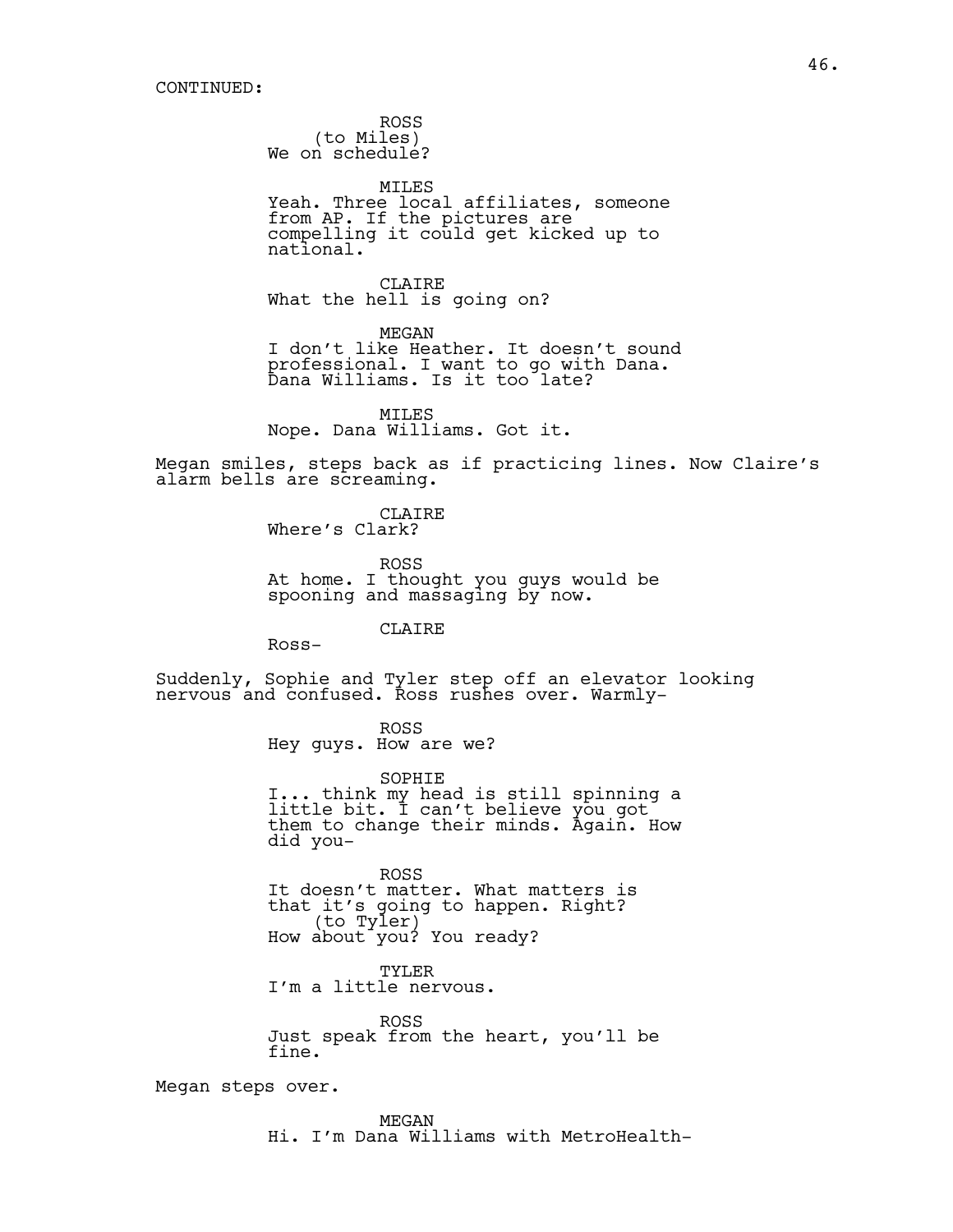CONTINUED:

ROSS
(to Miles)
We on schedule?

MILES
Yeah. Three local affiliates, someone from AP. If the pictures are compelling it could get kicked up to national.

CLAIRE
What the hell is going on?

MEGAN
I don't like Heather. It doesn't sound professional. I want to go with Dana. Dana Williams. Is it too late?

MILES
Nope. Dana Williams. Got it.

Megan smiles, steps back as if practicing lines. Now Claire's alarm bells are screaming.

CLAIRE
Where's Clark?

ROSS
At home. I thought you guys would be spooning and massaging by now.

CLAIRE
Ross-

Suddenly, Sophie and Tyler step off an elevator looking nervous and confused. Ross rushes over. Warmly-

ROSS
Hey guys. How are we?

SOPHIE
I... think my head is still spinning a little bit. I can't believe you got them to change their minds. Again. How did you-

ROSS
It doesn't matter. What matters is that it's going to happen. Right?
(to Tyler)
How about you? You ready?

TYLER
I'm a little nervous.

ROSS
Just speak from the heart, you'll be fine.

Megan steps over.

MEGAN
Hi. I'm Dana Williams with MetroHealth-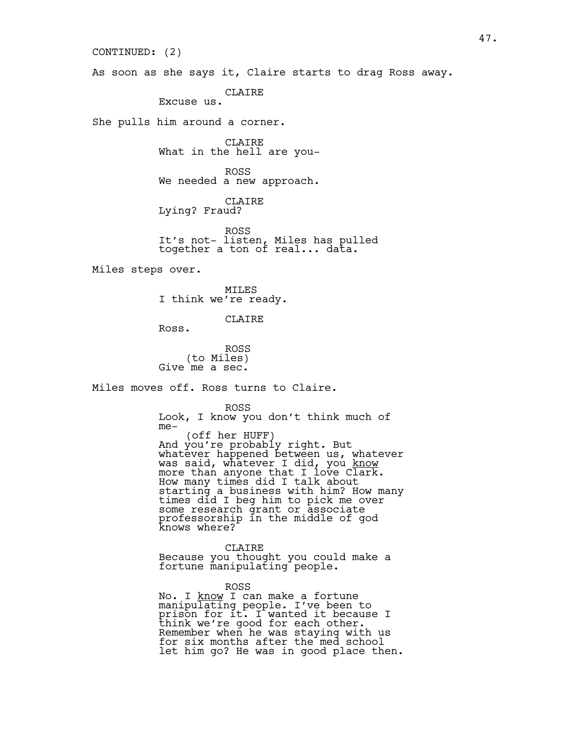CONTINUED: (2)

As soon as she says it, Claire starts to drag Ross away.

CLAIRE
Excuse us.

She pulls him around a corner.

CLAIRE
What in the hell are you-

ROSS
We needed a new approach.

CLAIRE
Lying? Fraud?

ROSS
It's not- listen, Miles has pulled together a ton of real... data.

Miles steps over.

MILES
I think we're ready.

CLAIRE
Ross.

ROSS
(to Miles)
Give me a sec.

Miles moves off. Ross turns to Claire.

ROSS
Look, I know you don't think much of me-
(off her HUFF)
And you're probably right. But whatever happened between us, whatever was said, whatever I did, you _know_ more than anyone that I love Clark. How many times did I talk about starting a business with him? How many times did I beg him to pick me over some research grant or associate professorship in the middle of god knows where?

CLAIRE
Because you thought you could make a fortune manipulating people.

ROSS
No. I _know_ I can make a fortune manipulating people. I've been to prison for it. I wanted it because I think we're good for each other. Remember when he was staying with us for six months after the med school let him go? He was in good place then.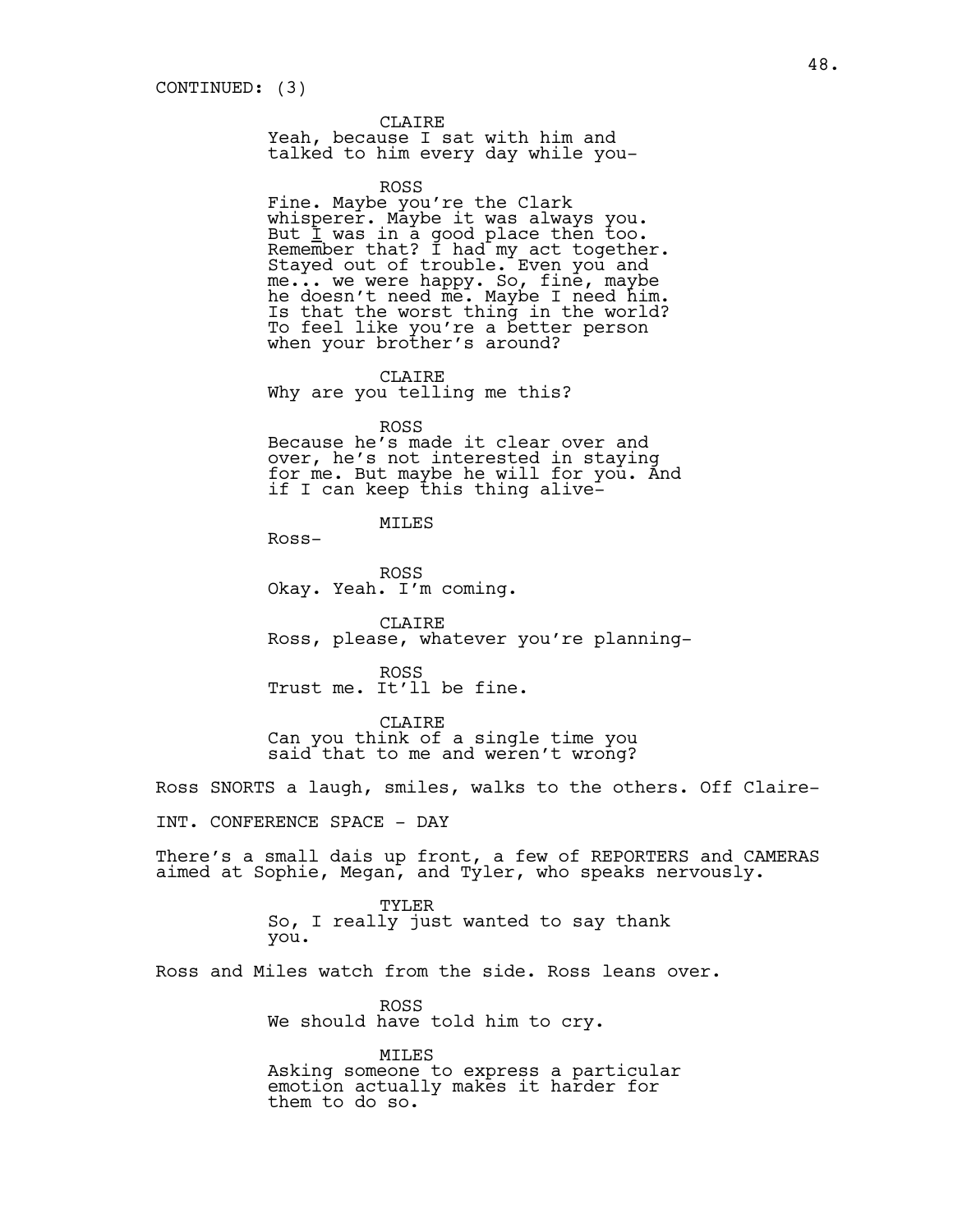CONTINUED: (3)

CLAIRE
Yeah, because I sat with him and talked to him every day while you-

ROSS
Fine. Maybe you're the Clark whisperer. Maybe it was always you. But I was in a good place then too. Remember that? I had my act together. Stayed out of trouble. Even you and me... we were happy. So, fine, maybe he doesn't need me. Maybe I need him. Is that the worst thing in the world? To feel like you're a better person when your brother's around?

CLAIRE
Why are you telling me this?

ROSS
Because he's made it clear over and over, he's not interested in staying for me. But maybe he will for you. And if I can keep this thing alive-

MILES
Ross-

ROSS
Okay. Yeah. I'm coming.

CLAIRE
Ross, please, whatever you're planning-

ROSS
Trust me. It'll be fine.

CLAIRE
Can you think of a single time you said that to me and weren't wrong?

Ross SNORTS a laugh, smiles, walks to the others. Off Claire-

INT. CONFERENCE SPACE - DAY

There's a small dais up front, a few of REPORTERS and CAMERAS aimed at Sophie, Megan, and Tyler, who speaks nervously.

TYLER
So, I really just wanted to say thank you.

Ross and Miles watch from the side. Ross leans over.

ROSS
We should have told him to cry.

MILES
Asking someone to express a particular emotion actually makes it harder for them to do so.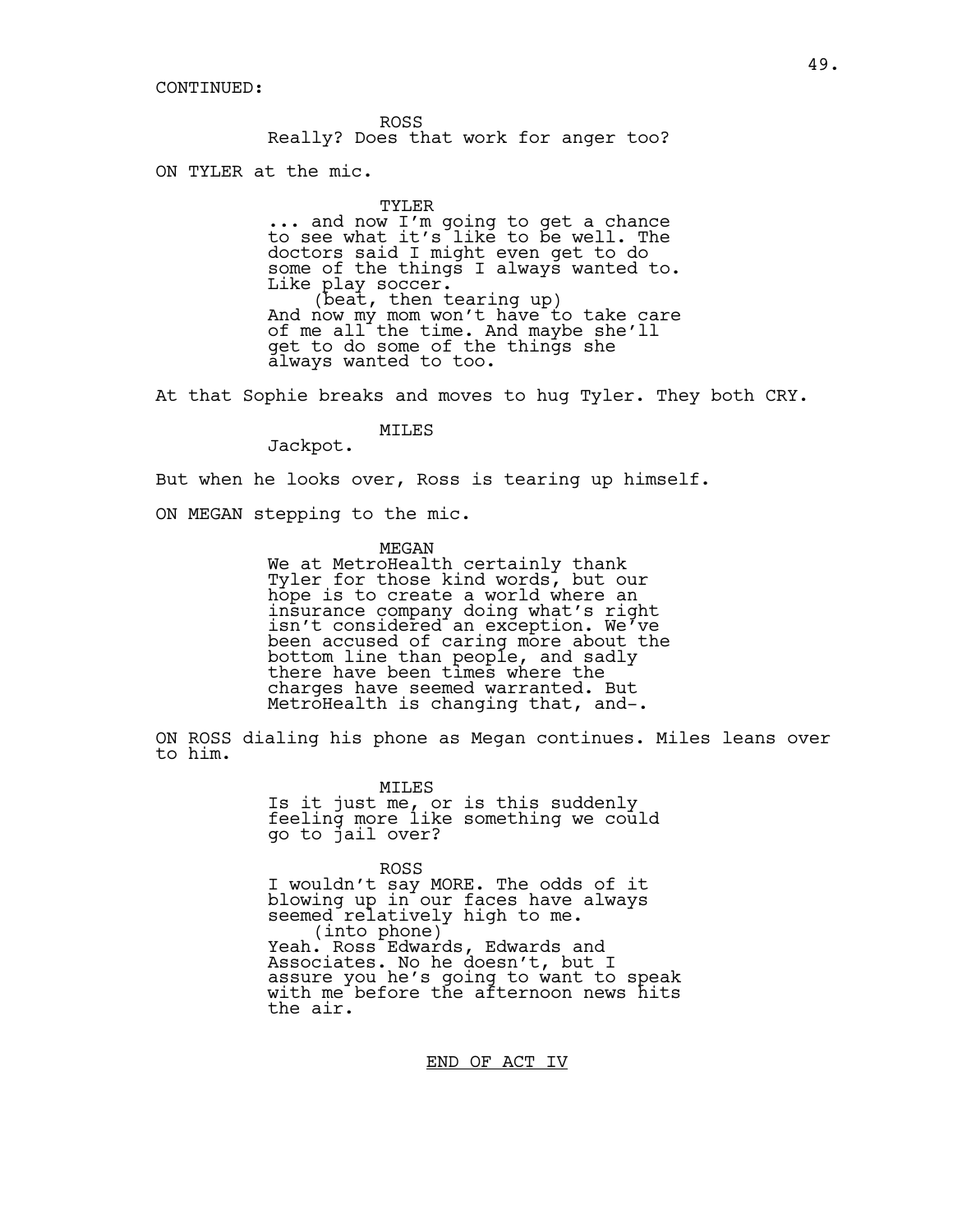CONTINUED:

ROSS
Really? Does that work for anger too?

ON TYLER at the mic.

TYLER
... and now I'm going to get a chance to see what it's like to be well. The doctors said I might even get to do some of the things I always wanted to. Like play soccer.
(beat, then tearing up)
And now my mom won't have to take care of me all the time. And maybe she'll get to do some of the things she always wanted to too.

At that Sophie breaks and moves to hug Tyler. They both CRY.

MILES
Jackpot.

But when he looks over, Ross is tearing up himself.

ON MEGAN stepping to the mic.

MEGAN
We at MetroHealth certainly thank Tyler for those kind words, but our hope is to create a world where an insurance company doing what's right isn't considered an exception. We've been accused of caring more about the bottom line than people, and sadly there have been times where the charges have seemed warranted. But MetroHealth is changing that, and-.

ON ROSS dialing his phone as Megan continues. Miles leans over to him.

MILES
Is it just me, or is this suddenly feeling more like something we could go to jail over?

ROSS
I wouldn't say MORE. The odds of it blowing up in our faces have always seemed relatively high to me.
(into phone)
Yeah. Ross Edwards, Edwards and Associates. No he doesn't, but I assure you he's going to want to speak with me before the afternoon news hits the air.

END OF ACT IV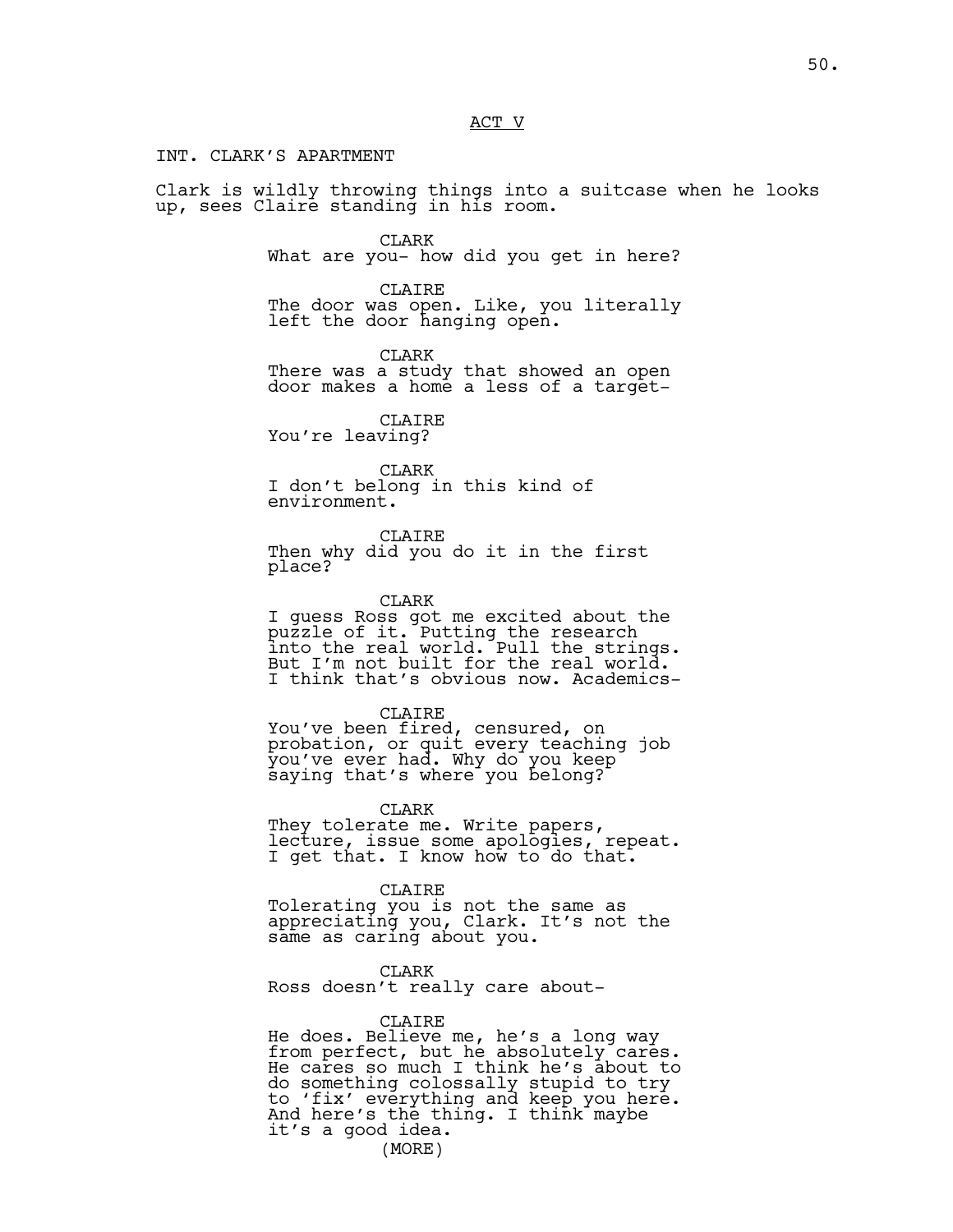ACT V

INT. CLARK'S APARTMENT

Clark is wildly throwing things into a suitcase when he looks up, sees Claire standing in his room.

CLARK
What are you- how did you get in here?

CLAIRE
The door was open. Like, you literally left the door hanging open.

CLARK
There was a study that showed an open door makes a home a less of a target-

CLAIRE
You're leaving?

CLARK
I don't belong in this kind of environment.

CLAIRE
Then why did you do it in the first place?

CLARK
I guess Ross got me excited about the puzzle of it. Putting the research into the real world. Pull the strings. But I'm not built for the real world. I think that's obvious now. Academics-

CLAIRE
You've been fired, censured, on probation, or quit every teaching job you've ever had. Why do you keep saying that's where you belong?

CLARK
They tolerate me. Write papers, lecture, issue some apologies, repeat. I get that. I know how to do that.

CLAIRE
Tolerating you is not the same as appreciating you, Clark. It's not the same as caring about you.

CLARK
Ross doesn't really care about-

CLAIRE
He does. Believe me, he's a long way from perfect, but he absolutely cares. He cares so much I think he's about to do something colossally stupid to try to 'fix' everything and keep you here. And here's the thing. I think maybe it's a good idea.
(MORE)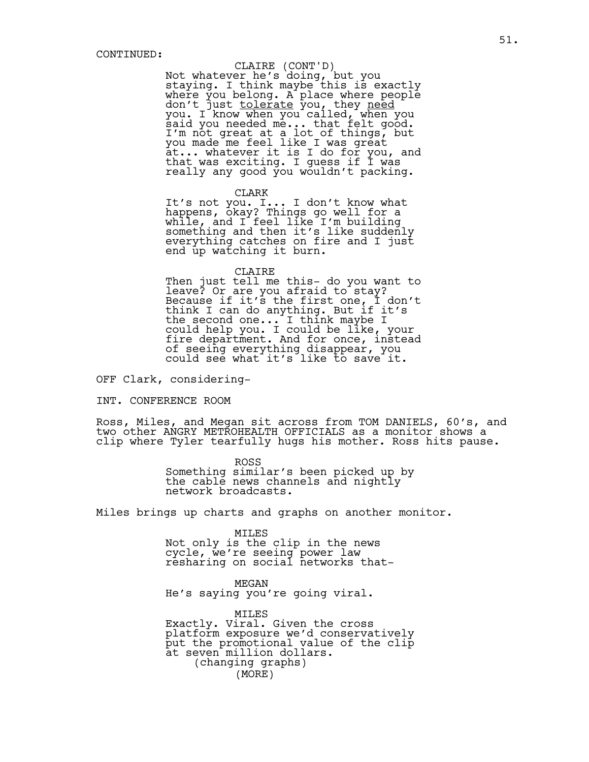CONTINUED:

CLAIRE (CONT'D)
Not whatever he's doing, but you staying. I think maybe this is exactly where you belong. A place where people don't just <u>tolerate</u> you, they <u>need</u> you. I know when you called, when you said you needed me... that felt good. I'm not great at a lot of things, but you made me feel like I was great at... whatever it is I do for you, and that was exciting. I guess if I was really any good you wouldn't packing.

CLARK
It's not you. I... I don't know what happens, okay? Things go well for a while, and I feel like I'm building something and then it's like suddenly everything catches on fire and I just end up watching it burn.

CLAIRE
Then just tell me this- do you want to leave? Or are you afraid to stay? Because if it's the first one, I don't think I can do anything. But if it's the second one... I think maybe I could help you. I could be like, your fire department. And for once, instead of seeing everything disappear, you could see what it's like to save it.

OFF Clark, considering-

INT. CONFERENCE ROOM

Ross, Miles, and Megan sit across from TOM DANIELS, 60's, and two other ANGRY METROHEALTH OFFICIALS as a monitor shows a clip where Tyler tearfully hugs his mother. Ross hits pause.

ROSS
Something similar's been picked up by the cable news channels and nightly network broadcasts.

Miles brings up charts and graphs on another monitor.

MILES
Not only is the clip in the news cycle, we're seeing power law resharing on social networks that-

MEGAN
He's saying you're going viral.

MILES
Exactly. Viral. Given the cross platform exposure we'd conservatively put the promotional value of the clip at seven million dollars.
(changing graphs)
(MORE)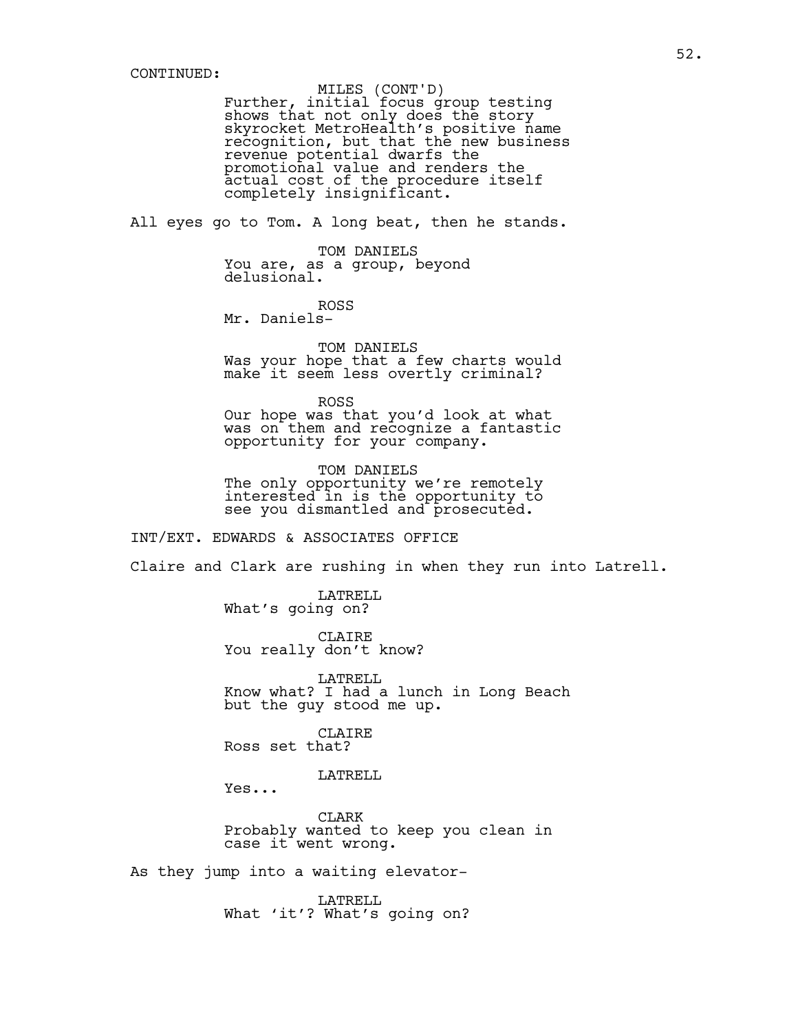CONTINUED:

MILES (CONT'D)
Further, initial focus group testing shows that not only does the story skyrocket MetroHealth's positive name recognition, but that the new business revenue potential dwarfs the promotional value and renders the actual cost of the procedure itself completely insignificant.

All eyes go to Tom. A long beat, then he stands.

TOM DANIELS
You are, as a group, beyond delusional.

ROSS
Mr. Daniels-

TOM DANIELS
Was your hope that a few charts would make it seem less overtly criminal?

ROSS
Our hope was that you'd look at what was on them and recognize a fantastic opportunity for your company.

TOM DANIELS
The only opportunity we're remotely interested in is the opportunity to see you dismantled and prosecuted.

INT/EXT. EDWARDS & ASSOCIATES OFFICE

Claire and Clark are rushing in when they run into Latrell.

LATRELL
What's going on?

CLAIRE
You really don't know?

LATRELL
Know what? I had a lunch in Long Beach but the guy stood me up.

CLAIRE
Ross set that?

LATRELL
Yes...

CLARK
Probably wanted to keep you clean in case it went wrong.

As they jump into a waiting elevator-

LATRELL
What 'it'? What's going on?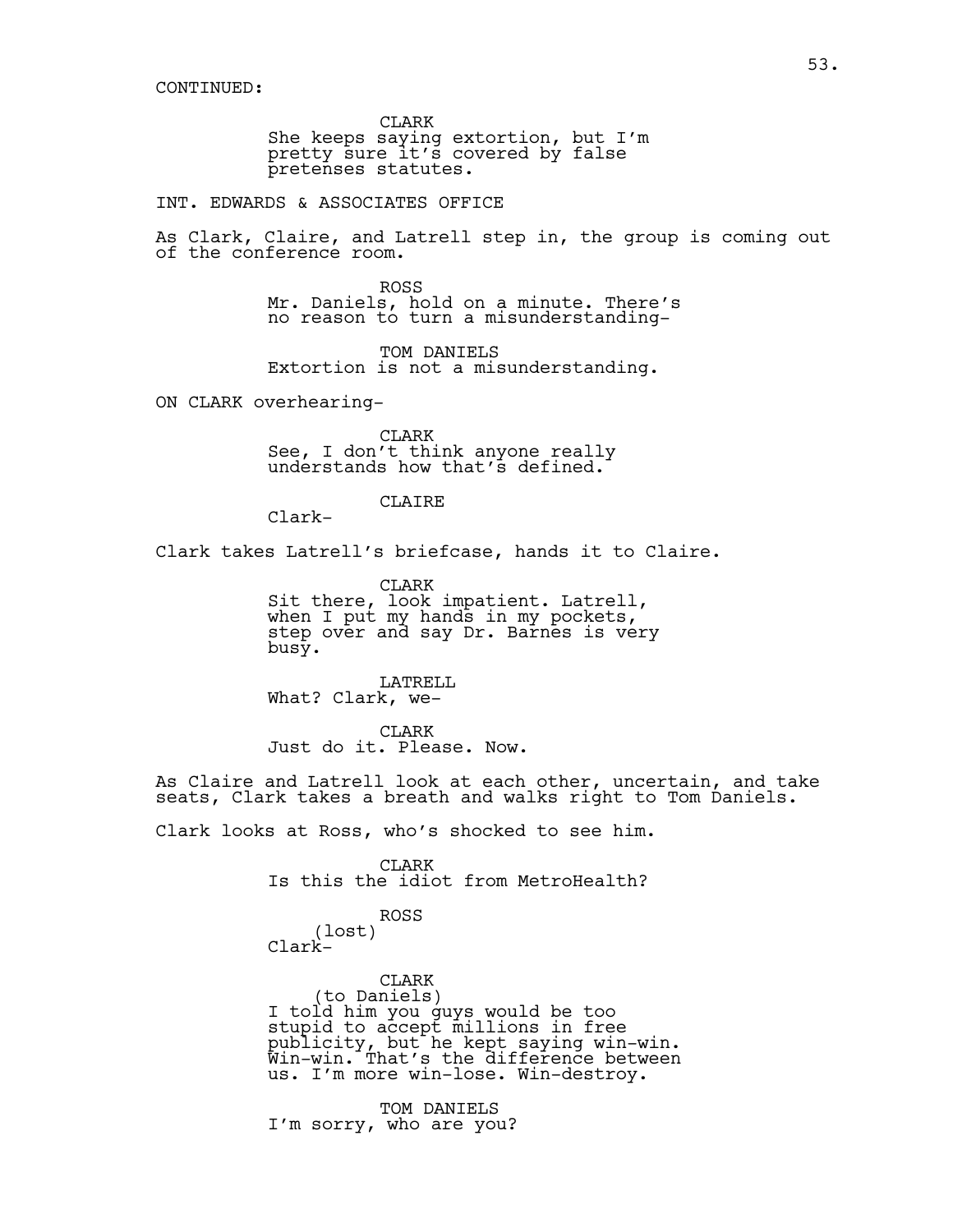CONTINUED:

CLARK
She keeps saying extortion, but I'm pretty sure it's covered by false pretenses statutes.

INT. EDWARDS & ASSOCIATES OFFICE

As Clark, Claire, and Latrell step in, the group is coming out of the conference room.

ROSS
Mr. Daniels, hold on a minute. There's no reason to turn a misunderstanding-

TOM DANIELS
Extortion is not a misunderstanding.

ON CLARK overhearing-

CLARK
See, I don't think anyone really understands how that's defined.

CLAIRE
Clark-

Clark takes Latrell's briefcase, hands it to Claire.

CLARK
Sit there, look impatient. Latrell, when I put my hands in my pockets, step over and say Dr. Barnes is very busy.

LATRELL
What? Clark, we-

CLARK
Just do it. Please. Now.

As Claire and Latrell look at each other, uncertain, and take seats, Clark takes a breath and walks right to Tom Daniels.

Clark looks at Ross, who's shocked to see him.

CLARK
Is this the idiot from MetroHealth?

ROSS
(lost)
Clark-

CLARK
(to Daniels)
I told him you guys would be too stupid to accept millions in free publicity, but he kept saying win-win. Win-win. That's the difference between us. I'm more win-lose. Win-destroy.

TOM DANIELS
I'm sorry, who are you?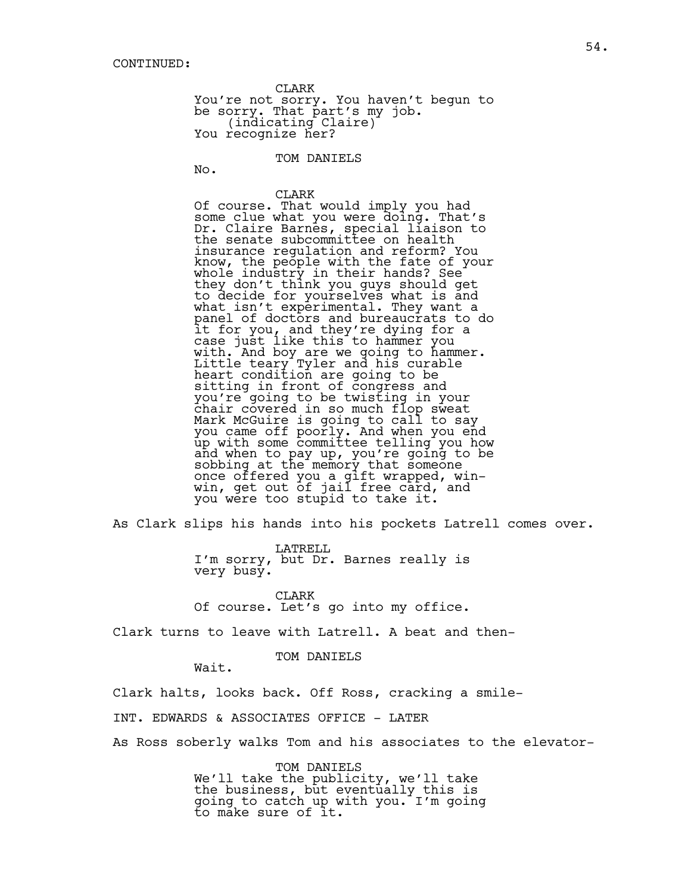CONTINUED:

CLARK
You're not sorry. You haven't begun to be sorry. That part's my job.
(indicating Claire)
You recognize her?

TOM DANIELS
No.

CLARK
Of course. That would imply you had some clue what you were doing. That's Dr. Claire Barnes, special liaison to the senate subcommittee on health insurance regulation and reform? You know, the people with the fate of your whole industry in their hands? See they don't think you guys should get to decide for yourselves what is and what isn't experimental. They want a panel of doctors and bureaucrats to do it for you, and they're dying for a case just like this to hammer you with. And boy are we going to hammer. Little teary Tyler and his curable heart condition are going to be sitting in front of congress and you're going to be twisting in your chair covered in so much flop sweat Mark McGuire is going to call to say you came off poorly. And when you end up with some committee telling you how and when to pay up, you're going to be sobbing at the memory that someone once offered you a gift wrapped, win-win, get out of jail free card, and you were too stupid to take it.

As Clark slips his hands into his pockets Latrell comes over.

LATRELL
I'm sorry, but Dr. Barnes really is very busy.

CLARK
Of course. Let's go into my office.

Clark turns to leave with Latrell. A beat and then-

TOM DANIELS
Wait.

Clark halts, looks back. Off Ross, cracking a smile-

INT. EDWARDS & ASSOCIATES OFFICE - LATER

As Ross soberly walks Tom and his associates to the elevator-

TOM DANIELS
We'll take the publicity, we'll take the business, but eventually this is going to catch up with you. I'm going to make sure of it.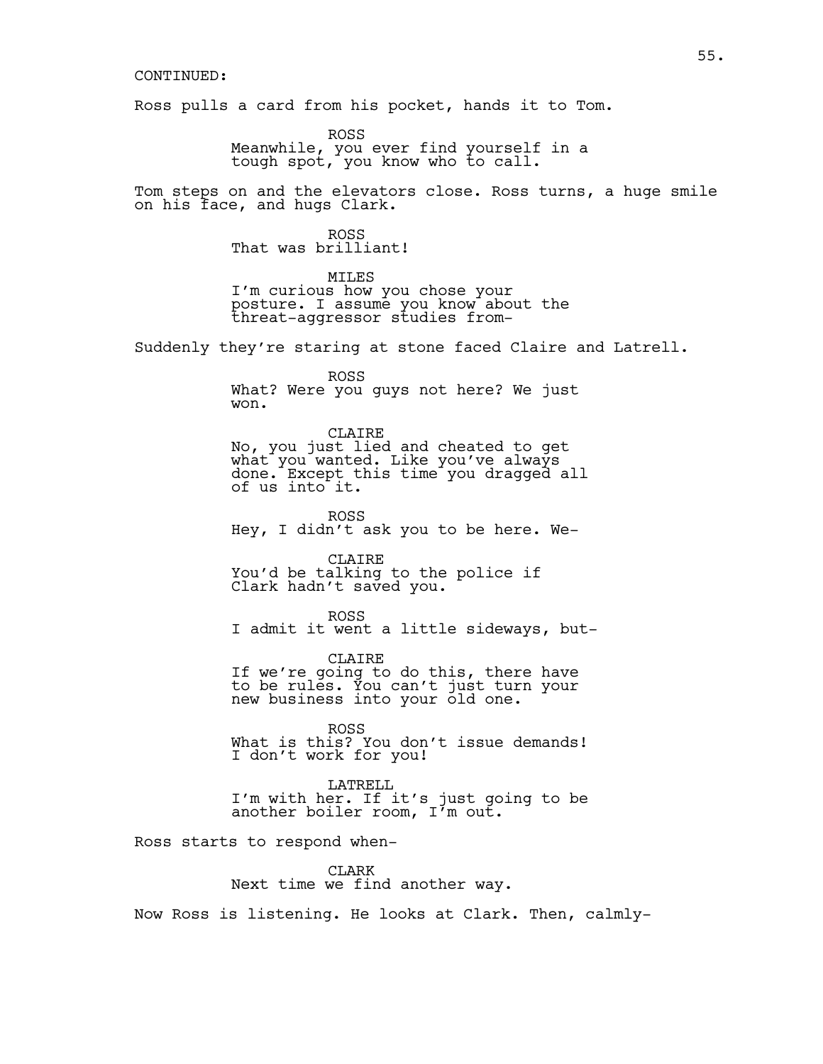CONTINUED:

Ross pulls a card from his pocket, hands it to Tom.

ROSS
Meanwhile, you ever find yourself in a tough spot, you know who to call.

Tom steps on and the elevators close. Ross turns, a huge smile on his face, and hugs Clark.

ROSS
That was brilliant!

MILES
I'm curious how you chose your posture. I assume you know about the threat-aggressor studies from-

Suddenly they're staring at stone faced Claire and Latrell.

ROSS
What? Were you guys not here? We just won.

CLAIRE
No, you just lied and cheated to get what you wanted. Like you've always done. Except this time you dragged all of us into it.

ROSS
Hey, I didn't ask you to be here. We-

CLAIRE
You'd be talking to the police if Clark hadn't saved you.

ROSS
I admit it went a little sideways, but-

CLAIRE
If we're going to do this, there have to be rules. You can't just turn your new business into your old one.

ROSS
What is this? You don't issue demands! I don't work for you!

LATRELL
I'm with her. If it's just going to be another boiler room, I'm out.

Ross starts to respond when-

CLARK
Next time we find another way.

Now Ross is listening. He looks at Clark. Then, calmly-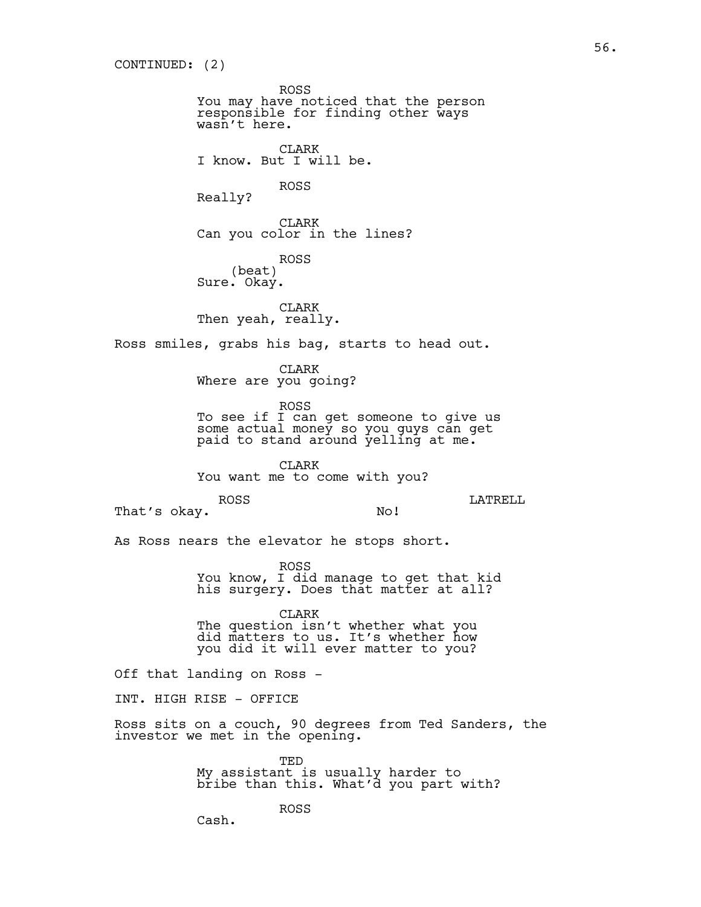CONTINUED: (2)

ROSS
You may have noticed that the person responsible for finding other ways wasn't here.

CLARK
I know. But I will be.

ROSS
Really?

CLARK
Can you color in the lines?

ROSS
(beat)
Sure. Okay.

CLARK
Then yeah, really.

Ross smiles, grabs his bag, starts to head out.

CLARK
Where are you going?

ROSS
To see if I can get someone to give us some actual money so you guys can get paid to stand around yelling at me.

CLARK
You want me to come with you?

ROSS
That's okay.

LATRELL
No!

As Ross nears the elevator he stops short.

ROSS
You know, I did manage to get that kid his surgery. Does that matter at all?

CLARK
The question isn't whether what you did matters to us. It's whether how you did it will ever matter to you?

Off that landing on Ross -

INT. HIGH RISE - OFFICE

Ross sits on a couch, 90 degrees from Ted Sanders, the investor we met in the opening.

TED
My assistant is usually harder to bribe than this. What'd you part with?

ROSS
Cash.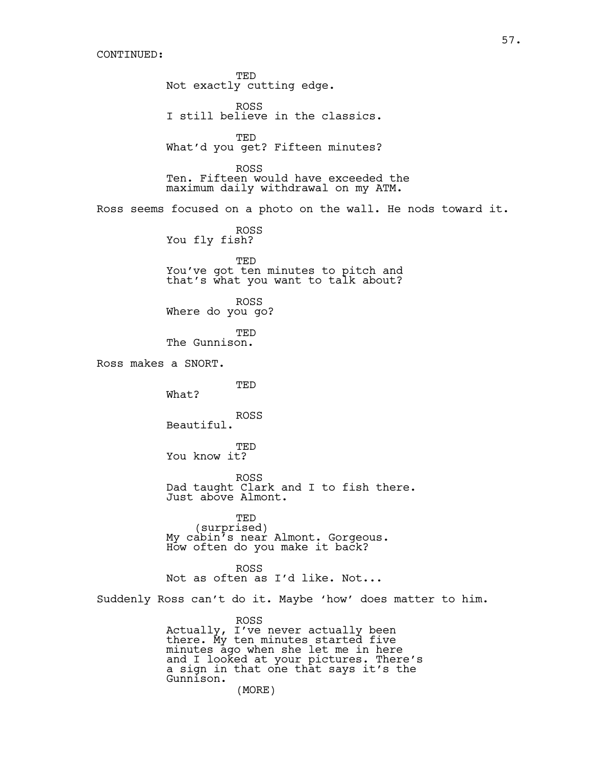CONTINUED:

TED
Not exactly cutting edge.

ROSS
I still believe in the classics.

TED
What'd you get? Fifteen minutes?

ROSS
Ten. Fifteen would have exceeded the maximum daily withdrawal on my ATM.

Ross seems focused on a photo on the wall. He nods toward it.

ROSS
You fly fish?

TED
You've got ten minutes to pitch and that's what you want to talk about?

ROSS
Where do you go?

TED
The Gunnison.

Ross makes a SNORT.

TED
What?

ROSS
Beautiful.

TED
You know it?

ROSS
Dad taught Clark and I to fish there. Just above Almont.

TED
(surprised)
My cabin's near Almont. Gorgeous. How often do you make it back?

ROSS
Not as often as I'd like. Not...

Suddenly Ross can't do it. Maybe 'how' does matter to him.

ROSS
Actually, I've never actually been there. My ten minutes started five minutes ago when she let me in here and I looked at your pictures. There's a sign in that one that says it's the Gunnison.
(MORE)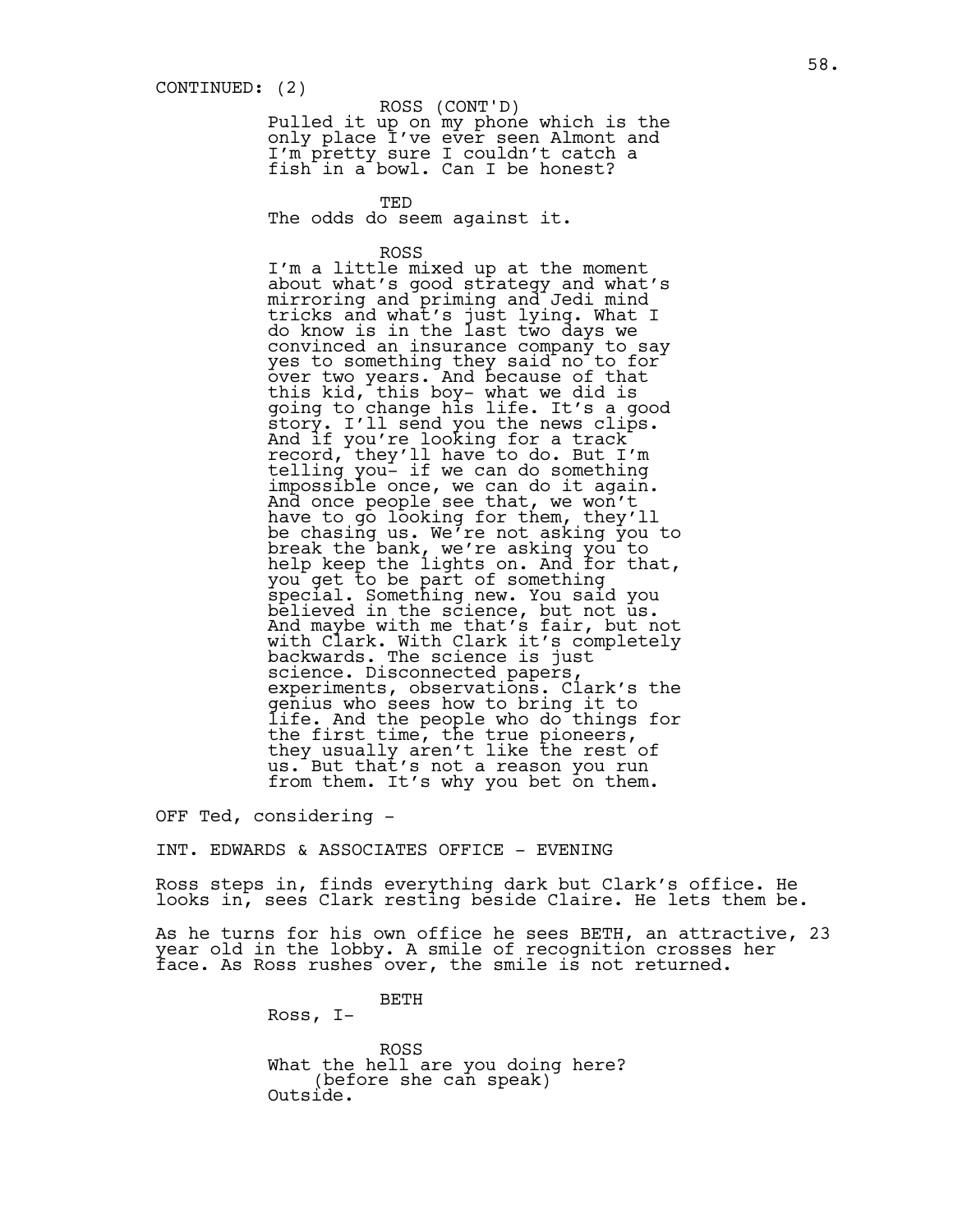CONTINUED: (2)

ROSS (CONT'D)
Pulled it up on my phone which is the only place I've ever seen Almont and I'm pretty sure I couldn't catch a fish in a bowl. Can I be honest?

TED
The odds do seem against it.

ROSS
I'm a little mixed up at the moment about what's good strategy and what's mirroring and priming and Jedi mind tricks and what's just lying. What I do know is in the last two days we convinced an insurance company to say yes to something they said no to for over two years. And because of that this kid, this boy- what we did is going to change his life. It's a good story. I'll send you the news clips. And if you're looking for a track record, they'll have to do. But I'm telling you- if we can do something impossible once, we can do it again. And once people see that, we won't have to go looking for them, they'll be chasing us. We're not asking you to break the bank, we're asking you to help keep the lights on. And for that, you get to be part of something special. Something new. You said you believed in the science, but not us. And maybe with me that's fair, but not with Clark. With Clark it's completely backwards. The science is just science. Disconnected papers, experiments, observations. Clark's the genius who sees how to bring it to life. And the people who do things for the first time, the true pioneers, they usually aren't like the rest of us. But that's not a reason you run from them. It's why you bet on them.

OFF Ted, considering -

INT. EDWARDS & ASSOCIATES OFFICE - EVENING

Ross steps in, finds everything dark but Clark's office. He looks in, sees Clark resting beside Claire. He lets them be.

As he turns for his own office he sees BETH, an attractive, 23 year old in the lobby. A smile of recognition crosses her face. As Ross rushes over, the smile is not returned.

BETH
Ross, I-

ROSS
What the hell are you doing here?
(before she can speak)
Outside.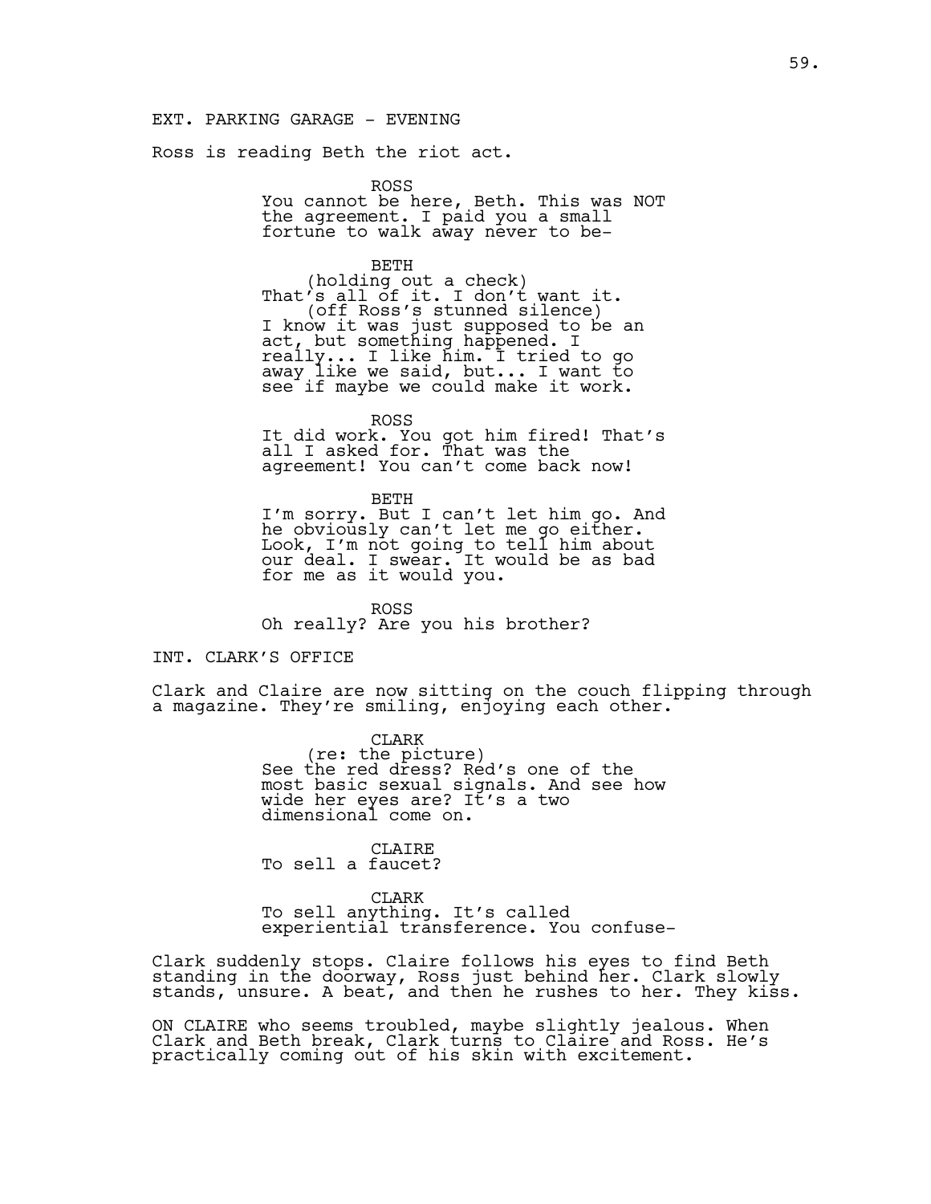EXT. PARKING GARAGE - EVENING

Ross is reading Beth the riot act.

ROSS
You cannot be here, Beth. This was NOT the agreement. I paid you a small fortune to walk away never to be-

BETH
(holding out a check)
That's all of it. I don't want it.
(off Ross's stunned silence)
I know it was just supposed to be an act, but something happened. I really... I like him. I tried to go away like we said, but... I want to see if maybe we could make it work.

ROSS
It did work. You got him fired! That's all I asked for. That was the agreement! You can't come back now!

BETH
I'm sorry. But I can't let him go. And he obviously can't let me go either. Look, I'm not going to tell him about our deal. I swear. It would be as bad for me as it would you.

ROSS
Oh really? Are you his brother?

INT. CLARK'S OFFICE

Clark and Claire are now sitting on the couch flipping through a magazine. They're smiling, enjoying each other.

CLARK
(re: the picture)
See the red dress? Red's one of the most basic sexual signals. And see how wide her eyes are? It's a two dimensional come on.

CLAIRE
To sell a faucet?

CLARK
To sell anything. It's called experiential transference. You confuse-

Clark suddenly stops. Claire follows his eyes to find Beth standing in the doorway, Ross just behind her. Clark slowly stands, unsure. A beat, and then he rushes to her. They kiss.

ON CLAIRE who seems troubled, maybe slightly jealous. When Clark and Beth break, Clark turns to Claire and Ross. He's practically coming out of his skin with excitement.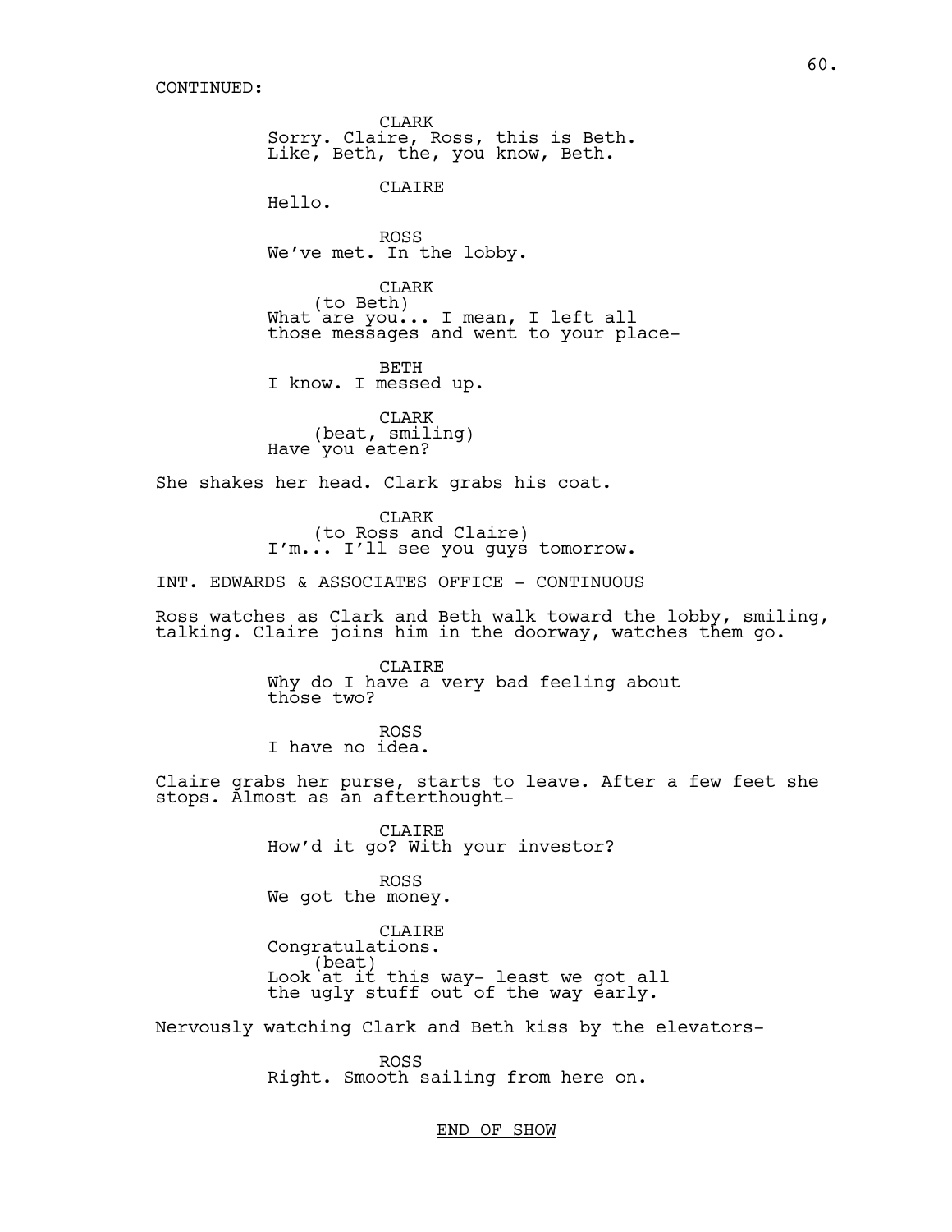CONTINUED:

CLARK
Sorry. Claire, Ross, this is Beth.
Like, Beth, the, you know, Beth.

CLAIRE
Hello.

ROSS
We've met. In the lobby.

CLARK
(to Beth)
What are you... I mean, I left all
those messages and went to your place-

BETH
I know. I messed up.

CLARK
(beat, smiling)
Have you eaten?

She shakes her head. Clark grabs his coat.

CLARK
(to Ross and Claire)
I'm... I'll see you guys tomorrow.

INT. EDWARDS & ASSOCIATES OFFICE - CONTINUOUS

Ross watches as Clark and Beth walk toward the lobby, smiling, talking. Claire joins him in the doorway, watches them go.

CLAIRE
Why do I have a very bad feeling about
those two?

ROSS
I have no idea.

Claire grabs her purse, starts to leave. After a few feet she stops. Almost as an afterthought-

CLAIRE
How'd it go? With your investor?

ROSS
We got the money.

CLAIRE
Congratulations.
(beat)
Look at it this way- least we got all
the ugly stuff out of the way early.

Nervously watching Clark and Beth kiss by the elevators-

ROSS
Right. Smooth sailing from here on.

<u>END OF SHOW</u>